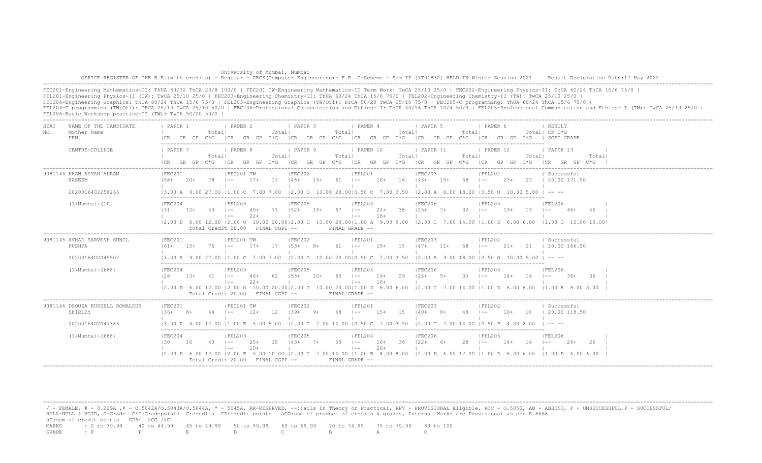University of Mumbai, Mumbai

OFFICE REGISTER OF THE B.E.(with credits) - Regular - CBCS(Computer Engineering)- F.E. C-Scheme - Sem II [1T01832] HELD IN Winter Session 2021 Result Decleration Date:17 May 2022

FEC201-Engineering Mathematics-II: ThUA 80/32 ThCA 20/8 100/0 | FEC201 TW-Engineering Mathematics-II Term Work: TwCA 25/10 25/0 | FEC202-Engineering Physics-II: ThUA 60/24 ThCA 15/6 75/0 |
FEL201-Engineering Physics-II (TW): TwCA 25/10 25/0 | FEC203-Engineering Chemistry-II: ThUA 60/24 ThCA 15/6 75/0 | FEL202-Engineering Chemistry-II (TW): TwCA 25/10 25/0 |
FEC204-Engineering Graphics: ThUA 60/24 ThCA 15/6 75/0 | FEL203-Engineering Graphics (TW/Orl): PrCA 50/20 TwCA 25/10 75/0 | FEC205-C programming: ThUA 60/24 ThCA 15/6 75/0 |
FEL204-C programming (TW/Orl): ORCA 25/10 TwCA 25/10 50/0 | FEC206-Professional Communication and Ethics- I: ThUA 40/16 ThCA 10/4 50/0 | FEL205-Professional Communication and Ethics- I (TW): TwCA 25/10 25/0 |
FEL206-Basic Workshop practice-II (TW): TwCA 50/20 50/0 |

| SEAT NO. | NAME OF THE CANDIDATE / Mother Name / PRN. / CENTRE-COLLEGE | PAPER 1 / PAPER 7 | PAPER 2 / PAPER 8 | PAPER 3 / PAPER 9 | PAPER 4 / PAPER 10 | PAPER 5 / PAPER 11 | PAPER 6 / PAPER 12 | RESULT / PAPER 13 |
|---|---|---|---|---|---|---|---|---|
| | | CR GR GP C*G Total | CR GR GP C*G Total | CR GR GP C*G Total | CR GR GP C*G Total | CR GR GP C*G Total | CR GR GP C*G Total | CR C*G / SGPI GRADE |
| 9081144 | KHAN AYYAN AKRAM | FEC201 | FEC201 TW | FEC202 | FEL201 | FEC203 | FEL202 | Successful |
| | NASEEM | 58+ 20+ 78 | -- 17+ 17 | 46+ 15+ 61 | -- 16+ 16 | 43+ 15+ 58 | -- 23+ 23 | 20.00 171.50 |
| | 2020016402258265 | 3.00 A 9.00 27.00 | 1.00 C 7.00 7.00 | 2.00 O 10.00 20.00 | 0.50 C 7.00 3.50 | 2.00 A 9.00 18.00 | 0.50 O 10.00 5.00 | -- -- |
| | (1)Mumbai-(10) | FEC204 | FEL203 | FEC205 | FEL204 | FEC206 | FEL205 | FEL206 |
| | | 31 12+ 43 | -- 49+ 71 | 52+ 15+ 67 | -- 22+ 38 | 25+ 7+ 32 | -- 13+ 13 | -- 46+ 46 |
| | | | -- 22+ | | -- 16+ | | | |
| | | 2.00 D 6.00 12.00 | 2.00 O 10.00 20.00 | 2.00 O 10.00 20.00 | 1.00 A 9.00 9.00 | 2.00 C 7.00 14.00 | 1.00 D 6.00 6.00 | 1.00 O 10.00 10.00 |
| | | Total Credit 20.00 | FINAL CGPI -- | | FINAL GRADE -- | | | |
| 9081145 | AVHAD SARVESH SUNIL | FEC201 | FEC201 TW | FEC202 | FEL201 | FEC203 | FEL202 | Successful |
| | PUSHPA | 61+ 15+ 76 | -- 17+ 17 | 53+ 8+ 61 | -- 15+ 15 | 47+ 11+ 58 | -- 21+ 21 | 20.00 166.50 |
| | 2020016402045502 | 3.00 A 9.00 27.00 | 1.00 C 7.00 7.00 | 2.00 O 10.00 20.00 | 0.50 C 7.00 3.50 | 2.00 A 9.00 18.00 | 0.50 O 10.00 5.00 | -- -- |
| | (1)Mumbai-(688) | FEC204 | FEL203 | FEC205 | FEL204 | FEC206 | FEL205 | FEL206 |
| | | 28 13+ 41 | -- 40+ 62 | 55+ 10+ 65 | -- 19+ 29 | 25+ 5+ 30 | -- 14+ 14 | -- 36+ 36 |
| | | | -- 22+ | | -- 10+ | | | |
| | | 2.00 D 6.00 12.00 | 2.00 O 10.00 20.00 | 2.00 O 10.00 20.00 | 1.00 D 6.00 6.00 | 2.00 C 7.00 14.00 | 1.00 D 6.00 6.00 | 1.00 B 8.00 8.00 |
| | | Total Credit 20.00 | FINAL CGPI -- | | FINAL GRADE -- | | | |
| 9081146 | DSOUZA RUSSELL ROMALDUS | FEC201 | FEC201 TW | FEC202 | FEL201 | FEC203 | FEL202 | Successful |
| | SHIRLEY | 36+ 8+ 44 | -- 12+ 12 | 39+ 9+ 48 | -- 15+ 15 | 40+ 8+ 48 | -- 10+ 10 | 20.00 118.50 |
| | 2020016402047385 | 3.00 P 4.00 12.00 | 1.00 E 5.00 5.00 | 2.00 C 7.00 14.00 | 0.50 C 7.00 3.50 | 2.00 C 7.00 14.00 | 0.50 P 4.00 2.00 | -- -- |
| | (1)Mumbai-(688) | FEC204 | FEL203 | FEC205 | FEL204 | FEC206 | FEL205 | FEL206 |
| | | 30 10 40 | -- 25+ 35 | 43+ 7+ 50 | -- 16+ 36 | 22+ 6+ 28 | -- 14+ 14 | -- 26+ 26 |
| | | | -- 10+ | | -- 20+ | | | |
| | | 2.00 D 6.00 12.00 | 2.00 E 5.00 10.00 | 2.00 C 7.00 14.00 | 1.00 B 8.00 8.00 | 2.00 D 6.00 12.00 | 1.00 D 6.00 6.00 | 1.00 D 6.00 6.00 |
| | | Total Credit 20.00 | FINAL CGPI -- | | FINAL GRADE -- | | | |

/ - FEMALE, # - 0.229A ,@ - O.5042A/O.5043A/O.5044A, * - 5045A, RR-RESERVED, --:Fails in Theory or Practical, RPV - PROVISIONAL Eligible, RCC - O.5050, AB - ABSENT, F - UNSUCCESSFUL,P - SUCCESSFUL;
NULL-NULL & VOID, G:Grade C*G:Gradepoints C:credits CP:credit points äCG:sum of product of credits & grades, Internal Marks are Provisional as per R.8668
äC:sum of credit points GPA: äCG /äC

| MARKS | : 0 to 39.99 | 40 to 44.99 | 45 to 49.99 | 50 to 59.99 | 60 to 69.99 | 70 to 74.99 | 75 to 79.99 | 80 to 100 |
|---|---|---|---|---|---|---|---|---|
| GRADE | : F | P | E | D | C | B | A | O |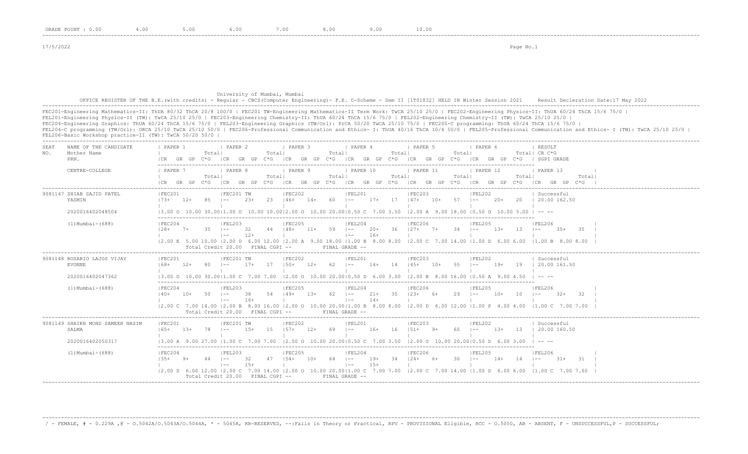GRADE POINT : 0.00 4.00 5.00 6.00 7.00 8.00 9.00 10.00

17/5/2022

University of Mumbai, Mumbai

OFFICE REGISTER OF THE B.E.(with credits) - Regular - CBCS(Computer Engineering)- F.E. C-Scheme - Sem II [1T01832] HELD IN Winter Session 2021 Result Decleration Date:17 May 2022

FEC201-Engineering Mathematics-II: ThUA 80/32 ThCA 20/8 100/0 | FEC201 TW-Engineering Mathematics-II Term Work: TwCA 25/10 25/0 | FEC202-Engineering Physics-II: ThUA 60/24 ThCA 15/6 75/0 |
FEL201-Engineering Physics-II (TW): TwCA 25/10 25/0 | FEC203-Engineering Chemistry-II: ThUA 60/24 ThCA 15/6 75/0 | FEL202-Engineering Chemistry-II (TW): TwCA 25/10 25/0 |
FEC204-Engineering Graphics: ThUA 60/24 ThCA 15/6 75/0 | FEL203-Engineering Graphics (TW/Orl): PrCA 50/20 TwCA 25/10 75/0 | FEC205-C programming: ThUA 60/24 ThCA 15/6 75/0 |
FEL204-C programming (TW/Orl): ORCA 25/10 TwCA 25/10 50/0 | FEC206-Professional Communication and Ethics- I: ThUA 40/16 ThCA 10/4 50/0 | FEL205-Professional Communication and Ethics- I (TW): TwCA 25/10 25/0 |
FEL206-Basic Workshop practice-II (TW): TwCA 50/20 50/0 |

| SEAT NO. | NAME OF THE CANDIDATE / Mother Name / PRN. / CENTRE-COLLEGE | PAPER 1 / PAPER 7 | PAPER 2 / PAPER 8 | PAPER 3 / PAPER 9 | PAPER 4 / PAPER 10 | PAPER 5 / PAPER 11 | PAPER 6 / PAPER 12 | RESULT CR C*G SGPI GRADE / PAPER 13 |
|---|---|---|---|---|---|---|---|---|
| 9081147 | SHIAB SAJID PATEL | FEC201 | FEC201 TW | FEC202 | FEL201 | FEC203 | FEL202 | Successful |
| | YASMIN | 73+ 12+ 85 | -- 23+ 23 | 46+ 14+ 60 | -- 17+ 17 | 47+ 10+ 57 | -- 20+ 20 | 20.00 162.50 |
| | 2020016402048504 | 3.00 O 10.00 30.00 | 1.00 O 10.00 10.00 | 2.00 O 10.00 20.00 | 0.50 C 7.00 3.50 | 2.00 A 9.00 18.00 | 0.50 O 10.00 5.00 | -- -- |
| | (1)Mumbai-(688) | FEC204 | FEL203 | FEC205 | FEL204 | FEC206 | FEL205 | FEL206 |
| | | 28+ 7+ 35 | -- 32 44 / -- 12+ | 48+ 11+ 59 | -- 20+ 36 / -- 16+ | 27+ 7+ 34 | -- 13+ 13 | -- 35+ 35 |
| | | 2.00 E 5.00 10.00 | 2.00 D 6.00 12.00 | 2.00 A 9.00 18.00 | 1.00 B 8.00 8.00 | 2.00 C 7.00 14.00 | 1.00 D 6.00 6.00 | 1.00 B 8.00 8.00 |
| | | Total Credit 20.00 | FINAL CGPI -- | | FINAL GRADE -- | | | |
| 9081148 | ROSARIO LAJOS VIJAY | FEC201 | FEC201 TW | FEC202 | FEL201 | FEC203 | FEL202 | Successful |
| | EVONNE | 68+ 12+ 80 | -- 17+ 17 | 50+ 12+ 62 | -- 14+ 14 | 45+ 10+ 55 | -- 19+ 19 | 20.00 161.50 |
| | 2020016402047362 | 3.00 O 10.00 30.00 | 1.00 C 7.00 7.00 | 2.00 O 10.00 20.00 | 0.50 D 6.00 3.00 | 2.00 B 8.00 16.00 | 0.50 A 9.00 4.50 | -- -- |
| | (1)Mumbai-(688) | FEC204 | FEL203 | FEC205 | FEL204 | FEC206 | FEL205 | FEL206 |
| | | 40+ 10+ 50 | -- 38 54 / -- 16+ | 49+ 13+ 62 | -- 21+ 35 / -- 14+ | 23+ 6+ 29 | -- 10+ 10 | -- 32+ 32 |
| | | 2.00 C 7.00 14.00 | 2.00 B 8.00 16.00 | 2.00 O 10.00 20.00 | 1.00 B 8.00 8.00 | 2.00 D 6.00 12.00 | 1.00 P 4.00 4.00 | 1.00 C 7.00 7.00 |
| | | Total Credit 20.00 | FINAL CGPI -- | | FINAL GRADE -- | | | |
| 9081149 | SHAIKH MOHD SAMEER NASIM | FEC201 | FEC201 TW | FEC202 | FEL201 | FEC203 | FEL202 | Successful |
| | SALMA | 65+ 13+ 78 | -- 15+ 15 | 57+ 12+ 69 | -- 16+ 16 | 51+ 9+ 60 | -- 13+ 13 | 20.00 160.50 |
| | 2020016402050317 | 3.00 A 9.00 27.00 | 1.00 C 7.00 7.00 | 2.00 O 10.00 20.00 | 0.50 C 7.00 3.50 | 2.00 O 10.00 20.00 | 0.50 D 6.00 3.00 | -- -- |
| | (1)Mumbai-(688) | FEC204 | FEL203 | FEC205 | FEL204 | FEC206 | FEL205 | FEL206 |
| | | 35+ 9+ 44 | -- 32 47 / -- 15+ | 54+ 10+ 64 | -- 19+ 34 / -- 15+ | 24+ 6+ 30 | -- 14+ 14 | -- 31+ 31 |
| | | 2.00 D 6.00 12.00 | 2.00 C 7.00 14.00 | 2.00 O 10.00 20.00 | 1.00 C 7.00 7.00 | 2.00 C 7.00 14.00 | 1.00 D 6.00 6.00 | 1.00 C 7.00 7.00 |
| | | Total Credit 20.00 | FINAL CGPI -- | | FINAL GRADE -- | | | |

/ - FEMALE, # - 0.229A ,@ - O.5042A/O.5043A/O.5044A, * - 5045A, RR-RESERVED, --:Fails in Theory or Practical, RPV - PROVISIONAL Eligible, RCC - O.5050, AB - ABSENT, F - UNSUCCESSFUL,P - SUCCESSFUL;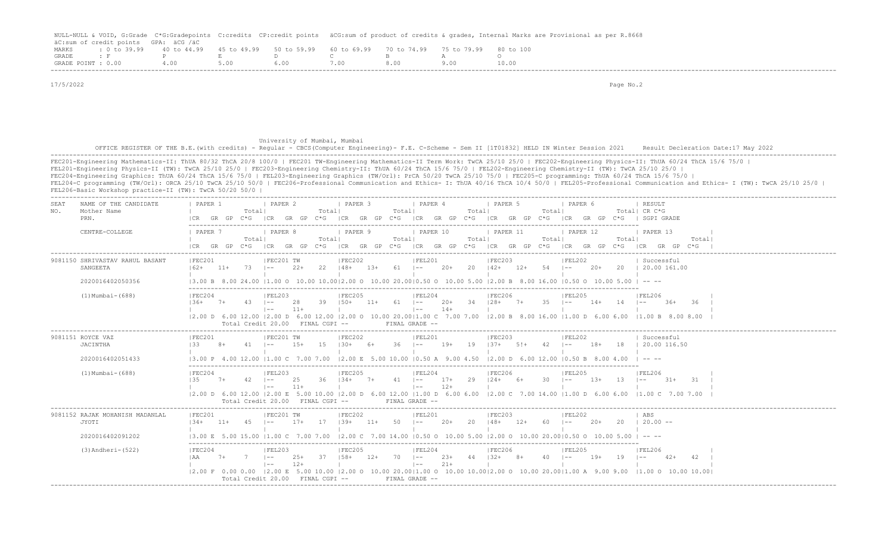NULL-NULL & VOID, G:Grade C*G:Gradepoints C:credits CP:credit points äCG:sum of product of credits & grades, Internal Marks are Provisional as per R.8668
äC:sum of credit points GPA: äCG /äC

| MARKS | : 0 to 39.99 | 40 to 44.99 | 45 to 49.99 | 50 to 59.99 | 60 to 69.99 | 70 to 74.99 | 75 to 79.99 | 80 to 100 |
|---|---|---|---|---|---|---|---|---|
| GRADE | : F | P | E | D | C | B | A | O |
| GRADE POINT | : 0.00 | 4.00 | 5.00 | 6.00 | 7.00 | 8.00 | 9.00 | 10.00 |

17/5/2022

University of Mumbai, Mumbai

OFFICE REGISTER OF THE B.E.(with credits) - Regular - CBCS(Computer Engineering)- F.E. C-Scheme - Sem II [1T01832] HELD IN Winter Session 2021 Result Decleration Date:17 May 2022

FEC201-Engineering Mathematics-II: ThUA 80/32 ThCA 20/8 100/0 | FEC201 TW-Engineering Mathematics-II Term Work: TwCA 25/10 25/0 | FEC202-Engineering Physics-II: ThUA 60/24 ThCA 15/6 75/0 |
FEL201-Engineering Physics-II (TW): TwCA 25/10 25/0 | FEC203-Engineering Chemistry-II: ThUA 60/24 ThCA 15/6 75/0 | FEL202-Engineering Chemistry-II (TW): TwCA 25/10 25/0 |
FEC204-Engineering Graphics: ThUA 60/24 ThCA 15/6 75/0 | FEL203-Engineering Graphics (TW/Orl): PrCA 50/20 TwCA 25/10 75/0 | FEC205-C programming: ThUA 60/24 ThCA 15/6 75/0 |
FEL204-C programming (TW/Orl): ORCA 25/10 TwCA 25/10 50/0 | FEC206-Professional Communication and Ethics- I: ThUA 40/16 ThCA 10/4 50/0 | FEL205-Professional Communication and Ethics- I (TW): TwCA 25/10 25/0 |
FEL206-Basic Workshop practice-II (TW): TwCA 50/20 50/0 |

| SEAT NO. | NAME OF THE CANDIDATE / Mother Name / PRN. / CENTRE-COLLEGE | PAPER 1 / PAPER 7 | PAPER 2 / PAPER 8 | PAPER 3 / PAPER 9 | PAPER 4 / PAPER 10 | PAPER 5 / PAPER 11 | PAPER 6 / PAPER 12 | RESULT CR C*G SGPI GRADE / PAPER 13 |
|---|---|---|---|---|---|---|---|---|
| 9081150 | SHRIVASTAV RAHUL BASANT | FEC201 | FEC201 TW | FEC202 | FEL201 | FEC203 | FEL202 | Successful |
| | SANGEETA | 62+ 11+ 73 | -- 22+ 22 | 48+ 13+ 61 | -- 20+ 20 | 42+ 12+ 54 | -- 20+ 20 | 20.00 161.00 |
| | 2020016402050356 | 3.00 B 8.00 24.00 | 1.00 O 10.00 10.00 | 2.00 O 10.00 20.00 | 0.50 O 10.00 5.00 | 2.00 B 8.00 16.00 | 0.50 O 10.00 5.00 | -- -- |
| | (1)Mumbai-(688) | FEC204 | FEL203 | FEC205 | FEL204 | FEC206 | FEL205 | FEL206 |
| | | 36+ 7+ 43 | -- 28 39 / -- 11+ | 50+ 11+ 61 | -- 20+ 34 / -- 14+ | 28+ 7+ 35 | -- 14+ 14 | -- 36+ 36 |
| | | 2.00 D 6.00 12.00 | 2.00 D 6.00 12.00 | 2.00 O 10.00 20.00 | 1.00 C 7.00 7.00 | 2.00 B 8.00 16.00 | 1.00 D 6.00 6.00 | 1.00 B 8.00 8.00 |
| | | Total Credit 20.00 | FINAL CGPI -- | | FINAL GRADE -- | | | |
| 9081151 | ROYCE VAZ | FEC201 | FEC201 TW | FEC202 | FEL201 | FEC203 | FEL202 | Successful |
| | JACINTHA | 33 8+ 41 | -- 15+ 15 | 30+ 6+ 36 | -- 19+ 19 | 37+ 5!+ 42 | -- 18+ 18 | 20.00 116.50 |
| | 2020016402051433 | 3.00 P 4.00 12.00 | 1.00 C 7.00 7.00 | 2.00 E 5.00 10.00 | 0.50 A 9.00 4.50 | 2.00 D 6.00 12.00 | 0.50 B 8.00 4.00 | -- -- |
| | (1)Mumbai-(688) | FEC204 | FEL203 | FEC205 | FEL204 | FEC206 | FEL205 | FEL206 |
| | | 35 7+ 42 | -- 25 36 / -- 11+ | 34+ 7+ 41 | -- 17+ 29 / -- 12+ | 24+ 6+ 30 | -- 13+ 13 | -- 31+ 31 |
| | | 2.00 D 6.00 12.00 | 2.00 E 5.00 10.00 | 2.00 D 6.00 12.00 | 1.00 D 6.00 6.00 | 2.00 C 7.00 14.00 | 1.00 D 6.00 6.00 | 1.00 C 7.00 7.00 |
| | | Total Credit 20.00 | FINAL CGPI -- | | FINAL GRADE -- | | | |
| 9081152 | RAJAK MOHANISH MADANLAL | FEC201 | FEC201 TW | FEC202 | FEL201 | FEC203 | FEL202 | ABS |
| | JYOTI | 34+ 11+ 45 | -- 17+ 17 | 39+ 11+ 50 | -- 20+ 20 | 48+ 12+ 60 | -- 20+ 20 | 20.00 -- |
| | 2020016402091202 | 3.00 E 5.00 15.00 | 1.00 C 7.00 7.00 | 2.00 C 7.00 14.00 | 0.50 O 10.00 5.00 | 2.00 O 10.00 20.00 | 0.50 O 10.00 5.00 | -- -- |
| | (3)Andheri-(522) | FEC204 | FEL203 | FEC205 | FEL204 | FEC206 | FEL205 | FEL206 |
| | | AA 7+ 7 | -- 25+ 37 / -- 12+ | 58+ 12+ 70 | -- 23+ 44 / -- 21+ | 32+ 8+ 40 | -- 19+ 19 | -- 42+ 42 |
| | | 2.00 F 0.00 0.00 | 2.00 E 5.00 10.00 | 2.00 O 10.00 20.00 | 1.00 O 10.00 10.00 | 2.00 O 10.00 20.00 | 1.00 A 9.00 9.00 | 1.00 O 10.00 10.00 |
| | | Total Credit 20.00 | FINAL CGPI -- | | FINAL GRADE -- | | | |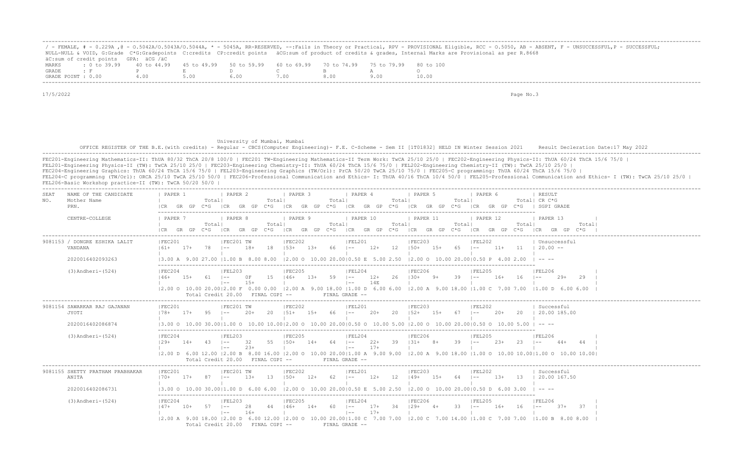/ - FEMALE, # - 0.229A ,@ - O.5042A/O.5043A/O.5044A, * - 5045A, RR-RESERVED, --:Fails in Theory or Practical, RPV - PROVISIONAL Eligible, RCC - O.5050, AB - ABSENT, F - UNSUCCESSFUL,P - SUCCESSFUL; NULL-NULL & VOID, G:Grade C*G:Gradepoints C:credits CP:credit points äCG:sum of product of credits & grades, Internal Marks are Provisional as per R.8668
äC:sum of credit points GPA: äCG /äC

| MARKS | : 0 to 39.99 | 40 to 44.99 | 45 to 49.99 | 50 to 59.99 | 60 to 69.99 | 70 to 74.99 | 75 to 79.99 | 80 to 100 |
|---|---|---|---|---|---|---|---|---|
| GRADE | : F | P | E | D | C | B | A | O |
| GRADE POINT | : 0.00 | 4.00 | 5.00 | 6.00 | 7.00 | 8.00 | 9.00 | 10.00 |

17/5/2022

University of Mumbai, Mumbai

OFFICE REGISTER OF THE B.E.(with credits) - Regular - CBCS(Computer Engineering)- F.E. C-Scheme - Sem II [1T01832] HELD IN Winter Session 2021 Result Decleration Date:17 May 2022

FEC201-Engineering Mathematics-II: ThUA 80/32 ThCA 20/8 100/0 | FEC201 TW-Engineering Mathematics-II Term Work: TwCA 25/10 25/0 | FEC202-Engineering Physics-II: ThUA 60/24 ThCA 15/6 75/0 |
FEL201-Engineering Physics-II (TW): TwCA 25/10 25/0 | FEC203-Engineering Chemistry-II: ThUA 60/24 ThCA 15/6 75/0 | FEL202-Engineering Chemistry-II (TW): TwCA 25/10 25/0 |
FEC204-Engineering Graphics: ThUA 60/24 ThCA 15/6 75/0 | FEL203-Engineering Graphics (TW/Orl): PrCA 50/20 TwCA 25/10 75/0 | FEC205-C programming: ThUA 60/24 ThCA 15/6 75/0 |
FEL204-C programming (TW/Orl): ORCA 25/10 TwCA 25/10 50/0 | FEC206-Professional Communication and Ethics- I: ThUA 40/16 ThCA 10/4 50/0 | FEL205-Professional Communication and Ethics- I (TW): TwCA 25/10 25/0 |
FEL206-Basic Workshop practice-II (TW): TwCA 50/20 50/0 |

| SEAT NO. | NAME OF THE CANDIDATE / Mother Name / PRN. / CENTRE-COLLEGE | PAPER 1 / PAPER 7 | PAPER 2 / PAPER 8 | PAPER 3 / PAPER 9 | PAPER 4 / PAPER 10 | PAPER 5 / PAPER 11 | PAPER 6 / PAPER 12 | RESULT / PAPER 13 |
|---|---|---|---|---|---|---|---|---|
| 9081153 | / DONGRE ESHIKA LALIT | FEC201 | FEC201 TW | FEC202 | FEL201 | FEC203 | FEL202 | Unsuccessful |
| | VANDANA | 61+ 17+ 78 | -- 18+ 18 | 53+ 13+ 66 | -- 12+ 12 | 50+ 15+ 65 | -- 11+ 11 | 20.00 -- |
| | 2020016402093263 | 3.00 A 9.00 27.00 | 1.00 B 8.00 8.00 | 2.00 O 10.00 20.00 | 0.50 E 5.00 2.50 | 2.00 O 10.00 20.00 | 0.50 P 4.00 2.00 | -- -- |
| | (3)Andheri-(524) | FEC204 | FEL203 | FEC205 | FEL204 | FEC206 | FEL205 | FEL206 |
| | | 46+ 15+ 61 | -- 0F 15 / -- 15+ | 46+ 13+ 59 | -- 12+ 26 / -- 14E | 30+ 9+ 39 | -- 16+ 16 | -- 29+ 29 |
| | | 2.00 O 10.00 20.00 | 2.00 F 0.00 0.00 | 2.00 A 9.00 18.00 | 1.00 D 6.00 6.00 | 2.00 A 9.00 18.00 | 1.00 C 7.00 7.00 | 1.00 D 6.00 6.00 |
| | | Total Credit 20.00 | FINAL CGPI -- | | FINAL GRADE -- | | | |
| 9081154 | SAWARKAR RAJ GAJANAN | FEC201 | FEC201 TW | FEC202 | FEL201 | FEC203 | FEL202 | Successful |
| | JYOTI | 78+ 17+ 95 | -- 20+ 20 | 51+ 15+ 66 | -- 20+ 20 | 52+ 15+ 67 | -- 20+ 20 | 20.00 185.00 |
| | 2020016402086874 | 3.00 O 10.00 30.00 | 1.00 O 10.00 10.00 | 2.00 O 10.00 20.00 | 0.50 O 10.00 5.00 | 2.00 O 10.00 20.00 | 0.50 O 10.00 5.00 | -- -- |
| | (3)Andheri-(524) | FEC204 | FEL203 | FEC205 | FEL204 | FEC206 | FEL205 | FEL206 |
| | | 29+ 14+ 43 | -- 32 55 / -- 23+ | 50+ 14+ 64 | -- 22+ 39 / -- 17+ | 31+ 8+ 39 | -- 23+ 23 | -- 44+ 44 |
| | | 2.00 D 6.00 12.00 | 2.00 B 8.00 16.00 | 2.00 O 10.00 20.00 | 1.00 A 9.00 9.00 | 2.00 A 9.00 18.00 | 1.00 O 10.00 10.00 | 1.00 O 10.00 10.00 |
| | | Total Credit 20.00 | FINAL CGPI -- | | FINAL GRADE -- | | | |
| 9081155 | SHETTY PRATHAM PRABHAKAR | FEC201 | FEC201 TW | FEC202 | FEL201 | FEC203 | FEL202 | Successful |
| | ANITA | 70+ 17+ 87 | -- 13+ 13 | 50+ 12+ 62 | -- 12+ 12 | 49+ 15+ 64 | -- 13+ 13 | 20.00 167.50 |
| | 2020016402086731 | 3.00 O 10.00 30.00 | 1.00 D 6.00 6.00 | 2.00 O 10.00 20.00 | 0.50 E 5.00 2.50 | 2.00 O 10.00 20.00 | 0.50 D 6.00 3.00 | -- -- |
| | (3)Andheri-(524) | FEC204 | FEL203 | FEC205 | FEL204 | FEC206 | FEL205 | FEL206 |
| | | 47+ 10+ 57 | -- 28 44 / -- 16+ | 46+ 14+ 60 | -- 17+ 34 / -- 17+ | 29+ 4+ 33 | -- 16+ 16 | -- 37+ 37 |
| | | 2.00 A 9.00 18.00 | 2.00 D 6.00 12.00 | 2.00 O 10.00 20.00 | 1.00 C 7.00 7.00 | 2.00 C 7.00 14.00 | 1.00 C 7.00 7.00 | 1.00 B 8.00 8.00 |
| | | Total Credit 20.00 | FINAL CGPI -- | | FINAL GRADE -- | | | |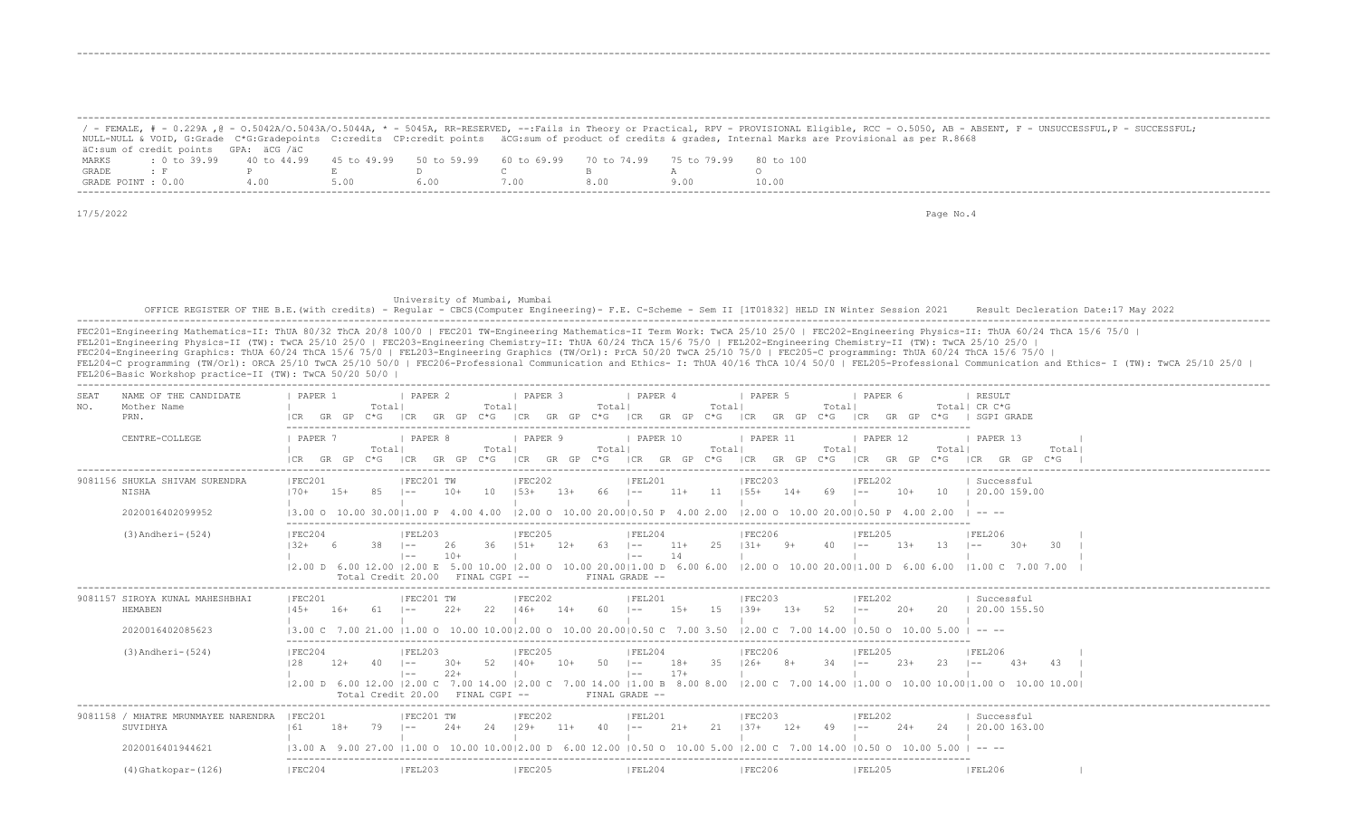/ - FEMALE, # - 0.229A ,@ - O.5042A/O.5043A/O.5044A, * - 5045A, RR-RESERVED, --:Fails in Theory or Practical, RPV - PROVISIONAL Eligible, RCC - O.5050, AB - ABSENT, F - UNSUCCESSFUL,P - SUCCESSFUL;
NULL-NULL & VOID, G:Grade C*G:Gradepoints C:credits CP:credit points äCG:sum of product of credits & grades, Internal Marks are Provisional as per R.8668
äC:sum of credit points GPA: äCG /äC

| MARKS | : 0 to 39.99 | 40 to 44.99 | 45 to 49.99 | 50 to 59.99 | 60 to 69.99 | 70 to 74.99 | 75 to 79.99 | 80 to 100 |
|---|---|---|---|---|---|---|---|---|
| GRADE | : F | P | E | D | C | B | A | O |
| GRADE POINT | : 0.00 | 4.00 | 5.00 | 6.00 | 7.00 | 8.00 | 9.00 | 10.00 |

17/5/2022

University of Mumbai, Mumbai

OFFICE REGISTER OF THE B.E.(with credits) - Regular - CBCS(Computer Engineering)- F.E. C-Scheme - Sem II [1T01832] HELD IN Winter Session 2021 Result Decleration Date:17 May 2022

FEC201-Engineering Mathematics-II: ThUA 80/32 ThCA 20/8 100/0 | FEC201 TW-Engineering Mathematics-II Term Work: TwCA 25/10 25/0 | FEC202-Engineering Physics-II: ThUA 60/24 ThCA 15/6 75/0 |
FEL201-Engineering Physics-II (TW): TwCA 25/10 25/0 | FEC203-Engineering Chemistry-II: ThUA 60/24 ThCA 15/6 75/0 | FEL202-Engineering Chemistry-II (TW): TwCA 25/10 25/0 |
FEC204-Engineering Graphics: ThUA 60/24 ThCA 15/6 75/0 | FEL203-Engineering Graphics (TW/Orl): PrCA 50/20 TwCA 25/10 75/0 | FEC205-C programming: ThUA 60/24 ThCA 15/6 75/0 |
FEL204-C programming (TW/Orl): ORCA 25/10 TwCA 25/10 50/0 | FEC206-Professional Communication and Ethics- I: ThUA 40/16 ThCA 10/4 50/0 | FEL205-Professional Communication and Ethics- I (TW): TwCA 25/10 25/0 |
FEL206-Basic Workshop practice-II (TW): TwCA 50/20 50/0 |

| SEAT NO. | NAME OF THE CANDIDATE / Mother Name / PRN. / CENTRE-COLLEGE | PAPER 1 / PAPER 7 | PAPER 2 / PAPER 8 | PAPER 3 / PAPER 9 | PAPER 4 / PAPER 10 | PAPER 5 / PAPER 11 | PAPER 6 / PAPER 12 | RESULT CR C*G SGPI GRADE / PAPER 13 |
|---|---|---|---|---|---|---|---|---|
| 9081156 | SHUKLA SHIVAM SURENDRA | FEC201 | FEC201 TW | FEC202 | FEL201 | FEC203 | FEL202 | Successful |
| | NISHA | 70+ 15+ 85 | -- 10+ 10 | 53+ 13+ 66 | -- 11+ 11 | 55+ 14+ 69 | -- 10+ 10 | 20.00 159.00 |
| | 2020016402099952 | 3.00 O 10.00 30.00 | 1.00 P 4.00 4.00 | 2.00 O 10.00 20.00 | 0.50 P 4.00 2.00 | 2.00 O 10.00 20.00 | 0.50 P 4.00 2.00 | -- -- |
| | (3)Andheri-(524) | FEC204 | FEL203 | FEC205 | FEL204 | FEC206 | FEL205 | FEL206 |
| | | 32+ 6 38 | -- 26 36 | 51+ 12+ 63 | -- 11+ 25 | 31+ 9+ 40 | -- 13+ 13 | -- 30+ 30 |
| | | | -- 10+ | | -- 14 | | | |
| | | 2.00 D 6.00 12.00 | 2.00 E 5.00 10.00 | 2.00 O 10.00 20.00 | 1.00 D 6.00 6.00 | 2.00 O 10.00 20.00 | 1.00 D 6.00 6.00 | 1.00 C 7.00 7.00 |
| | | Total Credit 20.00 | FINAL CGPI -- | FINAL GRADE -- | | | | |
| 9081157 | SIROYA KUNAL MAHESHBHAI | FEC201 | FEC201 TW | FEC202 | FEL201 | FEC203 | FEL202 | Successful |
| | HEMABEN | 45+ 16+ 61 | -- 22+ 22 | 46+ 14+ 60 | -- 15+ 15 | 39+ 13+ 52 | -- 20+ 20 | 20.00 155.50 |
| | 2020016402085623 | 3.00 C 7.00 21.00 | 1.00 O 10.00 10.00 | 2.00 O 10.00 20.00 | 0.50 C 7.00 3.50 | 2.00 C 7.00 14.00 | 0.50 O 10.00 5.00 | -- -- |
| | (3)Andheri-(524) | FEC204 | FEL203 | FEC205 | FEL204 | FEC206 | FEL205 | FEL206 |
| | | 28 12+ 40 | -- 30+ 52 | 40+ 10+ 50 | -- 18+ 35 | 26+ 8+ 34 | -- 23+ 23 | -- 43+ 43 |
| | | | -- 22+ | | -- 17+ | | | |
| | | 2.00 D 6.00 12.00 | 2.00 C 7.00 14.00 | 2.00 C 7.00 14.00 | 1.00 B 8.00 8.00 | 2.00 C 7.00 14.00 | 1.00 O 10.00 10.00 | 1.00 O 10.00 10.00 |
| | | Total Credit 20.00 | FINAL CGPI -- | FINAL GRADE -- | | | | |
| 9081158 | / MHATRE MRUNMAYEE NARENDRA | FEC201 | FEC201 TW | FEC202 | FEL201 | FEC203 | FEL202 | Successful |
| | SUVIDHYA | 61 18+ 79 | -- 24+ 24 | 29+ 11+ 40 | -- 21+ 21 | 37+ 12+ 49 | -- 24+ 24 | 20.00 163.00 |
| | 2020016401944621 | 3.00 A 9.00 27.00 | 1.00 O 10.00 10.00 | 2.00 D 6.00 12.00 | 0.50 O 10.00 5.00 | 2.00 C 7.00 14.00 | 0.50 O 10.00 5.00 | -- -- |
| | (4)Ghatkopar-(126) | FEC204 | FEL203 | FEC205 | FEL204 | FEC206 | FEL205 | FEL206 |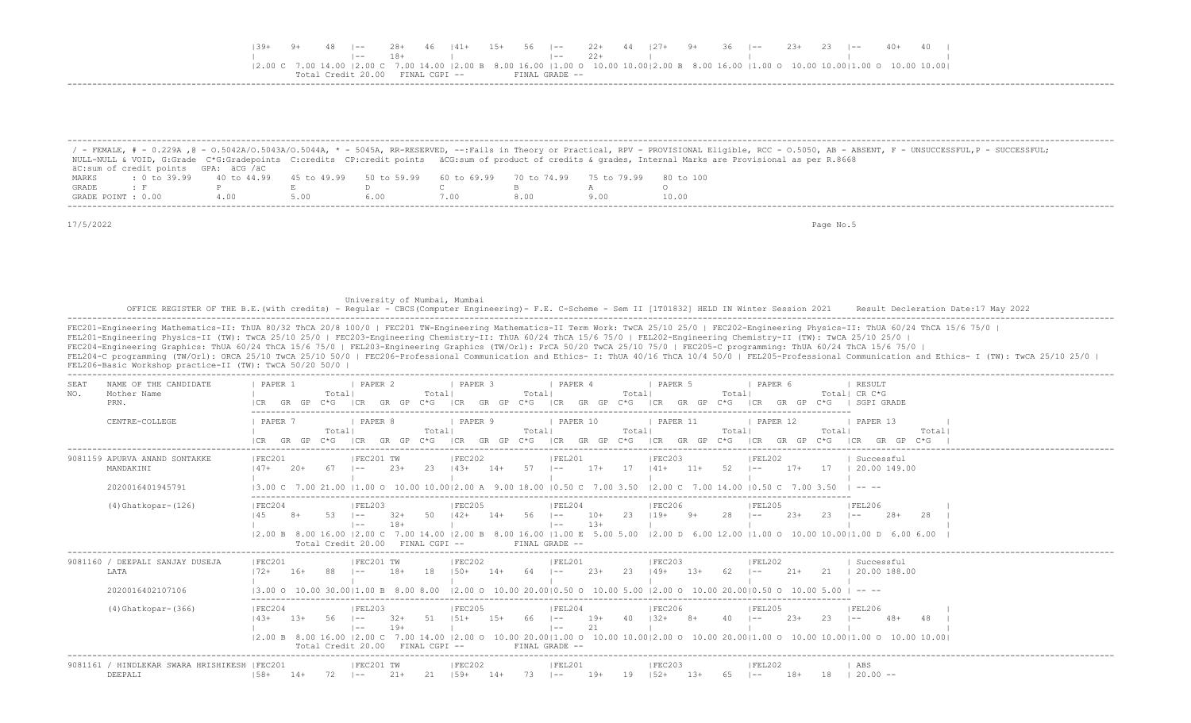```
                                        |39+    9+     48  |--      28+    46  |41+    15+    56  |--      22+    44  |27+    9+     36  |--      23+    23  |--      40+    40  |
                                        |                  |--      18+        |                  |--      22+        |                  |                   |                   |
                                        |2.00 C  7.00 14.00 |2.00 C  7.00 14.00 |2.00 B  8.00 16.00 |1.00 O  10.00 10.00|2.00 B  8.00 16.00 |1.00 O  10.00 10.00|1.00 O  10.00 10.00|
                                               Total Credit 20.00   FINAL CGPI --           FINAL GRADE --
```

/ - FEMALE, # - 0.229A ,@ - O.5042A/O.5043A/O.5044A, * - 5045A, RR-RESERVED, --:Fails in Theory or Practical, RPV - PROVISIONAL Eligible, RCC - O.5050, AB - ABSENT, F - UNSUCCESSFUL,P - SUCCESSFUL;
NULL-NULL & VOID, G:Grade C*G:Gradepoints C:credits CP:credit points äCG:sum of product of credits & grades, Internal Marks are Provisional as per R.8668
äC:sum of credit points GPA: äCG /äC

| MARKS | : 0 to 39.99 | 40 to 44.99 | 45 to 49.99 | 50 to 59.99 | 60 to 69.99 | 70 to 74.99 | 75 to 79.99 | 80 to 100 |
|---|---|---|---|---|---|---|---|---|
| GRADE | : F | P | E | D | C | B | A | O |
| GRADE POINT | : 0.00 | 4.00 | 5.00 | 6.00 | 7.00 | 8.00 | 9.00 | 10.00 |

17/5/2022 Page No.5

University of Mumbai, Mumbai

OFFICE REGISTER OF THE B.E.(with credits) - Regular - CBCS(Computer Engineering)- F.E. C-Scheme - Sem II [1T01832] HELD IN Winter Session 2021 Result Decleration Date:17 May 2022

FEC201-Engineering Mathematics-II: ThUA 80/32 ThCA 20/8 100/0 | FEC201 TW-Engineering Mathematics-II Term Work: TwCA 25/10 25/0 | FEC202-Engineering Physics-II: ThUA 60/24 ThCA 15/6 75/0 |
FEL201-Engineering Physics-II (TW): TwCA 25/10 25/0 | FEC203-Engineering Chemistry-II: ThUA 60/24 ThCA 15/6 75/0 | FEL202-Engineering Chemistry-II (TW): TwCA 25/10 25/0 |
FEC204-Engineering Graphics: ThUA 60/24 ThCA 15/6 75/0 | FEL203-Engineering Graphics (TW/Orl): PrCA 50/20 TwCA 25/10 75/0 | FEC205-C programming: ThUA 60/24 ThCA 15/6 75/0 |
FEL204-C programming (TW/Orl): ORCA 25/10 TwCA 25/10 50/0 | FEC206-Professional Communication and Ethics- I: ThUA 40/16 ThCA 10/4 50/0 | FEL205-Professional Communication and Ethics- I (TW): TwCA 25/10 25/0 |
FEL206-Basic Workshop practice-II (TW): TwCA 50/20 50/0 |

```
SEAT    NAME OF THE CANDIDATE          | PAPER 1            | PAPER 2            | PAPER 3            | PAPER 4            | PAPER 5            | PAPER 6            | RESULT
NO.     Mother Name                    |              Total |              Total |              Total |              Total |              Total |              Total | CR C*G
        PRN.                           |CR   GR  GP  C*G    |CR   GR  GP  C*G    |CR   GR  GP  C*G    |CR   GR  GP  C*G    |CR   GR  GP  C*G    |CR   GR  GP  C*G    | SGPI GRADE

        CENTRE-COLLEGE                 | PAPER 7            | PAPER 8            | PAPER 9            | PAPER 10           | PAPER 11           | PAPER 12           | PAPER 13
                                       |              Total |              Total |              Total |              Total |              Total |              Total |              Total|
                                       |CR   GR  GP  C*G    |CR   GR  GP  C*G    |CR   GR  GP  C*G    |CR   GR  GP  C*G    |CR   GR  GP  C*G    |CR   GR  GP  C*G    |CR   GR  GP  C*G  |
-------------------------------------------------------------------------------------------------------------------------------------------------------------------------------------------
9081159 APURVA ANAND SONTAKKE          |FEC201             |FEC201 TW          |FEC202             |FEL201             |FEC203             |FEL202             | Successful
        MANDAKINI                      |47+    20+    67   |--      23+    23  |43+    14+    57   |--      17+    17  |41+    11+    52   |--      17+    17  | 20.00 149.00
                                       |                   |                   |                   |                   |                   |                   |
        2020016401945791               |3.00 C  7.00 21.00 |1.00 O  10.00 10.00|2.00 A  9.00 18.00 |0.50 C  7.00 3.50  |2.00 C  7.00 14.00 |0.50 C  7.00 3.50  | -- --

        (4)Ghatkopar-(126)             |FEC204             |FEL203             |FEC205             |FEL204             |FEC206             |FEL205             |FEL206
                                       |45    8+     53    |--      32+    50  |42+    14+    56   |--      10+    23  |19+    9+     28   |--      23+    23  |--      28+    28  |
                                       |                   |--      18+        |                   |--      13+        |                   |                   |                   |
                                       |2.00 B  8.00 16.00 |2.00 C  7.00 14.00 |2.00 B  8.00 16.00 |1.00 E  5.00 5.00  |2.00 D  6.00 12.00 |1.00 O  10.00 10.00|1.00 D  6.00 6.00  |
                                              Total Credit 20.00   FINAL CGPI --           FINAL GRADE --
-------------------------------------------------------------------------------------------------------------------------------------------------------------------------------------------
9081160 / DEEPALI SANJAY DUSEJA        |FEC201             |FEC201 TW          |FEC202             |FEL201             |FEC203             |FEL202             | Successful
        LATA                           |72+    16+    88   |--      18+    18  |50+    14+    64   |--      23+    23  |49+    13+    62   |--      21+    21  | 20.00 188.00
                                       |                   |                   |                   |                   |                   |                   |
        2020016402107106               |3.00 O  10.00 30.00|1.00 B  8.00 8.00  |2.00 O  10.00 20.00|0.50 O  10.00 5.00 |2.00 O  10.00 20.00|0.50 O  10.00 5.00 | -- --

        (4)Ghatkopar-(366)             |FEC204             |FEL203             |FEC205             |FEL204             |FEC206             |FEL205             |FEL206
                                       |43+    13+    56   |--      32+    51  |51+    15+    66   |--      19+    40  |32+    8+     40   |--      23+    23  |--      48+    48  |
                                       |                   |--      19+        |                   |--      21         |                   |                   |                   |
                                       |2.00 B  8.00 16.00 |2.00 C  7.00 14.00 |2.00 O  10.00 20.00|1.00 O  10.00 10.00|2.00 O  10.00 20.00|1.00 O  10.00 10.00|1.00 O  10.00 10.00|
                                              Total Credit 20.00   FINAL CGPI --           FINAL GRADE --
-------------------------------------------------------------------------------------------------------------------------------------------------------------------------------------------
9081161 / HINDLEKAR SWARA HRISHIKESH   |FEC201             |FEC201 TW          |FEC202             |FEL201             |FEC203             |FEL202             | ABS
        DEEPALI                        |58+    14+    72   |--      21+    21  |59+    14+    73   |--      19+    19  |52+    13+    65   |--      18+    18  | 20.00 --
```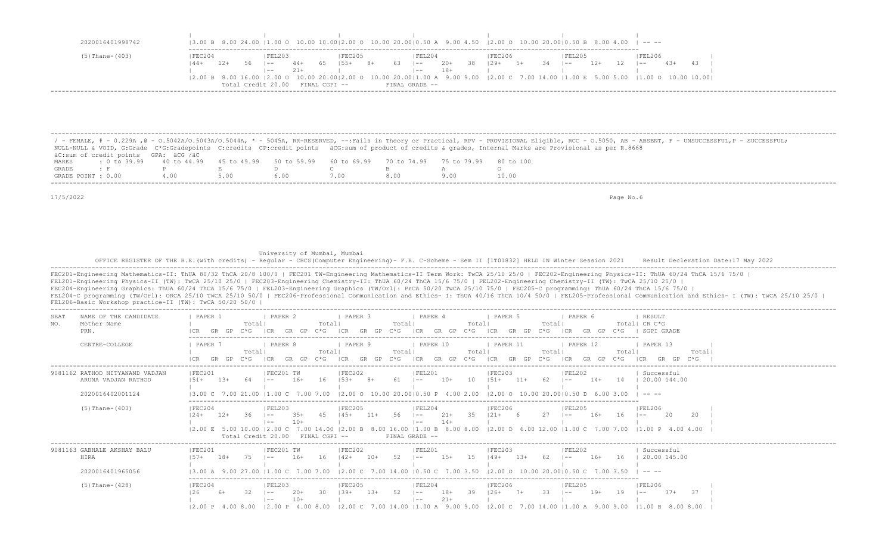| | | | | | | | |
|---|---|---|---|---|---|---|---|
| 2020016401998742 | 3.00 B 8.00 24.00 | 1.00 O 10.00 10.00 | 2.00 O 10.00 20.00 | 0.50 A 9.00 4.50 | 2.00 O 10.00 20.00 | 0.50 B 8.00 4.00 | -- -- |
| (5)Thane-(403) | FEC204 | FEL203 | FEC205 | FEL204 | FEC206 | FEL205 | FEL206 |
| | 44+ 12+ 56 | -- 44+ 65 | 55+ 8+ 63 | -- 20+ 38 | 29+ 5+ 34 | -- 12+ 12 | -- 43+ 43 |
| | | -- 21+ | | -- 18+ | | | |
| | 2.00 B 8.00 16.00 | 2.00 O 10.00 20.00 | 2.00 O 10.00 20.00 | 1.00 A 9.00 9.00 | 2.00 C 7.00 14.00 | 1.00 E 5.00 5.00 | 1.00 O 10.00 10.00 |
| | Total Credit 20.00 | FINAL CGPI -- | | FINAL GRADE -- | | | |

/ - FEMALE, # - 0.229A ,@ - O.5042A/O.5043A/O.5044A, * - 5045A, RR-RESERVED, --:Fails in Theory or Practical, RPV - PROVISIONAL Eligible, RCC - O.5050, AB - ABSENT, F - UNSUCCESSFUL,P - SUCCESSFUL;
NULL-NULL & VOID, G:Grade C*G:Gradepoints C:credits CP:credit points äCG:sum of product of credits & grades, Internal Marks are Provisional as per R.8668
äC:sum of credit points GPA: äCG /äC

| MARKS | : 0 to 39.99 | 40 to 44.99 | 45 to 49.99 | 50 to 59.99 | 60 to 69.99 | 70 to 74.99 | 75 to 79.99 | 80 to 100 |
|---|---|---|---|---|---|---|---|---|
| GRADE | : F | P | E | D | C | B | A | O |
| GRADE POINT | : 0.00 | 4.00 | 5.00 | 6.00 | 7.00 | 8.00 | 9.00 | 10.00 |

17/5/2022

University of Mumbai, Mumbai

OFFICE REGISTER OF THE B.E.(with credits) - Regular - CBCS(Computer Engineering)- F.E. C-Scheme - Sem II [1T01832] HELD IN Winter Session 2021 Result Decleration Date:17 May 2022

FEC201-Engineering Mathematics-II: ThUA 80/32 ThCA 20/8 100/0 | FEC201 TW-Engineering Mathematics-II Term Work: TwCA 25/10 25/0 | FEC202-Engineering Physics-II: ThUA 60/24 ThCA 15/6 75/0 |
FEL201-Engineering Physics-II (TW): TwCA 25/10 25/0 | FEC203-Engineering Chemistry-II: ThUA 60/24 ThCA 15/6 75/0 | FEL202-Engineering Chemistry-II (TW): TwCA 25/10 25/0 |
FEC204-Engineering Graphics: ThUA 60/24 ThCA 15/6 75/0 | FEL203-Engineering Graphics (TW/Orl): PrCA 50/20 TwCA 25/10 75/0 | FEC205-C programming: ThUA 60/24 ThCA 15/6 75/0 |
FEL204-C programming (TW/Orl): ORCA 25/10 TwCA 25/10 50/0 | FEC206-Professional Communication and Ethics- I: ThUA 40/16 ThCA 10/4 50/0 | FEL205-Professional Communication and Ethics- I (TW): TwCA 25/10 25/0 |
FEL206-Basic Workshop practice-II (TW): TwCA 50/20 50/0 |

| SEAT NO. | NAME OF THE CANDIDATE / Mother Name / PRN. | PAPER 1 (CR GR GP C*G Total) | PAPER 2 (CR GR GP C*G Total) | PAPER 3 (CR GR GP C*G Total) | PAPER 4 (CR GR GP C*G Total) | PAPER 5 (CR GR GP C*G Total) | PAPER 6 (CR GR GP C*G Total) | RESULT / CR C*G / SGPI GRADE |
|---|---|---|---|---|---|---|---|---|
| | CENTRE-COLLEGE | PAPER 7 | PAPER 8 | PAPER 9 | PAPER 10 | PAPER 11 | PAPER 12 | PAPER 13 |
| 9081162 | RATHOD NITYANAND VADJAN | FEC201 | FEC201 TW | FEC202 | FEL201 | FEC203 | FEL202 | Successful |
| | ARUNA VADJAN RATHOD | 51+ 13+ 64 | -- 16+ 16 | 53+ 8+ 61 | -- 10+ 10 | 51+ 11+ 62 | -- 14+ 14 | 20.00 144.00 |
| | 2020016402001124 | 3.00 C 7.00 21.00 | 1.00 C 7.00 7.00 | 2.00 O 10.00 20.00 | 0.50 P 4.00 2.00 | 2.00 O 10.00 20.00 | 0.50 D 6.00 3.00 | -- -- |
| | (5)Thane-(403) | FEC204 | FEL203 | FEC205 | FEL204 | FEC206 | FEL205 | FEL206 |
| | | 24+ 12+ 36 | -- 35+ 45 | 45+ 11+ 56 | -- 21+ 35 | 21+ 6 27 | -- 16+ 16 | -- 20 20 |
| | | | -- 10+ | | -- 14+ | | | |
| | | 2.00 E 5.00 10.00 | 2.00 C 7.00 14.00 | 2.00 B 8.00 16.00 | 1.00 B 8.00 8.00 | 2.00 D 6.00 12.00 | 1.00 C 7.00 7.00 | 1.00 P 4.00 4.00 |
| | | Total Credit 20.00 | FINAL CGPI -- | | FINAL GRADE -- | | | |
| 9081163 | GABHALE AKSHAY BALU | FEC201 | FEC201 TW | FEC202 | FEL201 | FEC203 | FEL202 | Successful |
| | HIRA | 57+ 18+ 75 | -- 16+ 16 | 42+ 10+ 52 | -- 15+ 15 | 49+ 13+ 62 | -- 16+ 16 | 20.00 145.00 |
| | 2020016401965056 | 3.00 A 9.00 27.00 | 1.00 C 7.00 7.00 | 2.00 C 7.00 14.00 | 0.50 C 7.00 3.50 | 2.00 O 10.00 20.00 | 0.50 C 7.00 3.50 | -- -- |
| | (5)Thane-(428) | FEC204 | FEL203 | FEC205 | FEL204 | FEC206 | FEL205 | FEL206 |
| | | 26 6+ 32 | -- 20+ 30 | 39+ 13+ 52 | -- 18+ 39 | 26+ 7+ 33 | -- 19+ 19 | -- 37+ 37 |
| | | | -- 10+ | | -- 21+ | | | |
| | | 2.00 P 4.00 8.00 | 2.00 P 4.00 8.00 | 2.00 C 7.00 14.00 | 1.00 A 9.00 9.00 | 2.00 C 7.00 14.00 | 1.00 A 9.00 9.00 | 1.00 B 8.00 8.00 |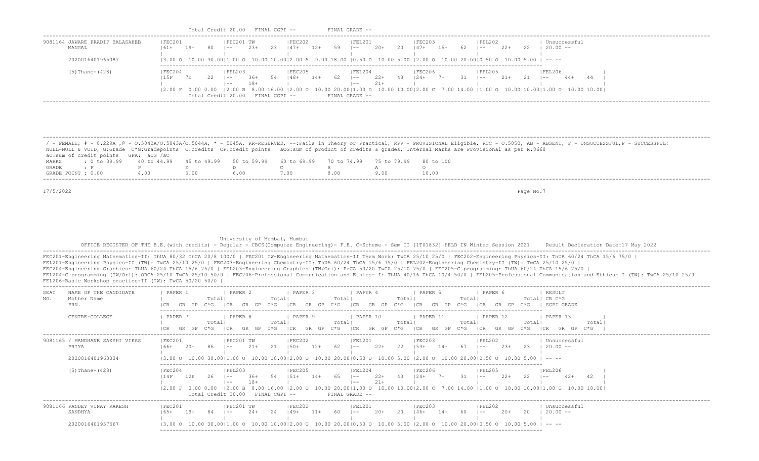Total Credit 20.00 FINAL CGPI -- FINAL GRADE --

| SEAT NO. | NAME | PAPER 1 | PAPER 2 | PAPER 3 | PAPER 4 | PAPER 5 | PAPER 6 | RESULT |
|---|---|---|---|---|---|---|---|---|
| 9081164 | JAWARE PRADIP BALASAHEB MANGAL | FEC201 61+ 19+ 80 | FEC201 TW -- 23+ 23 | FEC202 47+ 12+ 59 | FEL201 -- 20+ 20 | FEC203 47+ 15+ 62 | FEL202 -- 22+ 22 | Unsuccessful 20.00 -- |
| | 2020016401965087 | 3.00 O 10.00 30.00 | 1.00 O 10.00 10.00 | 2.00 A 9.00 18.00 | 0.50 O 10.00 5.00 | 2.00 O 10.00 20.00 | 0.50 O 10.00 5.00 | -- -- |

| CENTRE | PAPER 7 | PAPER 8 | PAPER 9 | PAPER 10 | PAPER 11 | PAPER 12 | PAPER 13 |
|---|---|---|---|---|---|---|---|
| (5)Thane-(428) | FEC204 15F 7E 22 | FEL203 -- 36+ 54 / -- 18+ | FEC205 48+ 14+ 62 | FEL204 -- 22+ 43 / -- 21+ | FEC206 24+ 7+ 31 | FEL205 -- 21+ 21 | FEL206 -- 44+ 44 |
| | 2.00 F 0.00 0.00 | 2.00 B 8.00 16.00 | 2.00 O 10.00 20.00 | 1.00 O 10.00 10.00 | 2.00 C 7.00 14.00 | 1.00 O 10.00 10.00 | 1.00 O 10.00 10.00 |

Total Credit 20.00 FINAL CGPI -- FINAL GRADE --

/ - FEMALE, # - 0.229A ,@ - O.5042A/O.5043A/O.5044A, * - 5045A, RR-RESERVED, --:Fails in Theory or Practical, RPV - PROVISIONAL Eligible, RCC - O.5050, AB - ABSENT, F - UNSUCCESSFUL,P - SUCCESSFUL;
NULL-NULL & VOID, G:Grade C*G:Gradepoints C:credits CP:credit points äCG:sum of product of credits & grades, Internal Marks are Provisional as per R.8668
äC:sum of credit points GPA: äCG /äC

| MARKS | 0 to 39.99 | 40 to 44.99 | 45 to 49.99 | 50 to 59.99 | 60 to 69.99 | 70 to 74.99 | 75 to 79.99 | 80 to 100 |
|---|---|---|---|---|---|---|---|---|
| GRADE | F | P | E | D | C | B | A | O |
| GRADE POINT | 0.00 | 4.00 | 5.00 | 6.00 | 7.00 | 8.00 | 9.00 | 10.00 |

17/5/2022

University of Mumbai, Mumbai

OFFICE REGISTER OF THE B.E.(with credits) - Regular - CBCS(Computer Engineering)- F.E. C-Scheme - Sem II [1T01832] HELD IN Winter Session 2021 Result Decleration Date:17 May 2022

FEC201-Engineering Mathematics-II: ThUA 80/32 ThCA 20/8 100/0 | FEC201 TW-Engineering Mathematics-II Term Work: TwCA 25/10 25/0 | FEC202-Engineering Physics-II: ThUA 60/24 ThCA 15/6 75/0 |
FEL201-Engineering Physics-II (TW): TwCA 25/10 25/0 | FEC203-Engineering Chemistry-II: ThUA 60/24 ThCA 15/6 75/0 | FEL202-Engineering Chemistry-II (TW): TwCA 25/10 25/0 |
FEC204-Engineering Graphics: ThUA 60/24 ThCA 15/6 75/0 | FEL203-Engineering Graphics (TW/Orl): PrCA 50/20 TwCA 25/10 75/0 | FEC205-C programming: ThUA 60/24 ThCA 15/6 75/0 |
FEL204-C programming (TW/Orl): ORCA 25/10 TwCA 25/10 50/0 | FEC206-Professional Communication and Ethics- I: ThUA 40/16 ThCA 10/4 50/0 | FEL205-Professional Communication and Ethics- I (TW): TwCA 25/10 25/0 |
FEL206-Basic Workshop practice-II (TW): TwCA 50/20 50/0 |

| SEAT NO. | NAME OF THE CANDIDATE / Mother Name / PRN. | PAPER 1 (CR GR GP C*G) | PAPER 2 | PAPER 3 | PAPER 4 | PAPER 5 | PAPER 6 | RESULT (CR C*G, SGPI GRADE) |
|---|---|---|---|---|---|---|---|---|
| 9081165 | / MANDHANE SAKSHI VIKAS PRIYA | FEC201 66+ 20+ 86 | FEC201 TW -- 21+ 21 | FEC202 50+ 12+ 62 | FEL201 -- 22+ 22 | FEC203 53+ 14+ 67 | FEL202 -- 23+ 23 | Unsuccessful 20.00 -- |
| | 2020016401963034 | 3.00 O 10.00 30.00 | 1.00 O 10.00 10.00 | 2.00 O 10.00 20.00 | 0.50 O 10.00 5.00 | 2.00 O 10.00 20.00 | 0.50 O 10.00 5.00 | -- -- |
| 9081166 | PANDEY VINAY RAKESH SANDHYA | FEC201 65+ 19+ 84 | FEC201 TW -- 24+ 24 | FEC202 49+ 11+ 60 | FEL201 -- 20+ 20 | FEC203 46+ 14+ 60 | FEL202 -- 20+ 20 | Unsuccessful 20.00 -- |
| | 2020016401957567 | 3.00 O 10.00 30.00 | 1.00 O 10.00 10.00 | 2.00 O 10.00 20.00 | 0.50 O 10.00 5.00 | 2.00 O 10.00 20.00 | 0.50 O 10.00 5.00 | -- -- |

| CENTRE-COLLEGE | PAPER 7 | PAPER 8 | PAPER 9 | PAPER 10 | PAPER 11 | PAPER 12 | PAPER 13 |
|---|---|---|---|---|---|---|---|
| (5)Thane-(428) [9081165] | FEC204 14F 12E 26 | FEL203 -- 36+ 54 / -- 18+ | FEC205 51+ 14+ 65 | FEL204 -- 22+ 43 / -- 21+ | FEC206 24+ 7+ 31 | FEL205 -- 22+ 22 | FEL206 -- 42+ 42 |
| | 2.00 F 0.00 0.00 | 2.00 B 8.00 16.00 | 2.00 O 10.00 20.00 | 1.00 O 10.00 10.00 | 2.00 C 7.00 14.00 | 1.00 O 10.00 10.00 | 1.00 O 10.00 10.00 |

Total Credit 20.00 FINAL CGPI -- FINAL GRADE --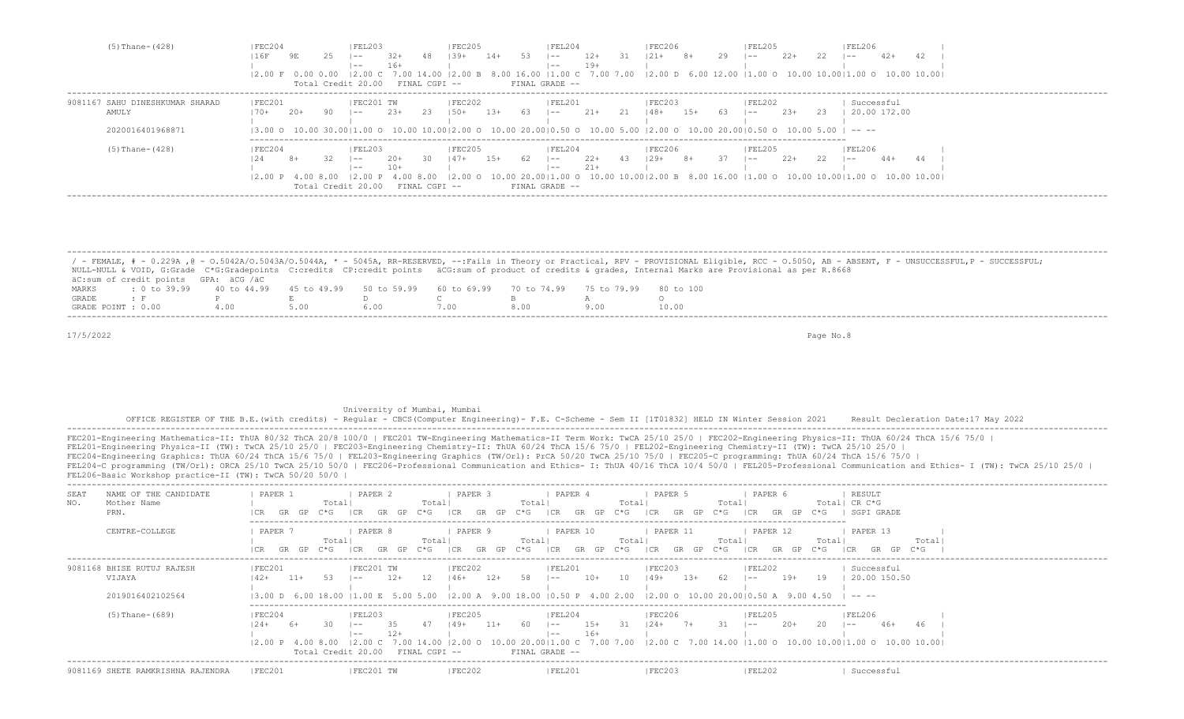```
        (5)Thane-(428)              |FEC204              |FEL203              |FEC205              |FEL204              |FEC206              |FEL205              |FEL206              |
                                    |16F   9E    25   |--    32+   48  |39+   14+   53  |--    12+   31  |21+   8+    29  |--    22+   22  |--    42+   42  |
                                    |                  |--    16+        |                  |--    19+        |                  |                  |                  |
                                    |2.00 F  0.00 0.00  |2.00 C  7.00 14.00 |2.00 B  8.00 16.00 |1.00 C  7.00 7.00  |2.00 D  6.00 12.00 |1.00 O  10.00 10.00|1.00 O  10.00 10.00|
                                     Total Credit 20.00   FINAL CGPI --          FINAL GRADE --
-----------------------------------------------------------------------------------------------------------------------------------------------------------------------
9081167 SAHU DINESHKUMAR SHARAD     |FEC201              |FEC201 TW           |FEC202              |FEL201              |FEC203              |FEL202              | Successful
        AMULY                       |70+   20+   90   |--    23+   23   |50+   13+   63   |--    21+   21   |48+   15+   63   |--    23+   23   | 20.00 172.00
                                    |                  |                  |                  |                  |                  |                  |
        2020016401968871            |3.00 O  10.00 30.00|1.00 O  10.00 10.00|2.00 O  10.00 20.00|0.50 O  10.00 5.00 |2.00 O  10.00 20.00|0.50 O  10.00 5.00 | -- --
                                    ---------------------------------------------------------------------------------------------------------------------------------
        (5)Thane-(428)              |FEC204              |FEL203              |FEC205              |FEL204              |FEC206              |FEL205              |FEL206              |
                                    |24    8+    32   |--    20+   30  |47+   15+   62  |--    22+   43  |29+   8+    37  |--    22+   22  |--    44+   44  |
                                    |                  |--    10+        |                  |--    21+        |                  |                  |                  |
                                    |2.00 P  4.00 8.00  |2.00 P  4.00 8.00  |2.00 O  10.00 20.00|1.00 O  10.00 10.00|2.00 B  8.00 16.00 |1.00 O  10.00 10.00|1.00 O  10.00 10.00|
                                     Total Credit 20.00   FINAL CGPI --          FINAL GRADE --
-----------------------------------------------------------------------------------------------------------------------------------------------------------------------
```

/ - FEMALE, # - 0.229A ,@ - O.5042A/O.5043A/O.5044A, * - 5045A, RR-RESERVED, --:Fails in Theory or Practical, RPV - PROVISIONAL Eligible, RCC - O.5050, AB - ABSENT, F - UNSUCCESSFUL,P - SUCCESSFUL;
NULL-NULL & VOID, G:Grade C*G:Gradepoints C:credits CP:credit points äCG:sum of product of credits & grades, Internal Marks are Provisional as per R.8668
äC:sum of credit points GPA: äCG /äC

| MARKS | : 0 to 39.99 | 40 to 44.99 | 45 to 49.99 | 50 to 59.99 | 60 to 69.99 | 70 to 74.99 | 75 to 79.99 | 80 to 100 |
|---|---|---|---|---|---|---|---|---|
| GRADE | : F | P | E | D | C | B | A | O |
| GRADE POINT | : 0.00 | 4.00 | 5.00 | 6.00 | 7.00 | 8.00 | 9.00 | 10.00 |

17/5/2022

University of Mumbai, Mumbai

OFFICE REGISTER OF THE B.E.(with credits) - Regular - CBCS(Computer Engineering)- F.E. C-Scheme - Sem II [1T01832] HELD IN Winter Session 2021 Result Decleration Date:17 May 2022

FEC201-Engineering Mathematics-II: ThUA 80/32 ThCA 20/8 100/0 | FEC201 TW-Engineering Mathematics-II Term Work: TwCA 25/10 25/0 | FEC202-Engineering Physics-II: ThUA 60/24 ThCA 15/6 75/0 |
FEL201-Engineering Physics-II (TW): TwCA 25/10 25/0 | FEC203-Engineering Chemistry-II: ThUA 60/24 ThCA 15/6 75/0 | FEL202-Engineering Chemistry-II (TW): TwCA 25/10 25/0 |
FEC204-Engineering Graphics: ThUA 60/24 ThCA 15/6 75/0 | FEL203-Engineering Graphics (TW/Orl): PrCA 50/20 TwCA 25/10 75/0 | FEC205-C programming: ThUA 60/24 ThCA 15/6 75/0 |
FEL204-C programming (TW/Orl): ORCA 25/10 TwCA 25/10 50/0 | FEC206-Professional Communication and Ethics- I: ThUA 40/16 ThCA 10/4 50/0 | FEL205-Professional Communication and Ethics- I (TW): TwCA 25/10 25/0 |
FEL206-Basic Workshop practice-II (TW): TwCA 50/20 50/0 |

```
-----------------------------------------------------------------------------------------------------------------------------------------------------------------------
SEAT    NAME OF THE CANDIDATE       | PAPER 1            | PAPER 2            | PAPER 3            | PAPER 4            | PAPER 5            | PAPER 6            | RESULT
NO.     Mother Name                 |             Total|             Total|             Total|             Total|             Total|             Total| CR C*G
        PRN.                        |CR   GR  GP  C*G  |CR   GR  GP  C*G  |CR   GR  GP  C*G  |CR   GR  GP  C*G  |CR   GR  GP  C*G  |CR   GR  GP  C*G  | SGPI GRADE
                                    ---------------------------------------------------------------------------------------------------------------------------------
        CENTRE-COLLEGE              | PAPER 7            | PAPER 8            | PAPER 9            | PAPER 10           | PAPER 11           | PAPER 12           | PAPER 13           |
                                    |             Total|             Total|             Total|             Total|             Total|             Total|             Total|
                                    |CR   GR  GP  C*G  |CR   GR  GP  C*G  |CR   GR  GP  C*G  |CR   GR  GP  C*G  |CR   GR  GP  C*G  |CR   GR  GP  C*G  |CR   GR  GP  C*G  |
-----------------------------------------------------------------------------------------------------------------------------------------------------------------------
9081168 BHISE RUTUJ RAJESH          |FEC201              |FEC201 TW           |FEC202              |FEL201              |FEC203              |FEL202              | Successful
        VIJAYA                      |42+   11+   53   |--    12+   12   |46+   12+   58   |--    10+   10   |49+   13+   62   |--    19+   19   | 20.00 150.50
                                    |                  |                  |                  |                  |                  |                  |
        2019016402102564            |3.00 D  6.00 18.00 |1.00 E  5.00 5.00  |2.00 A  9.00 18.00 |0.50 P  4.00 2.00  |2.00 O  10.00 20.00|0.50 A  9.00 4.50  | -- --
                                    ---------------------------------------------------------------------------------------------------------------------------------
        (5)Thane-(689)              |FEC204              |FEL203              |FEC205              |FEL204              |FEC206              |FEL205              |FEL206              |
                                    |24+   6+    30   |--    35    47  |49+   11+   60  |--    15+   31  |24+   7+    31  |--    20+   20  |--    46+   46  |
                                    |                  |--    12+        |                  |--    16+        |                  |                  |                  |
                                    |2.00 P  4.00 8.00  |2.00 C  7.00 14.00 |2.00 O  10.00 20.00|1.00 C  7.00 7.00  |2.00 C  7.00 14.00 |1.00 O  10.00 10.00|1.00 O  10.00 10.00|
                                     Total Credit 20.00   FINAL CGPI --          FINAL GRADE --
-----------------------------------------------------------------------------------------------------------------------------------------------------------------------
9081169 SHETE RAMKRISHNA RAJENDRA   |FEC201              |FEC201 TW           |FEC202              |FEL201              |FEC203              |FEL202              | Successful
```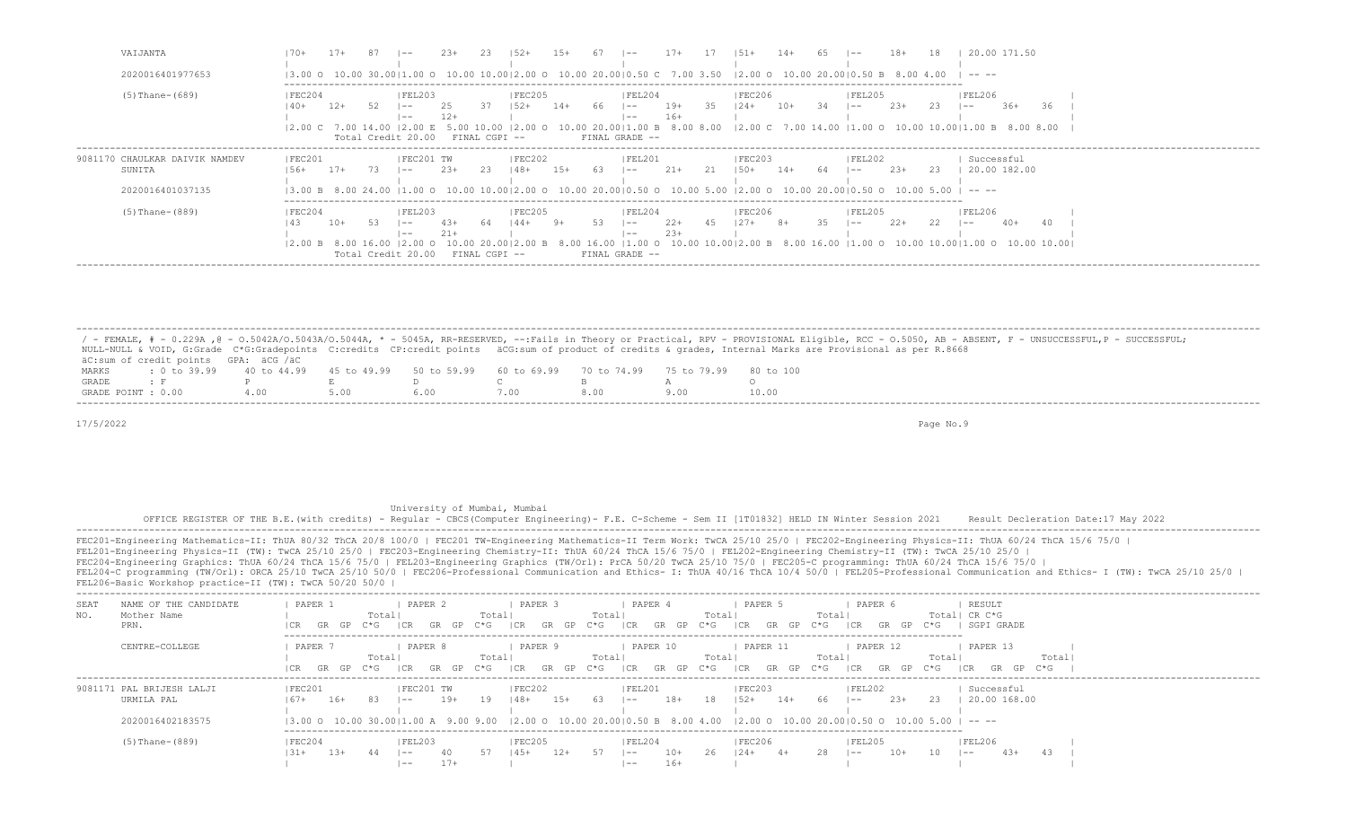```
        VAIJANTA                    |70+   17+   87  |--      23+   23  |52+   15+   67  |--      17+   17  |51+   14+   65  |--      18+   18  | 20.00 171.50
                                    |                |                  |                |                  |                |                  |
        2020016401977653            |3.00 O  10.00 30.00|1.00 O  10.00 10.00|2.00 O  10.00 20.00|0.50 C  7.00 3.50  |2.00 O  10.00 20.00|0.50 B  8.00 4.00  | -- --
                                    ----------------------------------------------------------------------------------------------------------------------------------
        (5)Thane-(689)              |FEC204          |FEL203            |FEC205          |FEL204            |FEC206          |FEL205            |FEL206            |
                                    |40+   12+   52  |--      25    37  |52+   14+   66  |--      19+   35  |24+   10+   34  |--      23+   23  |--      36+   36  |
                                    |                |--      12+       |                |--      16+       |                |                  |                  |
                                    |2.00 C  7.00 14.00 |2.00 E  5.00 10.00 |2.00 O  10.00 20.00|1.00 B  8.00 8.00  |2.00 C  7.00 14.00 |1.00 O  10.00 10.00|1.00 B  8.00 8.00  |
                                              Total Credit 20.00   FINAL CGPI --          FINAL GRADE --
--------------------------------------------------------------------------------------------------------------------------------------------------------------------------
9081170 CHAULKAR DAIVIK NAMDEV      |FEC201          |FEC201 TW         |FEC202          |FEL201            |FEC203          |FEL202            | Successful
        SUNITA                      |56+   17+   73  |--      23+   23  |48+   15+   63  |--      21+   21  |50+   14+   64  |--      23+   23  | 20.00 182.00
                                    |                |                  |                |                  |                |                  |
        2020016401037135            |3.00 B  8.00 24.00 |1.00 O  10.00 10.00|2.00 O  10.00 20.00|0.50 O  10.00 5.00 |2.00 O  10.00 20.00|0.50 O  10.00 5.00 | -- --
                                    ----------------------------------------------------------------------------------------------------------------------------------
        (5)Thane-(889)              |FEC204          |FEL203            |FEC205          |FEL204            |FEC206          |FEL205            |FEL206            |
                                    |43    10+   53  |--      43+   64  |44+   9+    53  |--      22+   45  |27+   8+    35  |--      22+   22  |--      40+   40  |
                                    |                |--      21+       |                |--      23+       |                |                  |                  |
                                    |2.00 B  8.00 16.00 |2.00 O  10.00 20.00|2.00 B  8.00 16.00 |1.00 O  10.00 10.00|2.00 B  8.00 16.00 |1.00 O  10.00 10.00|1.00 O  10.00 10.00|
                                              Total Credit 20.00   FINAL CGPI --          FINAL GRADE --
--------------------------------------------------------------------------------------------------------------------------------------------------------------------------
```

```
--------------------------------------------------------------------------------------------------------------------------------------------------------------------------
 / - FEMALE, # - 0.229A ,@ - O.5042A/O.5043A/O.5044A, * - 5045A, RR-RESERVED, --:Fails in Theory or Practical, RPV - PROVISIONAL Eligible, RCC - O.5050, AB - ABSENT, F - UNSUCCESSFUL,P - SUCCESSFUL;
 NULL-NULL & VOID, G:Grade  C*G:Gradepoints  C:credits  CP:credit points   äCG:sum of product of credits & grades, Internal Marks are Provisional as per R.8668
 äC:sum of credit points   GPA: äCG /äC
 MARKS        : 0 to 39.99     40 to 44.99    45 to 49.99    50 to 59.99    60 to 69.99    70 to 74.99    75 to 79.99    80 to 100
 GRADE        : F              P              E              D              C              B              A              O
 GRADE POINT : 0.00            4.00           5.00           6.00           7.00           8.00           9.00           10.00
--------------------------------------------------------------------------------------------------------------------------------------------------------------------------
17/5/2022                                                                                                                                               Page No.9
```

```
                                                            University of Mumbai, Mumbai
          OFFICE REGISTER OF THE B.E.(with credits) - Regular - CBCS(Computer Engineering)- F.E. C-Scheme - Sem II [1T01832] HELD IN Winter Session 2021      Result Decleration Date:17 May 2022
--------------------------------------------------------------------------------------------------------------------------------------------------------------------------
FEC201-Engineering Mathematics-II: ThUA 80/32 ThCA 20/8 100/0 | FEC201 TW-Engineering Mathematics-II Term Work: TwCA 25/10 25/0 | FEC202-Engineering Physics-II: ThUA 60/24 ThCA 15/6 75/0 |
FEL201-Engineering Physics-II (TW): TwCA 25/10 25/0 | FEC203-Engineering Chemistry-II: ThUA 60/24 ThCA 15/6 75/0 | FEL202-Engineering Chemistry-II (TW): TwCA 25/10 25/0 |
FEC204-Engineering Graphics: ThUA 60/24 ThCA 15/6 75/0 | FEL203-Engineering Graphics (TW/Orl): PrCA 50/20 TwCA 25/10 75/0 | FEC205-C programming: ThUA 60/24 ThCA 15/6 75/0 |
FEL204-C programming (TW/Orl): ORCA 25/10 TwCA 25/10 50/0 | FEC206-Professional Communication and Ethics- I: ThUA 40/16 ThCA 10/4 50/0 | FEL205-Professional Communication and Ethics- I (TW): TwCA 25/10 25/0 |
FEL206-Basic Workshop practice-II (TW): TwCA 50/20 50/0 |
--------------------------------------------------------------------------------------------------------------------------------------------------------------------------
SEAT    NAME OF THE CANDIDATE       | PAPER 1          | PAPER 2            | PAPER 3          | PAPER 4            | PAPER 5          | PAPER 6            | RESULT
NO.     Mother Name                 |           Total|  |             Total|  |           Total|  |             Total|  |           Total|  |             Total| CR C*G
        PRN.                        |CR   GR  GP  C*G  |CR   GR  GP  C*G    |CR   GR  GP  C*G  |CR   GR  GP  C*G    |CR   GR  GP  C*G  |CR   GR  GP  C*G    | SGPI GRADE
                                    ----------------------------------------------------------------------------------------------------------------------------------
        CENTRE-COLLEGE              | PAPER 7          | PAPER 8            | PAPER 9          | PAPER 10           | PAPER 11         | PAPER 12           | PAPER 13         |
                                    |           Total|  |             Total|  |           Total|  |             Total|  |           Total|  |             Total|  |           Total|
                                    |CR   GR  GP  C*G  |CR   GR  GP  C*G    |CR   GR  GP  C*G  |CR   GR  GP  C*G    |CR   GR  GP  C*G  |CR   GR  GP  C*G    |CR   GR  GP  C*G  |
--------------------------------------------------------------------------------------------------------------------------------------------------------------------------
9081171 PAL BRIJESH LALJI           |FEC201          |FEC201 TW         |FEC202          |FEL201            |FEC203          |FEL202            | Successful
        URMILA PAL                  |67+   16+   83  |--      19+   19  |48+   15+   63  |--      18+   18  |52+   14+   66  |--      23+   23  | 20.00 168.00
                                    |                |                  |                |                  |                |                  |
        2020016402183575            |3.00 O  10.00 30.00|1.00 A  9.00 9.00  |2.00 O  10.00 20.00|0.50 B  8.00 4.00  |2.00 O  10.00 20.00|0.50 O  10.00 5.00 | -- --
                                    ----------------------------------------------------------------------------------------------------------------------------------
        (5)Thane-(889)              |FEC204          |FEL203            |FEC205          |FEL204            |FEC206          |FEL205            |FEL206            |
                                    |31+   13+   44  |--      40    57  |45+   12+   57  |--      10+   26  |24+   4+    28  |--      10+   10  |--      43+   43  |
                                    |                |--      17+       |                |--      16+       |                |                  |                  |
```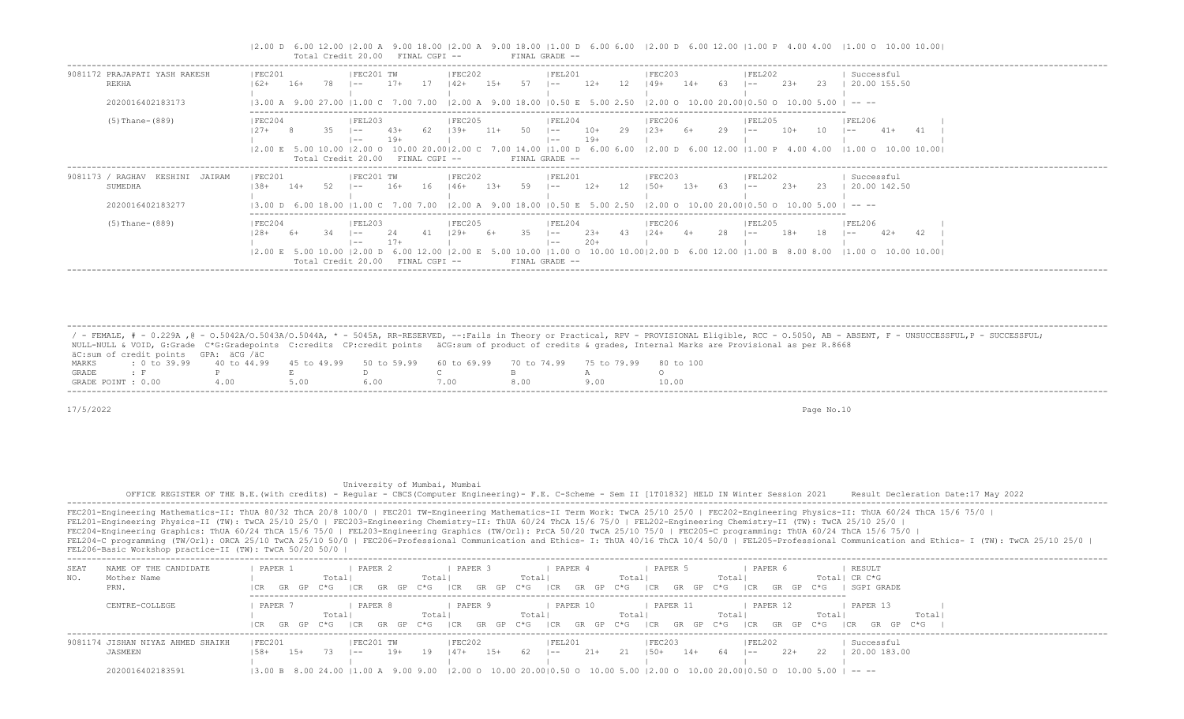```
                              |2.00 D  6.00 12.00 |2.00 A  9.00 18.00 |2.00 A  9.00 18.00 |1.00 D  6.00 6.00  |2.00 D  6.00 12.00 |1.00 P  4.00 4.00  |1.00 O  10.00 10.00|
                                       Total Credit 20.00   FINAL CGPI --          FINAL GRADE --
------------------------------------------------------------------------------------------------------------------------------------------------------------------------------------
9081172 PRAJAPATI YASH RAKESH         |FEC201             |FEC201 TW          |FEC202             |FEL201             |FEC203             |FEL202             | Successful
        REKHA                         |62+   16+    78    |--     17+    17   |42+   15+    57    |--     12+    12   |49+   14+    63    |--     23+    23   | 20.00 155.50
                                      |                   |                   |                   |                   |                   |                   |
        2020016402183173              |3.00 A  9.00 27.00 |1.00 C  7.00 7.00  |2.00 A  9.00 18.00 |0.50 E  5.00 2.50  |2.00 O  10.00 20.00|0.50 O  10.00 5.00 | -- --
                                      --------------------------------------------------------------------------------------------------------------------------
        (5)Thane-(889)                |FEC204             |FEL203             |FEC205             |FEL204             |FEC206             |FEL205             |FEL206              |
                                      |27+    8     35    |--     43+    62   |39+   11+    50    |--     10+    29   |23+    6+    29    |--     10+    10   |--     41+    41    |
                                      |                   |--     19+         |                   |--     19+         |                   |                   |                    |
                                      |2.00 E  5.00 10.00 |2.00 O  10.00 20.00|2.00 C  7.00 14.00 |1.00 D  6.00 6.00  |2.00 D  6.00 12.00 |1.00 P  4.00 4.00  |1.00 O  10.00 10.00|
                                       Total Credit 20.00   FINAL CGPI --          FINAL GRADE --
------------------------------------------------------------------------------------------------------------------------------------------------------------------------------------
9081173 / RAGHAV  KESHINI  JAIRAM     |FEC201             |FEC201 TW          |FEC202             |FEL201             |FEC203             |FEL202             | Successful
        SUMEDHA                       |38+   14+    52    |--     16+    16   |46+   13+    59    |--     12+    12   |50+   13+    63    |--     23+    23   | 20.00 142.50
                                      |                   |                   |                   |                   |                   |                   |
        2020016402183277              |3.00 D  6.00 18.00 |1.00 C  7.00 7.00  |2.00 A  9.00 18.00 |0.50 E  5.00 2.50  |2.00 O  10.00 20.00|0.50 O  10.00 5.00 | -- --
                                      --------------------------------------------------------------------------------------------------------------------------
        (5)Thane-(889)                |FEC204             |FEL203             |FEC205             |FEL204             |FEC206             |FEL205             |FEL206              |
                                      |28+    6+    34    |--     24     41   |29+    6+    35    |--     23+    43   |24+    4+    28    |--     18+    18   |--     42+    42    |
                                      |                   |--     17+         |                   |--     20+         |                   |                   |                    |
                                      |2.00 E  5.00 10.00 |2.00 D  6.00 12.00 |2.00 E  5.00 10.00 |1.00 O  10.00 10.00|2.00 D  6.00 12.00 |1.00 B  8.00 8.00  |1.00 O  10.00 10.00|
                                       Total Credit 20.00   FINAL CGPI --          FINAL GRADE --
------------------------------------------------------------------------------------------------------------------------------------------------------------------------------------
```

```
------------------------------------------------------------------------------------------------------------------------------------------------------------------------------------
 / - FEMALE, # - 0.229A ,@ - O.5042A/O.5043A/O.5044A, * - 5045A, RR-RESERVED, --:Fails in Theory or Practical, RPV - PROVISIONAL Eligible, RCC - O.5050, AB - ABSENT, F - UNSUCCESSFUL,P - SUCCESSFUL;
 NULL-NULL & VOID, G:Grade  C*G:Gradepoints  C:credits  CP:credit points   äCG:sum of product of credits & grades, Internal Marks are Provisional as per R.8668
 äC:sum of credit points  GPA: äCG /äC
 MARKS       : 0 to 39.99    40 to 44.99    45 to 49.99    50 to 59.99    60 to 69.99    70 to 74.99    75 to 79.99    80 to 100
 GRADE       : F             P              E              D              C              B              A              O
 GRADE POINT : 0.00          4.00           5.00           6.00           7.00           8.00           9.00           10.00
------------------------------------------------------------------------------------------------------------------------------------------------------------------------------------
```

17/5/2022

Page No.10

University of Mumbai, Mumbai

OFFICE REGISTER OF THE B.E.(with credits) - Regular - CBCS(Computer Engineering)- F.E. C-Scheme - Sem II [1T01832] HELD IN Winter Session 2021     Result Decleration Date:17 May 2022

FEC201-Engineering Mathematics-II: ThUA 80/32 ThCA 20/8 100/0 | FEC201 TW-Engineering Mathematics-II Term Work: TwCA 25/10 25/0 | FEC202-Engineering Physics-II: ThUA 60/24 ThCA 15/6 75/0 |
FEL201-Engineering Physics-II (TW): TwCA 25/10 25/0 | FEC203-Engineering Chemistry-II: ThUA 60/24 ThCA 15/6 75/0 | FEL202-Engineering Chemistry-II (TW): TwCA 25/10 25/0 |
FEC204-Engineering Graphics: ThUA 60/24 ThCA 15/6 75/0 | FEL203-Engineering Graphics (TW/Orl): PrCA 50/20 TwCA 25/10 75/0 | FEC205-C programming: ThUA 60/24 ThCA 15/6 75/0 |
FEL204-C programming (TW/Orl): ORCA 25/10 TwCA 25/10 50/0 | FEC206-Professional Communication and Ethics- I: ThUA 40/16 ThCA 10/4 50/0 | FEL205-Professional Communication and Ethics- I (TW): TwCA 25/10 25/0 |
FEL206-Basic Workshop practice-II (TW): TwCA 50/20 50/0 |

```
------------------------------------------------------------------------------------------------------------------------------------------------------------------------------------
SEAT    NAME OF THE CANDIDATE         | PAPER 1           | PAPER 2           | PAPER 3           | PAPER 4           | PAPER 5           | PAPER 6           | RESULT
NO.     Mother Name                   |             Total|              Total|              Total|              Total|              Total|              Total| CR C*G
        PRN.                          |CR   GR  GP  C*G  |CR   GR  GP  C*G  |CR   GR  GP  C*G  |CR   GR  GP  C*G  |CR   GR  GP  C*G  |CR   GR  GP  C*G  | SGPI GRADE
                                      --------------------------------------------------------------------------------------------------------------------------
        CENTRE-COLLEGE                | PAPER 7           | PAPER 8           | PAPER 9           | PAPER 10          | PAPER 11          | PAPER 12          | PAPER 13           |
                                      |             Total|              Total|              Total|              Total|              Total|              Total|              Total|
                                      |CR   GR  GP  C*G  |CR   GR  GP  C*G  |CR   GR  GP  C*G  |CR   GR  GP  C*G  |CR   GR  GP  C*G  |CR   GR  GP  C*G  |CR   GR  GP  C*G   |
------------------------------------------------------------------------------------------------------------------------------------------------------------------------------------
9081174 JISHAN NIYAZ AHMED SHAIKH     |FEC201             |FEC201 TW          |FEC202             |FEL201             |FEC203             |FEL202             | Successful
        JASMEEN                       |58+   15+    73    |--     19+    19   |47+   15+    62    |--     21+    21   |50+   14+    64    |--     22+    22   | 20.00 183.00
                                      |                   |                   |                   |                   |                   |                   |
        2020016402183591              |3.00 B  8.00 24.00 |1.00 A  9.00 9.00  |2.00 O  10.00 20.00|0.50 O  10.00 5.00 |2.00 O  10.00 20.00|0.50 O  10.00 5.00 | -- --
```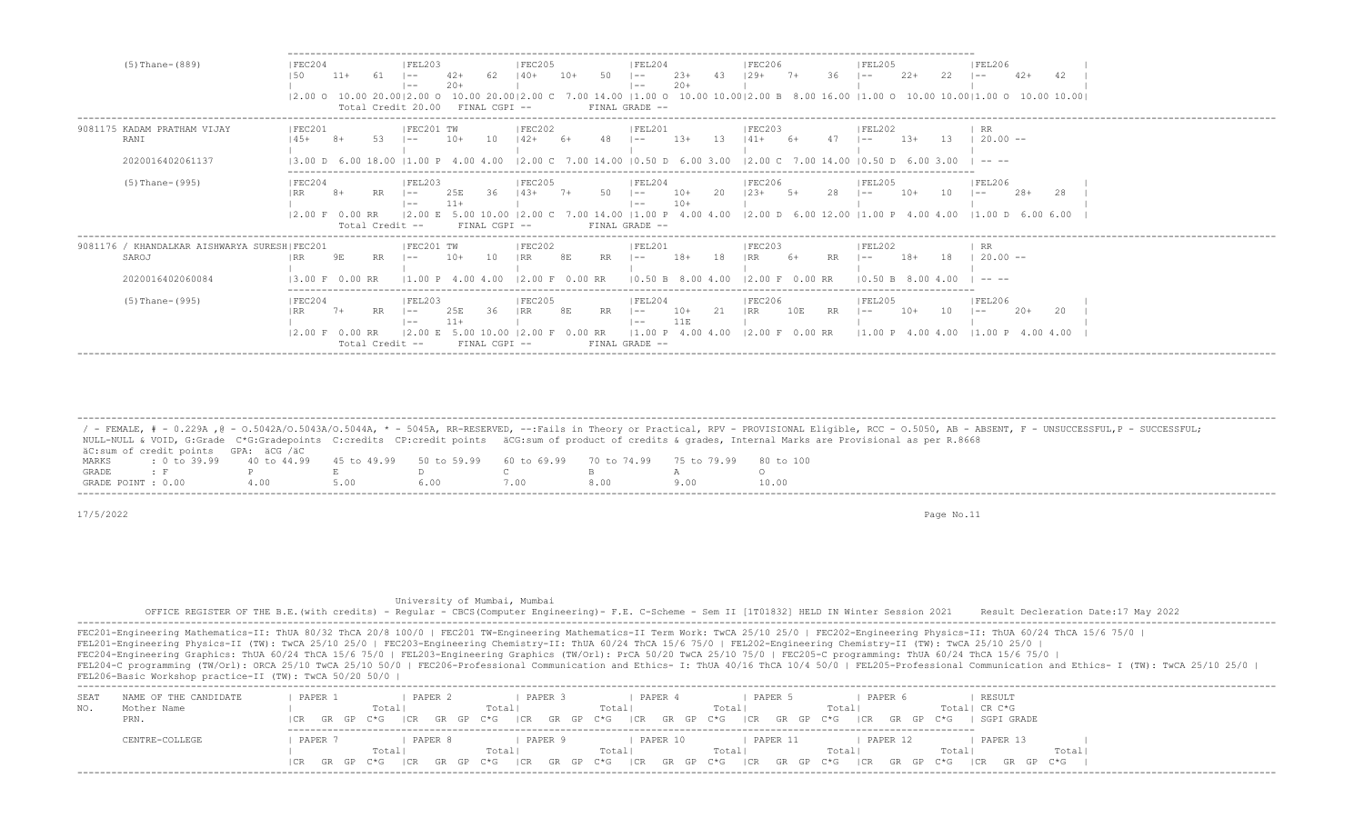| (5)Thane-(889) | FEC204 | FEL203 | FEC205 | FEL204 | FEC206 | FEL205 | FEL206 |
|---|---|---|---|---|---|---|---|
| | 50 11+ 61 | -- 42+ 62 | 40+ 10+ 50 | -- 23+ 43 | 29+ 7+ 36 | -- 22+ 22 | -- 42+ 42 |
| | | -- 20+ | | -- 20+ | | | |
| | 2.00 O 10.00 20.00 | 2.00 O 10.00 20.00 | 2.00 C 7.00 14.00 | 1.00 O 10.00 10.00 | 2.00 B 8.00 16.00 | 1.00 O 10.00 10.00 | 1.00 O 10.00 10.00 |
| | Total Credit 20.00 | FINAL CGPI -- | | FINAL GRADE -- | | | |

| 9081175 KADAM PRATHAM VIJAY | FEC201 | FEC201 TW | FEC202 | FEL201 | FEC203 | FEL202 | RR |
|---|---|---|---|---|---|---|---|
| RANI | 45+ 8+ 53 | -- 10+ 10 | 42+ 6+ 48 | -- 13+ 13 | 41+ 6+ 47 | -- 13+ 13 | 20.00 -- |
| 2020016402061137 | 3.00 D 6.00 18.00 | 1.00 P 4.00 4.00 | 2.00 C 7.00 14.00 | 0.50 D 6.00 3.00 | 2.00 C 7.00 14.00 | 0.50 D 6.00 3.00 | -- -- |
| (5)Thane-(995) | FEC204 | FEL203 | FEC205 | FEL204 | FEC206 | FEL205 | FEL206 |
| | RR 8+ RR | -- 25E 36 | 43+ 7+ 50 | -- 10+ 20 | 23+ 5+ 28 | -- 10+ 10 | -- 28+ 28 |
| | | -- 11+ | | -- 10+ | | | |
| | 2.00 F 0.00 RR | 2.00 E 5.00 10.00 | 2.00 C 7.00 14.00 | 1.00 P 4.00 4.00 | 2.00 D 6.00 12.00 | 1.00 P 4.00 4.00 | 1.00 D 6.00 6.00 |
| | Total Credit -- | FINAL CGPI -- | | FINAL GRADE -- | | | |

| 9081176 / KHANDALKAR AISHWARYA SURESH | FEC201 | FEC201 TW | FEC202 | FEL201 | FEC203 | FEL202 | RR |
|---|---|---|---|---|---|---|---|
| SAROJ | RR 9E RR | -- 10+ 10 | RR 8E RR | -- 18+ 18 | RR 6+ RR | -- 18+ 18 | 20.00 -- |
| 2020016402060084 | 3.00 F 0.00 RR | 1.00 P 4.00 4.00 | 2.00 F 0.00 RR | 0.50 B 8.00 4.00 | 2.00 F 0.00 RR | 0.50 B 8.00 4.00 | -- -- |
| (5)Thane-(995) | FEC204 | FEL203 | FEC205 | FEL204 | FEC206 | FEL205 | FEL206 |
| | RR 7+ RR | -- 25E 36 | RR 8E RR | -- 10+ 21 | RR 10E RR | -- 10+ 10 | -- 20+ 20 |
| | | -- 11+ | | -- 11E | | | |
| | 2.00 F 0.00 RR | 2.00 E 5.00 10.00 | 2.00 F 0.00 RR | 1.00 P 4.00 4.00 | 2.00 F 0.00 RR | 1.00 P 4.00 4.00 | 1.00 P 4.00 4.00 |
| | Total Credit -- | FINAL CGPI -- | | FINAL GRADE -- | | | |

/ - FEMALE, # - 0.229A ,@ - O.5042A/O.5043A/O.5044A, * - 5045A, RR-RESERVED, --:Fails in Theory or Practical, RPV - PROVISIONAL Eligible, RCC - O.5050, AB - ABSENT, F - UNSUCCESSFUL,P - SUCCESSFUL;
NULL-NULL & VOID, G:Grade C*G:Gradepoints C:credits CP:credit points äCG:sum of product of credits & grades, Internal Marks are Provisional as per R.8668
äC:sum of credit points GPA: äCG /äC

| MARKS | : 0 to 39.99 | 40 to 44.99 | 45 to 49.99 | 50 to 59.99 | 60 to 69.99 | 70 to 74.99 | 75 to 79.99 | 80 to 100 |
|---|---|---|---|---|---|---|---|---|
| GRADE | : F | P | E | D | C | B | A | O |
| GRADE POINT | : 0.00 | 4.00 | 5.00 | 6.00 | 7.00 | 8.00 | 9.00 | 10.00 |

17/5/2022

University of Mumbai, Mumbai

OFFICE REGISTER OF THE B.E.(with credits) - Regular - CBCS(Computer Engineering)- F.E. C-Scheme - Sem II [1T01832] HELD IN Winter Session 2021 Result Decleration Date:17 May 2022

FEC201-Engineering Mathematics-II: ThUA 80/32 ThCA 20/8 100/0 | FEC201 TW-Engineering Mathematics-II Term Work: TwCA 25/10 25/0 | FEC202-Engineering Physics-II: ThUA 60/24 ThCA 15/6 75/0 |
FEL201-Engineering Physics-II (TW): TwCA 25/10 25/0 | FEC203-Engineering Chemistry-II: ThUA 60/24 ThCA 15/6 75/0 | FEL202-Engineering Chemistry-II (TW): TwCA 25/10 25/0 |
FEC204-Engineering Graphics: ThUA 60/24 ThCA 15/6 75/0 | FEL203-Engineering Graphics (TW/Orl): PrCA 50/20 TwCA 25/10 75/0 | FEC205-C programming: ThUA 60/24 ThCA 15/6 75/0 |
FEL204-C programming (TW/Orl): ORCA 25/10 TwCA 25/10 50/0 | FEC206-Professional Communication and Ethics- I: ThUA 40/16 ThCA 10/4 50/0 | FEL205-Professional Communication and Ethics- I (TW): TwCA 25/10 25/0 |
FEL206-Basic Workshop practice-II (TW): TwCA 50/20 50/0 |

| SEAT NO. | NAME OF THE CANDIDATE / Mother Name / PRN. | PAPER 1 | PAPER 2 | PAPER 3 | PAPER 4 | PAPER 5 | PAPER 6 | RESULT |
|---|---|---|---|---|---|---|---|---|
| | | Total | Total | Total | Total | Total | Total | CR C*G |
| | | CR GR GP C*G | CR GR GP C*G | CR GR GP C*G | CR GR GP C*G | CR GR GP C*G | CR GR GP C*G | SGPI GRADE |
| | CENTRE-COLLEGE | PAPER 7 | PAPER 8 | PAPER 9 | PAPER 10 | PAPER 11 | PAPER 12 | PAPER 13 |
| | | Total | Total | Total | Total | Total | Total | Total |
| | | CR GR GP C*G | CR GR GP C*G | CR GR GP C*G | CR GR GP C*G | CR GR GP C*G | CR GR GP C*G | CR GR GP C*G |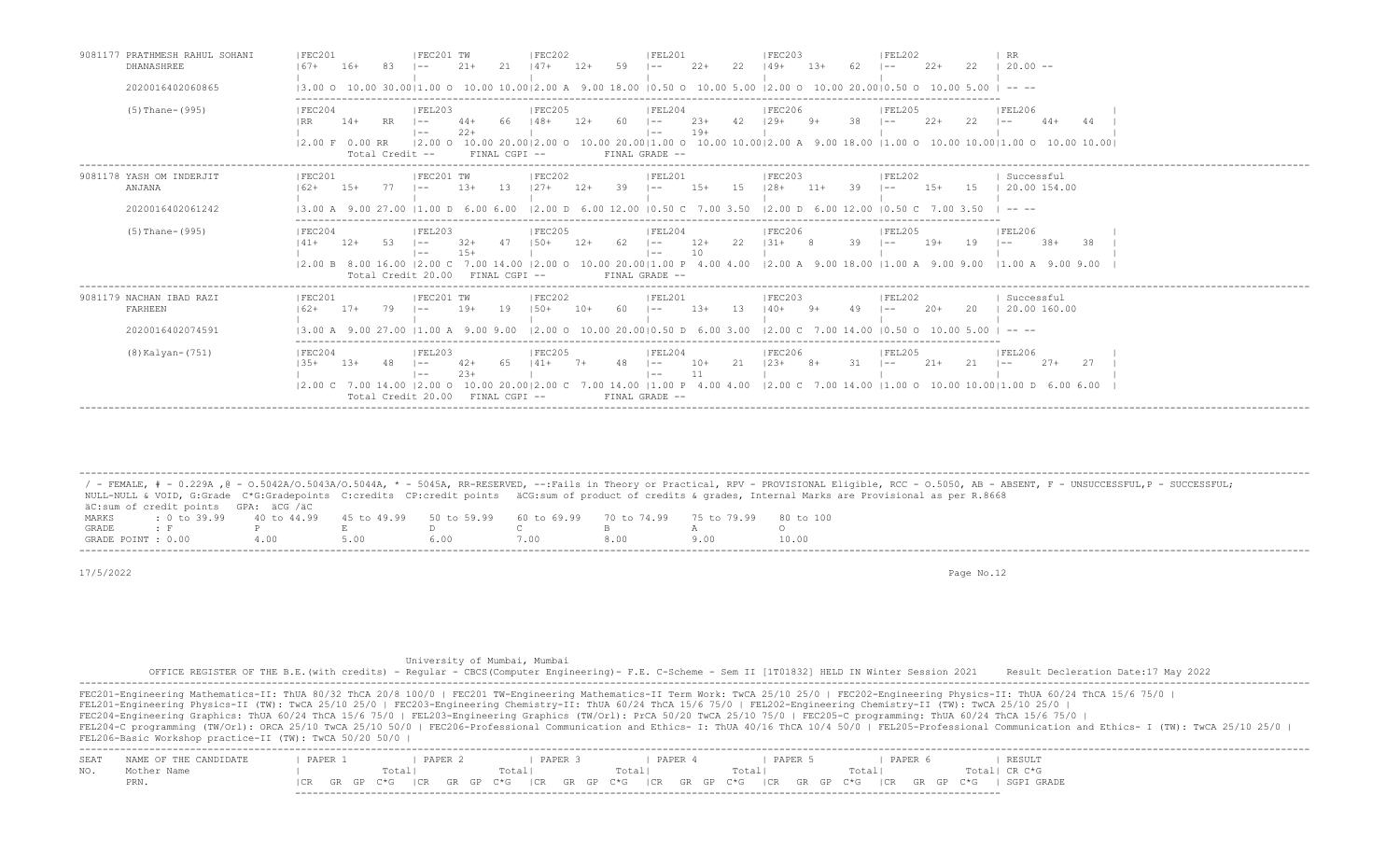```
9081177 PRATHMESH RAHUL SOHANI      |FEC201              |FEC201 TW           |FEC202              |FEL201              |FEC203              |FEL202              | RR
        DHANASHREE                  |67+   16+    83     |--     21+    21     |47+   12+    59     |--     22+    22    |49+   13+    62     |--     22+    22    | 20.00 --
                                    |                    |                    |                    |                    |                    |                    |
        2020016402060865            |3.00 O  10.00 30.00|1.00 O  10.00 10.00|2.00 A  9.00 18.00 |0.50 O  10.00 5.00 |2.00 O  10.00 20.00|0.50 O  10.00 5.00 | -- --
                                    ------------------------------------------------------------------------------------------------------------------------------------
        (5)Thane-(995)              |FEC204              |FEL203              |FEC205              |FEL204              |FEC206              |FEL205              |FEL206              |
                                    |RR    14+    RR     |--     44+    66     |48+   12+    60     |--     23+    42    |29+   9+     38     |--     22+    22    |--     44+    44    |
                                    |                    |--     22+           |                    |--     19+          |                    |                    |                    |
                                    |2.00 F  0.00 RR    |2.00 O  10.00 20.00|2.00 O  10.00 20.00|1.00 O  10.00 10.00|2.00 A  9.00 18.00 |1.00 O  10.00 10.00|1.00 O  10.00 10.00|
                                    Total Credit --      FINAL CGPI --        FINAL GRADE --
-----------------------------------------------------------------------------------------------------------------------------------------------------------------------------------------
9081178 YASH OM INDERJIT            |FEC201              |FEC201 TW           |FEC202              |FEL201              |FEC203              |FEL202              | Successful
        ANJANA                      |62+   15+    77     |--     13+    13     |27+   12+    39     |--     15+    15    |28+   11+    39     |--     15+    15    | 20.00 154.00
                                    |                    |                    |                    |                    |                    |                    |
        2020016402061242            |3.00 A  9.00 27.00 |1.00 D  6.00 6.00  |2.00 D  6.00 12.00 |0.50 C  7.00 3.50  |2.00 D  6.00 12.00 |0.50 C  7.00 3.50  | -- --
                                    ------------------------------------------------------------------------------------------------------------------------------------
        (5)Thane-(995)              |FEC204              |FEL203              |FEC205              |FEL204              |FEC206              |FEL205              |FEL206              |
                                    |41+   12+    53     |--     32+    47     |50+   12+    62     |--     12+    22    |31+   8      39     |--     19+    19    |--     38+    38    |
                                    |                    |--     15+           |                    |--     10           |                    |                    |                    |
                                    |2.00 B  8.00 16.00 |2.00 C  7.00 14.00 |2.00 O  10.00 20.00|1.00 P  4.00 4.00  |2.00 A  9.00 18.00 |1.00 A  9.00 9.00  |1.00 A  9.00 9.00  |
                                    Total Credit 20.00   FINAL CGPI --        FINAL GRADE --
-----------------------------------------------------------------------------------------------------------------------------------------------------------------------------------------
9081179 NACHAN IBAD RAZI            |FEC201              |FEC201 TW           |FEC202              |FEL201              |FEC203              |FEL202              | Successful
        FARHEEN                     |62+   17+    79     |--     19+    19     |50+   10+    60     |--     13+    13    |40+   9+     49     |--     20+    20    | 20.00 160.00
                                    |                    |                    |                    |                    |                    |                    |
        2020016402074591            |3.00 A  9.00 27.00 |1.00 A  9.00 9.00  |2.00 O  10.00 20.00|0.50 D  6.00 3.00  |2.00 C  7.00 14.00 |0.50 O  10.00 5.00 | -- --
                                    ------------------------------------------------------------------------------------------------------------------------------------
        (8)Kalyan-(751)             |FEC204              |FEL203              |FEC205              |FEL204              |FEC206              |FEL205              |FEL206              |
                                    |35+   13+    48     |--     42+    65     |41+   7+     48     |--     10+    21    |23+   8+     31     |--     21+    21    |--     27+    27    |
                                    |                    |--     23+           |                    |--     11           |                    |                    |                    |
                                    |2.00 C  7.00 14.00 |2.00 O  10.00 20.00|2.00 C  7.00 14.00 |1.00 P  4.00 4.00  |2.00 C  7.00 14.00 |1.00 O  10.00 10.00|1.00 D  6.00 6.00  |
                                    Total Credit 20.00   FINAL CGPI --        FINAL GRADE --
-----------------------------------------------------------------------------------------------------------------------------------------------------------------------------------------
```

/ - FEMALE, # - 0.229A ,@ - O.5042A/O.5043A/O.5044A, * - 5045A, RR-RESERVED, --:Fails in Theory or Practical, RPV - PROVISIONAL Eligible, RCC - O.5050, AB - ABSENT, F - UNSUCCESSFUL,P - SUCCESSFUL; NULL-NULL & VOID, G:Grade C*G:Gradepoints C:credits CP:credit points äCG:sum of product of credits & grades, Internal Marks are Provisional as per R.8668
äC:sum of credit points GPA: äCG /äC

| MARKS | : 0 to 39.99 | 40 to 44.99 | 45 to 49.99 | 50 to 59.99 | 60 to 69.99 | 70 to 74.99 | 75 to 79.99 | 80 to 100 |
|---|---|---|---|---|---|---|---|---|
| GRADE | : F | P | E | D | C | B | A | O |
| GRADE POINT | : 0.00 | 4.00 | 5.00 | 6.00 | 7.00 | 8.00 | 9.00 | 10.00 |

17/5/2022

University of Mumbai, Mumbai

OFFICE REGISTER OF THE B.E.(with credits) - Regular - CBCS(Computer Engineering)- F.E. C-Scheme - Sem II [1T01832] HELD IN Winter Session 2021 Result Decleration Date:17 May 2022

FEC201-Engineering Mathematics-II: ThUA 80/32 ThCA 20/8 100/0 | FEC201 TW-Engineering Mathematics-II Term Work: TwCA 25/10 25/0 | FEC202-Engineering Physics-II: ThUA 60/24 ThCA 15/6 75/0 |
FEL201-Engineering Physics-II (TW): TwCA 25/10 25/0 | FEC203-Engineering Chemistry-II: ThUA 60/24 ThCA 15/6 75/0 | FEL202-Engineering Chemistry-II (TW): TwCA 25/10 25/0 |
FEC204-Engineering Graphics: ThUA 60/24 ThCA 15/6 75/0 | FEL203-Engineering Graphics (TW/Orl): PrCA 50/20 TwCA 25/10 75/0 | FEC205-C programming: ThUA 60/24 ThCA 15/6 75/0 |
FEL204-C programming (TW/Orl): ORCA 25/10 TwCA 25/10 50/0 | FEC206-Professional Communication and Ethics- I: ThUA 40/16 ThCA 10/4 50/0 | FEL205-Professional Communication and Ethics- I (TW): TwCA 25/10 25/0 |
FEL206-Basic Workshop practice-II (TW): TwCA 50/20 50/0 |

```
SEAT   NAME OF THE CANDIDATE      | PAPER 1             | PAPER 2             | PAPER 3             | PAPER 4             | PAPER 5             | PAPER 6             | RESULT
NO.    Mother Name                |              Total|              Total|              Total|              Total|              Total|              Total| CR C*G
       PRN.                       |CR   GR  GP  C*G   |CR   GR  GP  C*G   |CR   GR  GP  C*G   |CR   GR  GP  C*G   |CR   GR  GP  C*G   |CR   GR  GP  C*G   | SGPI GRADE
```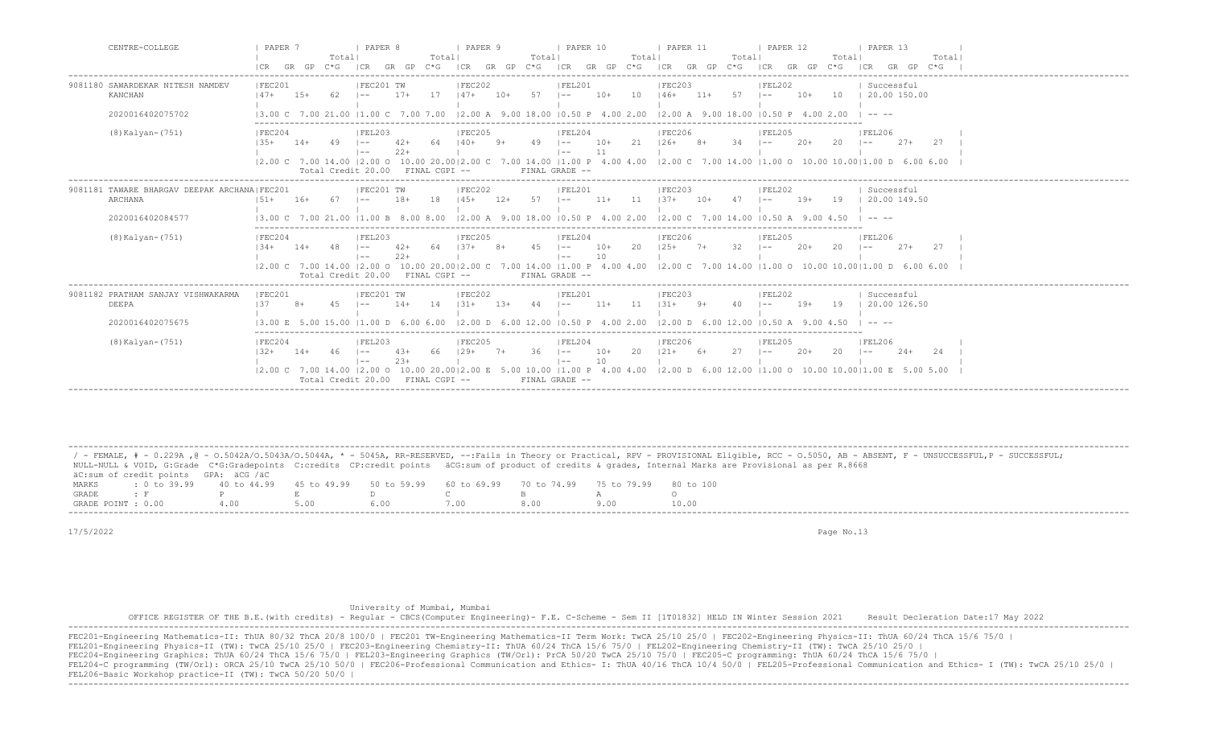| CENTRE-COLLEGE | PAPER 7 | PAPER 8 | PAPER 9 | PAPER 10 | PAPER 11 | PAPER 12 | PAPER 13 |
|---|---|---|---|---|---|---|---|
| | CR GR GP C*G Total | CR GR GP C*G Total | CR GR GP C*G Total | CR GR GP C*G Total | CR GR GP C*G Total | CR GR GP C*G Total | CR GR GP C*G Total |
| 9081180 SAWARDEKAR NITESH NAMDEV KANCHAN | FEC201<br>47+ 15+ 62 | FEC201 TW<br>-- 17+ 17 | FEC202<br>47+ 10+ 57 | FEL201<br>-- 10+ 10 | FEC203<br>46+ 11+ 57 | FEL202<br>-- 10+ 10 | Successful<br>20.00 150.00 |
| 2020016402075702 | 3.00 C 7.00 21.00 | 1.00 C 7.00 7.00 | 2.00 A 9.00 18.00 | 0.50 P 4.00 2.00 | 2.00 A 9.00 18.00 | 0.50 P 4.00 2.00 | -- -- |
| (8)Kalyan-(751) | FEC204<br>35+ 14+ 49 | FEL203<br>-- 42+ 64<br>-- 22+ | FEC205<br>40+ 9+ 49 | FEL204<br>-- 10+ 21<br>-- 11 | FEC206<br>26+ 8+ 34 | FEL205<br>-- 20+ 20 | FEL206<br>-- 27+ 27 |
| | 2.00 C 7.00 14.00 | 2.00 O 10.00 20.00 | 2.00 C 7.00 14.00 | 1.00 P 4.00 4.00 | 2.00 C 7.00 14.00 | 1.00 O 10.00 10.00 | 1.00 D 6.00 6.00 |
| | | Total Credit 20.00 FINAL CGPI -- | | FINAL GRADE -- | | | |
| 9081181 TAWARE BHARGAV DEEPAK ARCHANA ARCHANA | FEC201<br>51+ 16+ 67 | FEC201 TW<br>-- 18+ 18 | FEC202<br>45+ 12+ 57 | FEL201<br>-- 11+ 11 | FEC203<br>37+ 10+ 47 | FEL202<br>-- 19+ 19 | Successful<br>20.00 149.50 |
| 2020016402084577 | 3.00 C 7.00 21.00 | 1.00 B 8.00 8.00 | 2.00 A 9.00 18.00 | 0.50 P 4.00 2.00 | 2.00 C 7.00 14.00 | 0.50 A 9.00 4.50 | -- -- |
| (8)Kalyan-(751) | FEC204<br>34+ 14+ 48 | FEL203<br>-- 42+ 64<br>-- 22+ | FEC205<br>37+ 8+ 45 | FEL204<br>-- 10+ 20<br>-- 10 | FEC206<br>25+ 7+ 32 | FEL205<br>-- 20+ 20 | FEL206<br>-- 27+ 27 |
| | 2.00 C 7.00 14.00 | 2.00 O 10.00 20.00 | 2.00 C 7.00 14.00 | 1.00 P 4.00 4.00 | 2.00 C 7.00 14.00 | 1.00 O 10.00 10.00 | 1.00 D 6.00 6.00 |
| | | Total Credit 20.00 FINAL CGPI -- | | FINAL GRADE -- | | | |
| 9081182 PRATHAM SANJAY VISHWAKARMA DEEPA | FEC201<br>37 8+ 45 | FEC201 TW<br>-- 14+ 14 | FEC202<br>31+ 13+ 44 | FEL201<br>-- 11+ 11 | FEC203<br>31+ 9+ 40 | FEL202<br>-- 19+ 19 | Successful<br>20.00 126.50 |
| 2020016402075675 | 3.00 E 5.00 15.00 | 1.00 D 6.00 6.00 | 2.00 D 6.00 12.00 | 0.50 P 4.00 2.00 | 2.00 D 6.00 12.00 | 0.50 A 9.00 4.50 | -- -- |
| (8)Kalyan-(751) | FEC204<br>32+ 14+ 46 | FEL203<br>-- 43+ 66<br>-- 23+ | FEC205<br>29+ 7+ 36 | FEL204<br>-- 10+ 20<br>-- 10 | FEC206<br>21+ 6+ 27 | FEL205<br>-- 20+ 20 | FEL206<br>-- 24+ 24 |
| | 2.00 C 7.00 14.00 | 2.00 O 10.00 20.00 | 2.00 E 5.00 10.00 | 1.00 P 4.00 4.00 | 2.00 D 6.00 12.00 | 1.00 O 10.00 10.00 | 1.00 E 5.00 5.00 |
| | | Total Credit 20.00 FINAL CGPI -- | | FINAL GRADE -- | | | |

/ - FEMALE, # - 0.229A ,@ - O.5042A/O.5043A/O.5044A, * - 5045A, RR-RESERVED, --:Fails in Theory or Practical, RPV - PROVISIONAL Eligible, RCC - O.5050, AB - ABSENT, F - UNSUCCESSFUL,P - SUCCESSFUL; NULL-NULL & VOID, G:Grade C*G:Gradepoints C:credits CP:credit points äCG:sum of product of credits & grades, Internal Marks are Provisional as per R.8668
äC:sum of credit points GPA: äCG /äC

| MARKS | : 0 to 39.99 | 40 to 44.99 | 45 to 49.99 | 50 to 59.99 | 60 to 69.99 | 70 to 74.99 | 75 to 79.99 | 80 to 100 |
|---|---|---|---|---|---|---|---|---|
| GRADE | : F | P | E | D | C | B | A | O |
| GRADE POINT | : 0.00 | 4.00 | 5.00 | 6.00 | 7.00 | 8.00 | 9.00 | 10.00 |

17/5/2022

University of Mumbai, Mumbai
OFFICE REGISTER OF THE B.E.(with credits) - Regular - CBCS(Computer Engineering)- F.E. C-Scheme - Sem II [1T01832] HELD IN Winter Session 2021 Result Decleration Date:17 May 2022

FEC201-Engineering Mathematics-II: ThUA 80/32 ThCA 20/8 100/0 | FEC201 TW-Engineering Mathematics-II Term Work: TwCA 25/10 25/0 | FEC202-Engineering Physics-II: ThUA 60/24 ThCA 15/6 75/0 |
FEL201-Engineering Physics-II (TW): TwCA 25/10 25/0 | FEC203-Engineering Chemistry-II: ThUA 60/24 ThCA 15/6 75/0 | FEL202-Engineering Chemistry-II (TW): TwCA 25/10 25/0 |
FEC204-Engineering Graphics: ThUA 60/24 ThCA 15/6 75/0 | FEL203-Engineering Graphics (TW/Orl): PrCA 50/20 TwCA 25/10 75/0 | FEC205-C programming: ThUA 60/24 ThCA 15/6 75/0 |
FEL204-C programming (TW/Orl): ORCA 25/10 TwCA 25/10 50/0 | FEC206-Professional Communication and Ethics- I: ThUA 40/16 ThCA 10/4 50/0 | FEL205-Professional Communication and Ethics- I (TW): TwCA 25/10 25/0 |
FEL206-Basic Workshop practice-II (TW): TwCA 50/20 50/0 |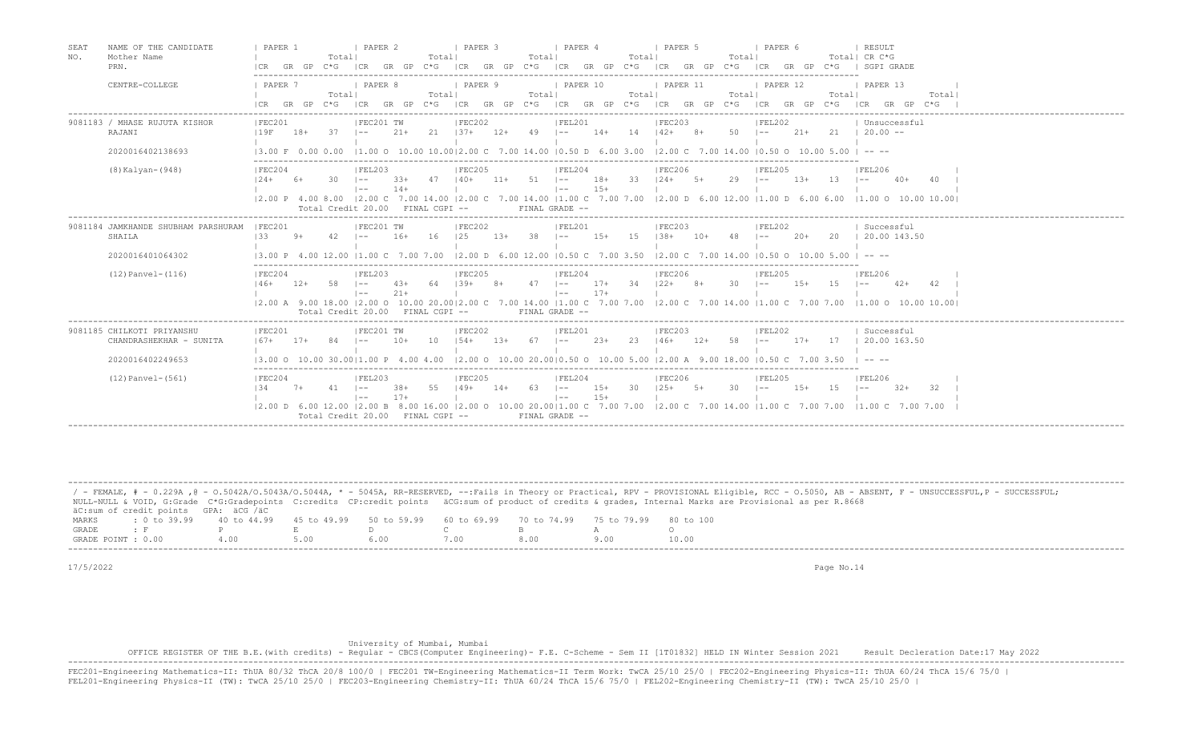| SEAT NO. | NAME OF THE CANDIDATE / Mother Name / PRN. | PAPER 1 | PAPER 2 | PAPER 3 | PAPER 4 | PAPER 5 | PAPER 6 | RESULT |
|---|---|---|---|---|---|---|---|---|
| | | CR GR GP C*G Total | CR GR GP C*G Total | CR GR GP C*G Total | CR GR GP C*G Total | CR GR GP C*G Total | CR GR GP C*G Total | CR C*G SGPI GRADE |
| | CENTRE-COLLEGE | PAPER 7 | PAPER 8 | PAPER 9 | PAPER 10 | PAPER 11 | PAPER 12 | PAPER 13 |

| SEAT NO. | Candidate | Paper 1 | Paper 2 | Paper 3 | Paper 4 | Paper 5 | Paper 6 | Paper 7 / Result |
|---|---|---|---|---|---|---|---|---|
| 9081183 | / MHASE RUJUTA KISHOR | FEC201 | FEC201 TW | FEC202 | FEL201 | FEC203 | FEL202 | Unsuccessful |
| | RAJANI | 19F 18+ 37 | -- 21+ 21 | 37+ 12+ 49 | -- 14+ 14 | 42+ 8+ 50 | -- 21+ 21 | 20.00 -- |
| | 2020016402138693 | 3.00 F 0.00 0.00 | 1.00 O 10.00 10.00 | 2.00 C 7.00 14.00 | 0.50 D 6.00 3.00 | 2.00 C 7.00 14.00 | 0.50 O 10.00 5.00 | -- -- |
| | (8)Kalyan-(948) | FEC204 | FEL203 | FEC205 | FEL204 | FEC206 | FEL205 | FEL206 |
| | | 24+ 6+ 30 | -- 33+ 47 / -- 14+ | 40+ 11+ 51 | -- 18+ 33 / -- 15+ | 24+ 5+ 29 | -- 13+ 13 | -- 40+ 40 |
| | | 2.00 P 4.00 8.00 | 2.00 C 7.00 14.00 | 2.00 C 7.00 14.00 | 1.00 C 7.00 7.00 | 2.00 D 6.00 12.00 | 1.00 D 6.00 6.00 | 1.00 O 10.00 10.00 |
| | | Total Credit 20.00 | FINAL CGPI -- | | FINAL GRADE -- | | | |
| 9081184 | JAMKHANDE SHUBHAM PARSHURAM | FEC201 | FEC201 TW | FEC202 | FEL201 | FEC203 | FEL202 | Successful |
| | SHAILA | 33 9+ 42 | -- 16+ 16 | 25 13+ 38 | -- 15+ 15 | 38+ 10+ 48 | -- 20+ 20 | 20.00 143.50 |
| | 2020016401064302 | 3.00 P 4.00 12.00 | 1.00 C 7.00 7.00 | 2.00 D 6.00 12.00 | 0.50 C 7.00 3.50 | 2.00 C 7.00 14.00 | 0.50 O 10.00 5.00 | -- -- |
| | (12)Panvel-(116) | FEC204 | FEL203 | FEC205 | FEL204 | FEC206 | FEL205 | FEL206 |
| | | 46+ 12+ 58 | -- 43+ 64 / -- 21+ | 39+ 8+ 47 | -- 17+ 34 / -- 17+ | 22+ 8+ 30 | -- 15+ 15 | -- 42+ 42 |
| | | 2.00 A 9.00 18.00 | 2.00 O 10.00 20.00 | 2.00 C 7.00 14.00 | 1.00 C 7.00 7.00 | 2.00 C 7.00 14.00 | 1.00 C 7.00 7.00 | 1.00 O 10.00 10.00 |
| | | Total Credit 20.00 | FINAL CGPI -- | | FINAL GRADE -- | | | |
| 9081185 | CHILKOTI PRIYANSHU | FEC201 | FEC201 TW | FEC202 | FEL201 | FEC203 | FEL202 | Successful |
| | CHANDRASHEKHAR - SUNITA | 67+ 17+ 84 | -- 10+ 10 | 54+ 13+ 67 | -- 23+ 23 | 46+ 12+ 58 | -- 17+ 17 | 20.00 163.50 |
| | 2020016402249653 | 3.00 O 10.00 30.00 | 1.00 P 4.00 4.00 | 2.00 O 10.00 20.00 | 0.50 O 10.00 5.00 | 2.00 A 9.00 18.00 | 0.50 C 7.00 3.50 | -- -- |
| | (12)Panvel-(561) | FEC204 | FEL203 | FEC205 | FEL204 | FEC206 | FEL205 | FEL206 |
| | | 34 7+ 41 | -- 38+ 55 / -- 17+ | 49+ 14+ 63 | -- 15+ 30 / -- 15+ | 25+ 5+ 30 | -- 15+ 15 | -- 32+ 32 |
| | | 2.00 D 6.00 12.00 | 2.00 B 8.00 16.00 | 2.00 O 10.00 20.00 | 1.00 C 7.00 7.00 | 2.00 C 7.00 14.00 | 1.00 C 7.00 7.00 | 1.00 C 7.00 7.00 |
| | | Total Credit 20.00 | FINAL CGPI -- | | FINAL GRADE -- | | | |

/ - FEMALE, # - 0.229A ,@ - O.5042A/O.5043A/O.5044A, * - 5045A, RR-RESERVED, --:Fails in Theory or Practical, RPV - PROVISIONAL Eligible, RCC - O.5050, AB - ABSENT, F - UNSUCCESSFUL,P - SUCCESSFUL; NULL-NULL & VOID, G:Grade C*G:Gradepoints C:credits CP:credit points äCG:sum of product of credits & grades, Internal Marks are Provisional as per R.8668
äC:sum of credit points GPA: äCG /äC

| MARKS | : 0 to 39.99 | 40 to 44.99 | 45 to 49.99 | 50 to 59.99 | 60 to 69.99 | 70 to 74.99 | 75 to 79.99 | 80 to 100 |
|---|---|---|---|---|---|---|---|---|
| GRADE | : F | P | E | D | C | B | A | O |
| GRADE POINT | : 0.00 | 4.00 | 5.00 | 6.00 | 7.00 | 8.00 | 9.00 | 10.00 |

17/5/2022

University of Mumbai, Mumbai
OFFICE REGISTER OF THE B.E.(with credits) - Regular - CBCS(Computer Engineering)- F.E. C-Scheme - Sem II [1T01832] HELD IN Winter Session 2021 Result Decleration Date:17 May 2022

FEC201-Engineering Mathematics-II: ThUA 80/32 ThCA 20/8 100/0 | FEC201 TW-Engineering Mathematics-II Term Work: TwCA 25/10 25/0 | FEC202-Engineering Physics-II: ThUA 60/24 ThCA 15/6 75/0 |
FEL201-Engineering Physics-II (TW): TwCA 25/10 25/0 | FEC203-Engineering Chemistry-II: ThUA 60/24 ThCA 15/6 75/0 | FEL202-Engineering Chemistry-II (TW): TwCA 25/10 25/0 |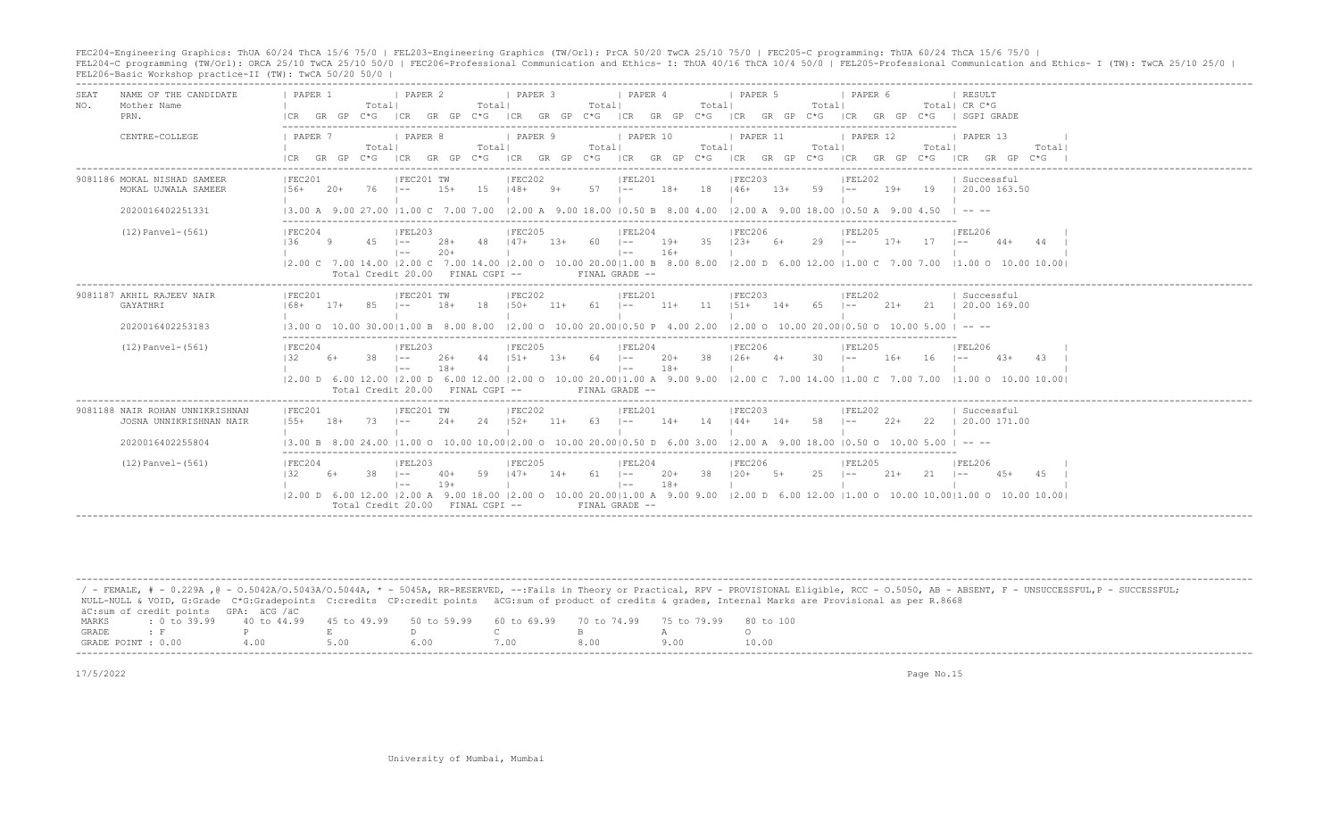FEC204-Engineering Graphics: ThUA 60/24 ThCA 15/6 75/0 | FEL203-Engineering Graphics (TW/Orl): PrCA 50/20 TwCA 25/10 75/0 | FEC205-C programming: ThUA 60/24 ThCA 15/6 75/0 |
FEL204-C programming (TW/Orl): ORCA 25/10 TwCA 25/10 50/0 | FEC206-Professional Communication and Ethics- I: ThUA 40/16 ThCA 10/4 50/0 | FEL205-Professional Communication and Ethics- I (TW): TwCA 25/10 25/0 |
FEL206-Basic Workshop practice-II (TW): TwCA 50/20 50/0 |

```
SEAT   NAME OF THE CANDIDATE      | PAPER 1           | PAPER 2           | PAPER 3           | PAPER 4           | PAPER 5           | PAPER 6           | RESULT
NO.    Mother Name                |            Total| |            Total| |            Total| |            Total| |            Total| |            Total| CR C*G
       PRN.                       |CR  GR GP  C*G     |CR  GR GP  C*G     |CR  GR GP  C*G     |CR  GR GP  C*G     |CR  GR GP  C*G     |CR  GR GP  C*G     | SGPI GRADE

       CENTRE-COLLEGE             | PAPER 7           | PAPER 8           | PAPER 9           | PAPER 10          | PAPER 11          | PAPER 12          | PAPER 13
                                  |            Total| |            Total| |            Total| |            Total| |            Total| |            Total| |            Total|
                                  |CR  GR GP  C*G     |CR  GR GP  C*G     |CR  GR GP  C*G     |CR  GR GP  C*G     |CR  GR GP  C*G     |CR  GR GP  C*G     |CR  GR GP  C*G   |
-------------------------------------------------------------------------------------------------------------------------------------------------------------------------------
9081186 MOKAL NISHAD SAMEER       |FEC201             |FEC201 TW          |FEC202             |FEL201             |FEC203             |FEL202             | Successful
        MOKAL UJWALA SAMEER       |56+   20+    76    |--    15+    15    |48+    9+    57    |--    18+    18    |46+   13+    59    |--    19+    19    | 20.00 163.50

        2020016402251331          |3.00 A  9.00 27.00 |1.00 C  7.00 7.00  |2.00 A  9.00 18.00 |0.50 B  8.00 4.00  |2.00 A  9.00 18.00 |0.50 A  9.00 4.50  | -- --

        (12)Panvel-(561)          |FEC204             |FEL203             |FEC205             |FEL204             |FEC206             |FEL205             |FEL206            |
                                  |36     9     45    |--    28+    48    |47+   13+    60    |--    19+    35    |23+    6+    29    |--    17+    17    |--    44+    44  |
                                  |                   |--    20+          |                   |--    16+          |                   |                   |                  |
                                  |2.00 C  7.00 14.00 |2.00 C  7.00 14.00 |2.00 O 10.00 20.00 |1.00 B  8.00 8.00  |2.00 D  6.00 12.00 |1.00 C  7.00 7.00  |1.00 O 10.00 10.00|
                                         Total Credit 20.00   FINAL CGPI --           FINAL GRADE --
-------------------------------------------------------------------------------------------------------------------------------------------------------------------------------
9081187 AKHIL RAJEEV NAIR         |FEC201             |FEC201 TW          |FEC202             |FEL201             |FEC203             |FEL202             | Successful
        GAYATHRI                  |68+   17+    85    |--    18+    18    |50+   11+    61    |--    11+    11    |51+   14+    65    |--    21+    21    | 20.00 169.00

        2020016402253183          |3.00 O 10.00 30.00 |1.00 B  8.00 8.00  |2.00 O 10.00 20.00 |0.50 P  4.00 2.00  |2.00 O 10.00 20.00 |0.50 O 10.00 5.00  | -- --

        (12)Panvel-(561)          |FEC204             |FEL203             |FEC205             |FEL204             |FEC206             |FEL205             |FEL206            |
                                  |32     6+    38    |--    26+    44    |51+   13+    64    |--    20+    38    |26+    4+    30    |--    16+    16    |--    43+    43  |
                                  |                   |--    18+          |                   |--    18+          |                   |                   |                  |
                                  |2.00 D  6.00 12.00 |2.00 D  6.00 12.00 |2.00 O 10.00 20.00 |1.00 A  9.00 9.00  |2.00 C  7.00 14.00 |1.00 C  7.00 7.00  |1.00 O 10.00 10.00|
                                         Total Credit 20.00   FINAL CGPI --           FINAL GRADE --
-------------------------------------------------------------------------------------------------------------------------------------------------------------------------------
9081188 NAIR ROHAN UNNIKRISHNAN   |FEC201             |FEC201 TW          |FEC202             |FEL201             |FEC203             |FEL202             | Successful
        JOSNA UNNIKRISHNAN NAIR   |55+   18+    73    |--    24+    24    |52+   11+    63    |--    14+    14    |44+   14+    58    |--    22+    22    | 20.00 171.00

        2020016402255804          |3.00 B  8.00 24.00 |1.00 O 10.00 10.00 |2.00 O 10.00 20.00 |0.50 D  6.00 3.00  |2.00 A  9.00 18.00 |0.50 O 10.00 5.00  | -- --

        (12)Panvel-(561)          |FEC204             |FEL203             |FEC205             |FEL204             |FEC206             |FEL205             |FEL206            |
                                  |32     6+    38    |--    40+    59    |47+   14+    61    |--    20+    38    |20+    5+    25    |--    21+    21    |--    45+    45  |
                                  |                   |--    19+          |                   |--    18+          |                   |                   |                  |
                                  |2.00 D  6.00 12.00 |2.00 A  9.00 18.00 |2.00 O 10.00 20.00 |1.00 A  9.00 9.00  |2.00 D  6.00 12.00 |1.00 O 10.00 10.00 |1.00 O 10.00 10.00|
                                         Total Credit 20.00   FINAL CGPI --           FINAL GRADE --
-------------------------------------------------------------------------------------------------------------------------------------------------------------------------------
```

/ - FEMALE, # - 0.229A ,@ - O.5042A/O.5043A/O.5044A, * - 5045A, RR-RESERVED, --:Fails in Theory or Practical, RPV - PROVISIONAL Eligible, RCC - O.5050, AB - ABSENT, F - UNSUCCESSFUL,P - SUCCESSFUL;
NULL-NULL & VOID, G:Grade C*G:Gradepoints C:credits CP:credit points äCG:sum of product of credits & grades, Internal Marks are Provisional as per R.8668
äC:sum of credit points GPA: äCG /äC

| MARKS | : 0 to 39.99 | 40 to 44.99 | 45 to 49.99 | 50 to 59.99 | 60 to 69.99 | 70 to 74.99 | 75 to 79.99 | 80 to 100 |
|---|---|---|---|---|---|---|---|---|
| GRADE | : F | P | E | D | C | B | A | O |
| GRADE POINT | : 0.00 | 4.00 | 5.00 | 6.00 | 7.00 | 8.00 | 9.00 | 10.00 |

17/5/2022

University of Mumbai, Mumbai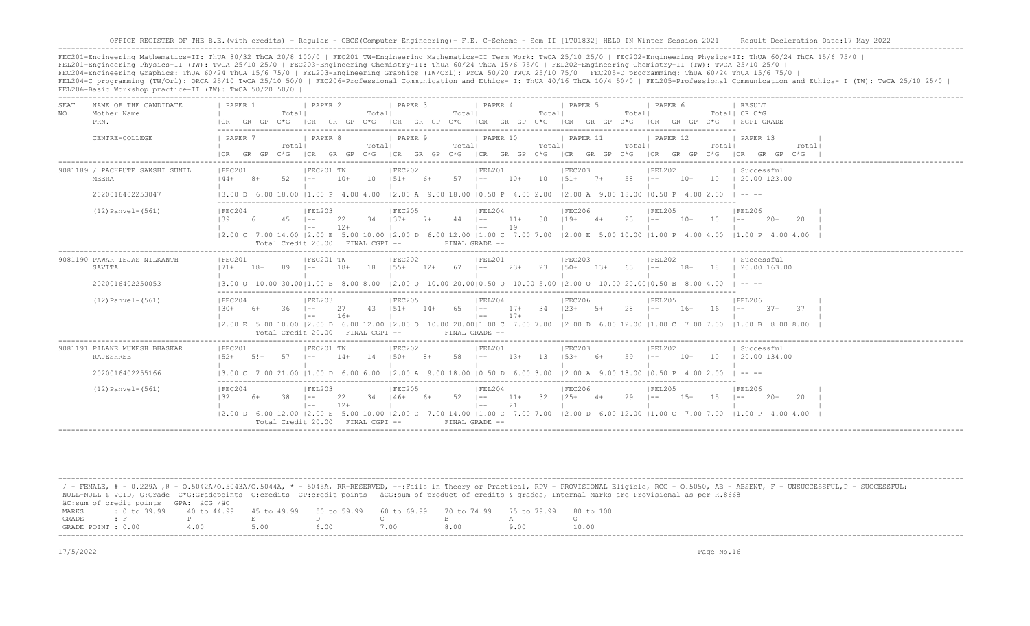OFFICE REGISTER OF THE B.E.(with credits) - Regular - CBCS(Computer Engineering)- F.E. C-Scheme - Sem II [1T01832] HELD IN Winter Session 2021     Result Decleration Date:17 May 2022

FEC201-Engineering Mathematics-II: ThUA 80/32 ThCA 20/8 100/0 | FEC201 TW-Engineering Mathematics-II Term Work: TwCA 25/10 25/0 | FEC202-Engineering Physics-II: ThUA 60/24 ThCA 15/6 75/0 |
FEL201-Engineering Physics-II (TW): TwCA 25/10 25/0 | FEC203-Engineering Chemistry-II: ThUA 60/24 ThCA 15/6 75/0 | FEL202-Engineering Chemistry-II (TW): TwCA 25/10 25/0 |
FEC204-Engineering Graphics: ThUA 60/24 ThCA 15/6 75/0 | FEL203-Engineering Graphics (TW/Orl): PrCA 50/20 TwCA 25/10 75/0 | FEC205-C programming: ThUA 60/24 ThCA 15/6 75/0 |
FEL204-C programming (TW/Orl): ORCA 25/10 TwCA 25/10 50/0 | FEC206-Professional Communication and Ethics- I: ThUA 40/16 ThCA 10/4 50/0 | FEL205-Professional Communication and Ethics- I (TW): TwCA 25/10 25/0 |
FEL206-Basic Workshop practice-II (TW): TwCA 50/20 50/0 |

| SEAT NO. | NAME OF THE CANDIDATE / Mother Name / PRN. / CENTRE-COLLEGE | PAPER 1 / PAPER 7 | PAPER 2 / PAPER 8 | PAPER 3 / PAPER 9 | PAPER 4 / PAPER 10 | PAPER 5 / PAPER 11 | PAPER 6 / PAPER 12 | RESULT CR C*G SGPI GRADE / PAPER 13 |
|---|---|---|---|---|---|---|---|---|
| 9081189 | / PACHPUTE SAKSHI SUNIL MEERA | FEC201 44+ 8+ 52 | FEC201 TW -- 10+ 10 | FEC202 51+ 6+ 57 | FEL201 -- 10+ 10 | FEC203 51+ 7+ 58 | FEL202 -- 10+ 10 | Successful 20.00 123.00 |
| | 2020016402253047 | 3.00 D 6.00 18.00 | 1.00 P 4.00 4.00 | 2.00 A 9.00 18.00 | 0.50 P 4.00 2.00 | 2.00 A 9.00 18.00 | 0.50 P 4.00 2.00 | -- -- |
| | (12)Panvel-(561) | FEC204 39 6 45 | FEL203 -- 22 34 / -- 12+ | FEC205 37+ 7+ 44 | FEL204 -- 11+ 30 / -- 19 | FEC206 19+ 4+ 23 | FEL205 -- 10+ 10 | FEL206 -- 20+ 20 |
| | | 2.00 C 7.00 14.00 | 2.00 E 5.00 10.00 | 2.00 D 6.00 12.00 | 1.00 C 7.00 7.00 | 2.00 E 5.00 10.00 | 1.00 P 4.00 4.00 | 1.00 P 4.00 4.00 |
| | | Total Credit 20.00 | FINAL CGPI -- | | FINAL GRADE -- | | | |
| 9081190 | PAWAR TEJAS NILKANTH SAVITA | FEC201 71+ 18+ 89 | FEC201 TW -- 18+ 18 | FEC202 55+ 12+ 67 | FEL201 -- 23+ 23 | FEC203 50+ 13+ 63 | FEL202 -- 18+ 18 | Successful 20.00 163.00 |
| | 2020016402250053 | 3.00 O 10.00 30.00 | 1.00 B 8.00 8.00 | 2.00 O 10.00 20.00 | 0.50 O 10.00 5.00 | 2.00 O 10.00 20.00 | 0.50 B 8.00 4.00 | -- -- |
| | (12)Panvel-(561) | FEC204 30+ 6+ 36 | FEL203 -- 27 43 / -- 16+ | FEC205 51+ 14+ 65 | FEL204 -- 17+ 34 / -- 17+ | FEC206 23+ 5+ 28 | FEL205 -- 16+ 16 | FEL206 -- 37+ 37 |
| | | 2.00 E 5.00 10.00 | 2.00 D 6.00 12.00 | 2.00 O 10.00 20.00 | 1.00 C 7.00 7.00 | 2.00 D 6.00 12.00 | 1.00 C 7.00 7.00 | 1.00 B 8.00 8.00 |
| | | Total Credit 20.00 | FINAL CGPI -- | | FINAL GRADE -- | | | |
| 9081191 | PILANE MUKESH BHASKAR RAJESHREE | FEC201 52+ 5!+ 57 | FEC201 TW -- 14+ 14 | FEC202 50+ 8+ 58 | FEL201 -- 13+ 13 | FEC203 53+ 6+ 59 | FEL202 -- 10+ 10 | Successful 20.00 134.00 |
| | 2020016402255166 | 3.00 C 7.00 21.00 | 1.00 D 6.00 6.00 | 2.00 A 9.00 18.00 | 0.50 D 6.00 3.00 | 2.00 A 9.00 18.00 | 0.50 P 4.00 2.00 | -- -- |
| | (12)Panvel-(561) | FEC204 32 6+ 38 | FEL203 -- 22 34 / -- 12+ | FEC205 46+ 6+ 52 | FEL204 -- 11+ 32 / -- 21 | FEC206 25+ 4+ 29 | FEL205 -- 15+ 15 | FEL206 -- 20+ 20 |
| | | 2.00 D 6.00 12.00 | 2.00 E 5.00 10.00 | 2.00 C 7.00 14.00 | 1.00 C 7.00 7.00 | 2.00 D 6.00 12.00 | 1.00 C 7.00 7.00 | 1.00 P 4.00 4.00 |
| | | Total Credit 20.00 | FINAL CGPI -- | | FINAL GRADE -- | | | |

/ - FEMALE, # - 0.229A ,@ - O.5042A/O.5043A/O.5044A, * - 5045A, RR-RESERVED, --:Fails in Theory or Practical, RPV - PROVISIONAL Eligible, RCC - O.5050, AB - ABSENT, F - UNSUCCESSFUL,P - SUCCESSFUL;
NULL-NULL & VOID, G:Grade C*G:Gradepoints C:credits CP:credit points äCG:sum of product of credits & grades, Internal Marks are Provisional as per R.8668
äC:sum of credit points GPA: äCG /äC

| MARKS | : 0 to 39.99 | 40 to 44.99 | 45 to 49.99 | 50 to 59.99 | 60 to 69.99 | 70 to 74.99 | 75 to 79.99 | 80 to 100 |
|---|---|---|---|---|---|---|---|---|
| GRADE | : F | P | E | D | C | B | A | O |
| GRADE POINT | : 0.00 | 4.00 | 5.00 | 6.00 | 7.00 | 8.00 | 9.00 | 10.00 |

17/5/2022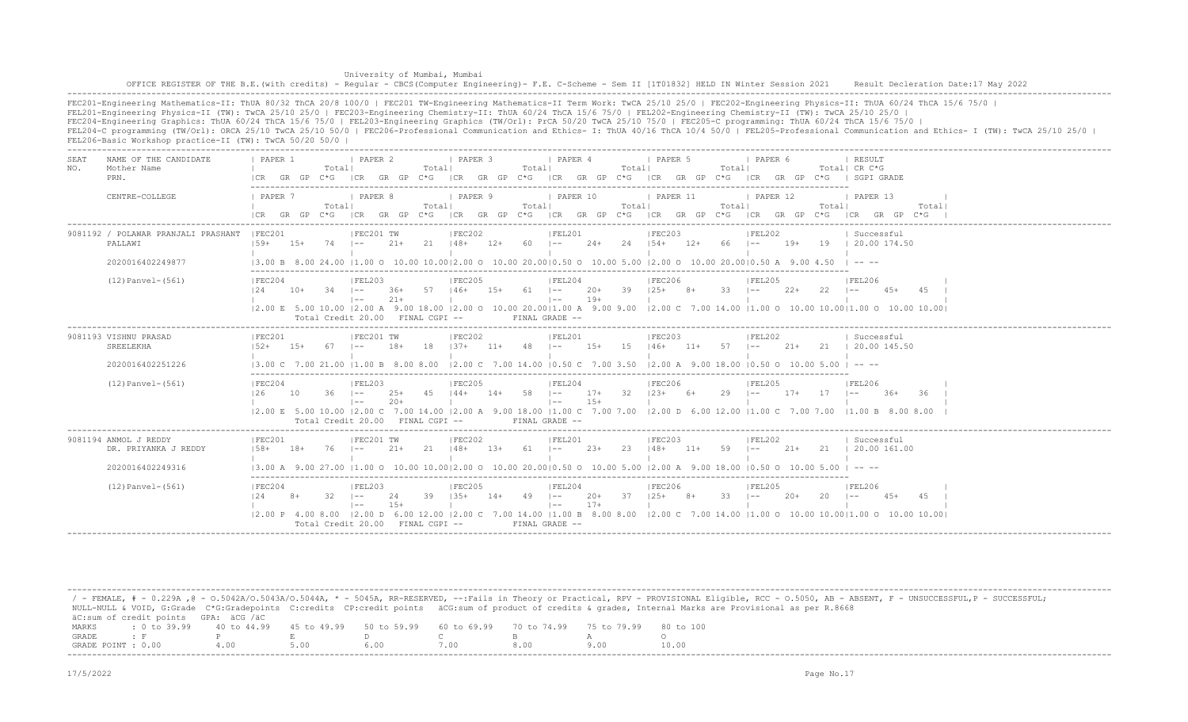University of Mumbai, Mumbai

OFFICE REGISTER OF THE B.E.(with credits) - Regular - CBCS(Computer Engineering)- F.E. C-Scheme - Sem II [1T01832] HELD IN Winter Session 2021    Result Decleration Date:17 May 2022

FEC201-Engineering Mathematics-II: ThUA 80/32 ThCA 20/8 100/0 | FEC201 TW-Engineering Mathematics-II Term Work: TwCA 25/10 25/0 | FEC202-Engineering Physics-II: ThUA 60/24 ThCA 15/6 75/0 |
FEL201-Engineering Physics-II (TW): TwCA 25/10 25/0 | FEC203-Engineering Chemistry-II: ThUA 60/24 ThCA 15/6 75/0 | FEL202-Engineering Chemistry-II (TW): TwCA 25/10 25/0 |
FEC204-Engineering Graphics: ThUA 60/24 ThCA 15/6 75/0 | FEL203-Engineering Graphics (TW/Orl): PrCA 50/20 TwCA 25/10 75/0 | FEC205-C programming: ThUA 60/24 ThCA 15/6 75/0 |
FEL204-C programming (TW/Orl): ORCA 25/10 TwCA 25/10 50/0 | FEC206-Professional Communication and Ethics- I: ThUA 40/16 ThCA 10/4 50/0 | FEL205-Professional Communication and Ethics- I (TW): TwCA 25/10 25/0 |
FEL206-Basic Workshop practice-II (TW): TwCA 50/20 50/0 |

| SEAT NO. | NAME OF THE CANDIDATE / Mother Name / PRN. / CENTRE-COLLEGE | PAPER 1 / PAPER 7 | PAPER 2 / PAPER 8 | PAPER 3 / PAPER 9 | PAPER 4 / PAPER 10 | PAPER 5 / PAPER 11 | PAPER 6 / PAPER 12 | RESULT CR C*G SGPI GRADE / PAPER 13 |
|---|---|---|---|---|---|---|---|---|
| 9081192 | / POLAWAR PRANJALI PRASHANT | FEC201 59+ 15+ 74 | FEC201 TW -- 21+ 21 | FEC202 48+ 12+ 60 | FEL201 -- 24+ 24 | FEC203 54+ 12+ 66 | FEL202 -- 19+ 19 | Successful 20.00 174.50 |
| | PALLAWI | | | | | | | |
| | 2020016402249877 | 3.00 B 8.00 24.00 | 1.00 O 10.00 10.00 | 2.00 O 10.00 20.00 | 0.50 O 10.00 5.00 | 2.00 O 10.00 20.00 | 0.50 A 9.00 4.50 | -- -- |
| | (12)Panvel-(561) | FEC204 24 10+ 34 | FEL203 -- 36+ 57 / -- 21+ | FEC205 46+ 15+ 61 | FEL204 -- 20+ 39 / -- 19+ | FEC206 25+ 8+ 33 | FEL205 -- 22+ 22 | FEL206 -- 45+ 45 |
| | | 2.00 E 5.00 10.00 | 2.00 A 9.00 18.00 | 2.00 O 10.00 20.00 | 1.00 A 9.00 9.00 | 2.00 C 7.00 14.00 | 1.00 O 10.00 10.00 | 1.00 O 10.00 10.00 |
| | | Total Credit 20.00 | FINAL CGPI -- | | FINAL GRADE -- | | | |
| 9081193 | VISHNU PRASAD | FEC201 52+ 15+ 67 | FEC201 TW -- 18+ 18 | FEC202 37+ 11+ 48 | FEL201 -- 15+ 15 | FEC203 46+ 11+ 57 | FEL202 -- 21+ 21 | Successful 20.00 145.50 |
| | SREELEKHA | | | | | | | |
| | 2020016402251226 | 3.00 C 7.00 21.00 | 1.00 B 8.00 8.00 | 2.00 C 7.00 14.00 | 0.50 C 7.00 3.50 | 2.00 A 9.00 18.00 | 0.50 O 10.00 5.00 | -- -- |
| | (12)Panvel-(561) | FEC204 26 10 36 | FEL203 -- 25+ 45 / -- 20+ | FEC205 44+ 14+ 58 | FEL204 -- 17+ 32 / -- 15+ | FEC206 23+ 6+ 29 | FEL205 -- 17+ 17 | FEL206 -- 36+ 36 |
| | | 2.00 E 5.00 10.00 | 2.00 C 7.00 14.00 | 2.00 A 9.00 18.00 | 1.00 C 7.00 7.00 | 2.00 D 6.00 12.00 | 1.00 C 7.00 7.00 | 1.00 B 8.00 8.00 |
| | | Total Credit 20.00 | FINAL CGPI -- | | FINAL GRADE -- | | | |
| 9081194 | ANMOL J REDDY | FEC201 58+ 18+ 76 | FEC201 TW -- 21+ 21 | FEC202 48+ 13+ 61 | FEL201 -- 23+ 23 | FEC203 48+ 11+ 59 | FEL202 -- 21+ 21 | Successful 20.00 161.00 |
| | DR. PRIYANKA J REDDY | | | | | | | |
| | 2020016402249316 | 3.00 A 9.00 27.00 | 1.00 O 10.00 10.00 | 2.00 O 10.00 20.00 | 0.50 O 10.00 5.00 | 2.00 A 9.00 18.00 | 0.50 O 10.00 5.00 | -- -- |
| | (12)Panvel-(561) | FEC204 24 8+ 32 | FEL203 -- 24 39 / -- 15+ | FEC205 35+ 14+ 49 | FEL204 -- 20+ 37 / -- 17+ | FEC206 25+ 8+ 33 | FEL205 -- 20+ 20 | FEL206 -- 45+ 45 |
| | | 2.00 P 4.00 8.00 | 2.00 D 6.00 12.00 | 2.00 C 7.00 14.00 | 1.00 B 8.00 8.00 | 2.00 C 7.00 14.00 | 1.00 O 10.00 10.00 | 1.00 O 10.00 10.00 |
| | | Total Credit 20.00 | FINAL CGPI -- | | FINAL GRADE -- | | | |

/ - FEMALE, # - 0.229A ,@ - O.5042A/O.5043A/O.5044A, * - 5045A, RR-RESERVED, --:Fails in Theory or Practical, RPV - PROVISIONAL Eligible, RCC - O.5050, AB - ABSENT, F - UNSUCCESSFUL,P - SUCCESSFUL;
NULL-NULL & VOID, G:Grade C*G:Gradepoints C:credits CP:credit points äCG:sum of product of credits & grades, Internal Marks are Provisional as per R.8668
äC:sum of credit points GPA: äCG /äC

| MARKS | : 0 to 39.99 | 40 to 44.99 | 45 to 49.99 | 50 to 59.99 | 60 to 69.99 | 70 to 74.99 | 75 to 79.99 | 80 to 100 |
|---|---|---|---|---|---|---|---|---|
| GRADE | : F | P | E | D | C | B | A | O |
| GRADE POINT | : 0.00 | 4.00 | 5.00 | 6.00 | 7.00 | 8.00 | 9.00 | 10.00 |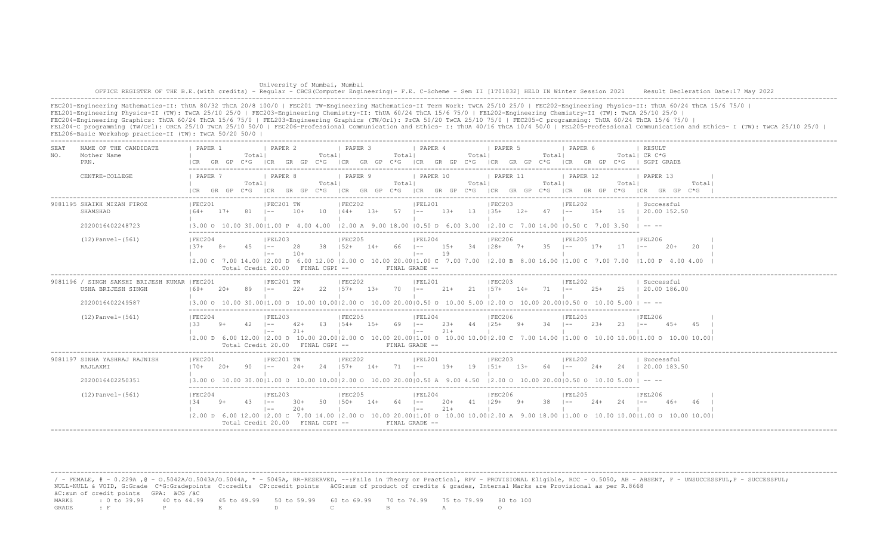University of Mumbai, Mumbai

OFFICE REGISTER OF THE B.E.(with credits) - Regular - CBCS(Computer Engineering)- F.E. C-Scheme - Sem II [1T01832] HELD IN Winter Session 2021 Result Decleration Date:17 May 2022

FEC201-Engineering Mathematics-II: ThUA 80/32 ThCA 20/8 100/0 | FEC201 TW-Engineering Mathematics-II Term Work: TwCA 25/10 25/0 | FEC202-Engineering Physics-II: ThUA 60/24 ThCA 15/6 75/0 |
FEL201-Engineering Physics-II (TW): TwCA 25/10 25/0 | FEC203-Engineering Chemistry-II: ThUA 60/24 ThCA 15/6 75/0 | FEL202-Engineering Chemistry-II (TW): TwCA 25/10 25/0 |
FEC204-Engineering Graphics: ThUA 60/24 ThCA 15/6 75/0 | FEL203-Engineering Graphics (TW/Orl): PrCA 50/20 TwCA 25/10 75/0 | FEC205-C programming: ThUA 60/24 ThCA 15/6 75/0 |
FEL204-C programming (TW/Orl): ORCA 25/10 TwCA 25/10 50/0 | FEC206-Professional Communication and Ethics- I: ThUA 40/16 ThCA 10/4 50/0 | FEL205-Professional Communication and Ethics- I (TW): TwCA 25/10 25/0 |
FEL206-Basic Workshop practice-II (TW): TwCA 50/20 50/0 |

| SEAT NO. | NAME OF THE CANDIDATE / Mother Name / PRN. / CENTRE-COLLEGE | PAPER 1 / PAPER 7 | PAPER 2 / PAPER 8 | PAPER 3 / PAPER 9 | PAPER 4 / PAPER 10 | PAPER 5 / PAPER 11 | PAPER 6 / PAPER 12 | RESULT (CR C*G, SGPI GRADE) / PAPER 13 |
|---|---|---|---|---|---|---|---|---|
| 9081195 | SHAIKH MIZAN FIROZ | FEC201 | FEC201 TW | FEC202 | FEL201 | FEC203 | FEL202 | Successful |
| | SHAMSHAD | 64+ 17+ 81 | -- 10+ 10 | 44+ 13+ 57 | -- 13+ 13 | 35+ 12+ 47 | -- 15+ 15 | 20.00 152.50 |
| | 2020016402248723 | 3.00 O 10.00 30.00 | 1.00 P 4.00 4.00 | 2.00 A 9.00 18.00 | 0.50 D 6.00 3.00 | 2.00 C 7.00 14.00 | 0.50 C 7.00 3.50 | -- -- |
| | (12)Panvel-(561) | FEC204 | FEL203 | FEC205 | FEL204 | FEC206 | FEL205 | FEL206 |
| | | 37+ 8+ 45 | -- 28 38 / -- 10+ | 52+ 14+ 66 | -- 15+ 34 / -- 19 | 28+ 7+ 35 | -- 17+ 17 | -- 20+ 20 |
| | | 2.00 C 7.00 14.00 | 2.00 D 6.00 12.00 | 2.00 O 10.00 20.00 | 1.00 C 7.00 7.00 | 2.00 B 8.00 16.00 | 1.00 C 7.00 7.00 | 1.00 P 4.00 4.00 |
| | | Total Credit 20.00 | FINAL CGPI -- | | FINAL GRADE -- | | | |
| 9081196 | / SINGH SAKSHI BRIJESH KUMAR | FEC201 | FEC201 TW | FEC202 | FEL201 | FEC203 | FEL202 | Successful |
| | USHA BRIJESH SINGH | 69+ 20+ 89 | -- 22+ 22 | 57+ 13+ 70 | -- 21+ 21 | 57+ 14+ 71 | -- 25+ 25 | 20.00 186.00 |
| | 2020016402249587 | 3.00 O 10.00 30.00 | 1.00 O 10.00 10.00 | 2.00 O 10.00 20.00 | 0.50 O 10.00 5.00 | 2.00 O 10.00 20.00 | 0.50 O 10.00 5.00 | -- -- |
| | (12)Panvel-(561) | FEC204 | FEL203 | FEC205 | FEL204 | FEC206 | FEL205 | FEL206 |
| | | 33 9+ 42 | -- 42+ 63 / -- 21+ | 54+ 15+ 69 | -- 23+ 44 / -- 21+ | 25+ 9+ 34 | -- 23+ 23 | -- 45+ 45 |
| | | 2.00 D 6.00 12.00 | 2.00 O 10.00 20.00 | 2.00 O 10.00 20.00 | 1.00 O 10.00 10.00 | 2.00 C 7.00 14.00 | 1.00 O 10.00 10.00 | 1.00 O 10.00 10.00 |
| | | Total Credit 20.00 | FINAL CGPI -- | | FINAL GRADE -- | | | |
| 9081197 | SINHA YASHRAJ RAJNISH | FEC201 | FEC201 TW | FEC202 | FEL201 | FEC203 | FEL202 | Successful |
| | RAJLAXMI | 70+ 20+ 90 | -- 24+ 24 | 57+ 14+ 71 | -- 19+ 19 | 51+ 13+ 64 | -- 24+ 24 | 20.00 183.50 |
| | 2020016402250351 | 3.00 O 10.00 30.00 | 1.00 O 10.00 10.00 | 2.00 O 10.00 20.00 | 0.50 A 9.00 4.50 | 2.00 O 10.00 20.00 | 0.50 O 10.00 5.00 | -- -- |
| | (12)Panvel-(561) | FEC204 | FEL203 | FEC205 | FEL204 | FEC206 | FEL205 | FEL206 |
| | | 34 9+ 43 | -- 30+ 50 / -- 20+ | 50+ 14+ 64 | -- 20+ 41 / -- 21+ | 29+ 9+ 38 | -- 24+ 24 | -- 46+ 46 |
| | | 2.00 D 6.00 12.00 | 2.00 C 7.00 14.00 | 2.00 O 10.00 20.00 | 1.00 O 10.00 10.00 | 2.00 A 9.00 18.00 | 1.00 O 10.00 10.00 | 1.00 O 10.00 10.00 |
| | | Total Credit 20.00 | FINAL CGPI -- | | FINAL GRADE -- | | | |

/ - FEMALE, # - 0.229A ,@ - O.5042A/O.5043A/O.5044A, * - 5045A, RR-RESERVED, --:Fails in Theory or Practical, RPV - PROVISIONAL Eligible, RCC - O.5050, AB - ABSENT, F - UNSUCCESSFUL,P - SUCCESSFUL;
NULL-NULL & VOID, G:Grade C*G:Gradepoints C:credits CP:credit points äCG:sum of product of credits & grades, Internal Marks are Provisional as per R.8668
äC:sum of credit points GPA: äCG /äC

| MARKS | : 0 to 39.99 | 40 to 44.99 | 45 to 49.99 | 50 to 59.99 | 60 to 69.99 | 70 to 74.99 | 75 to 79.99 | 80 to 100 |
|---|---|---|---|---|---|---|---|---|
| GRADE | : F | P | E | D | C | B | A | O |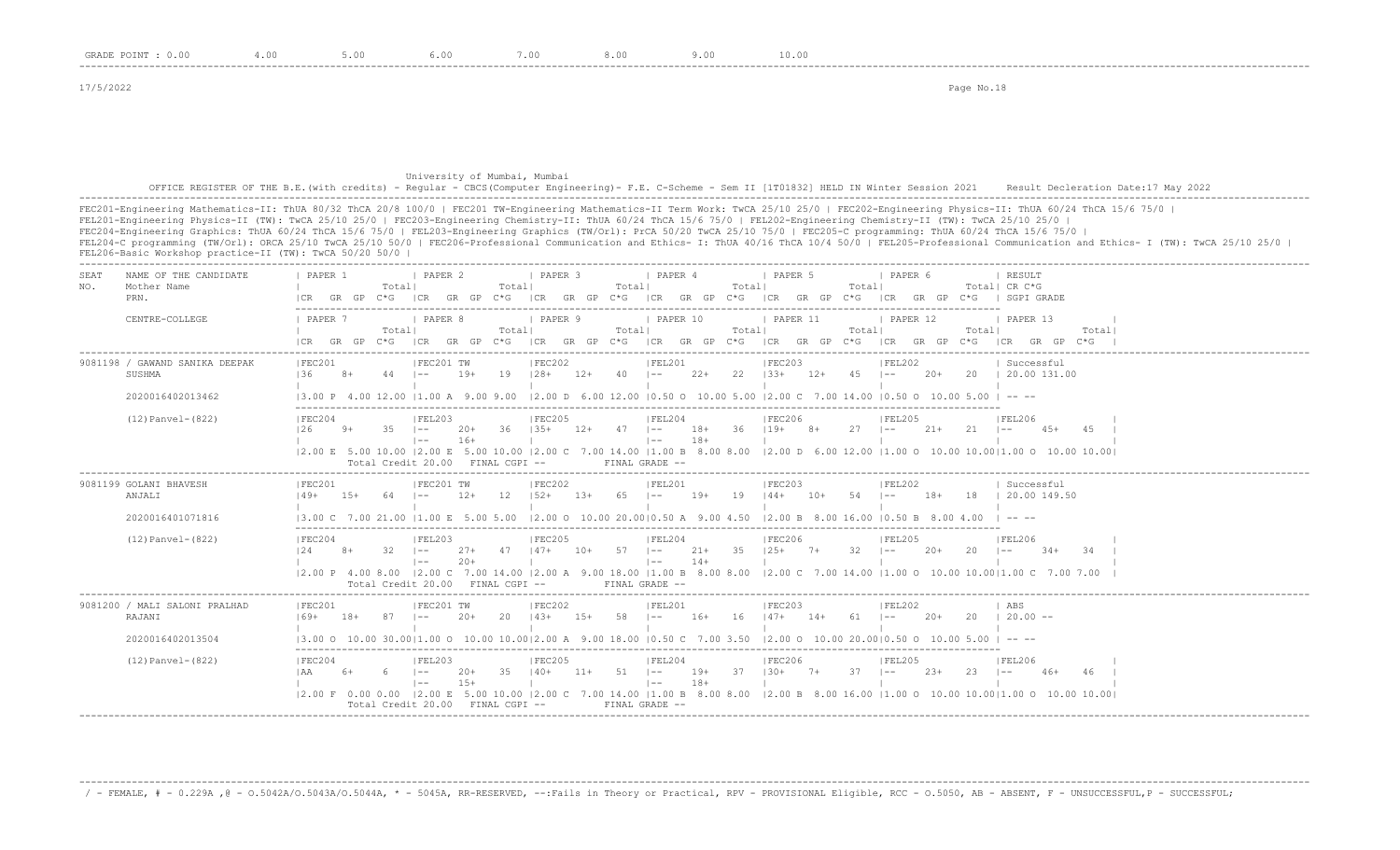GRADE POINT : 0.00 4.00 5.00 6.00 7.00 8.00 9.00 10.00

17/5/2022

University of Mumbai, Mumbai

OFFICE REGISTER OF THE B.E.(with credits) - Regular - CBCS(Computer Engineering)- F.E. C-Scheme - Sem II [1T01832] HELD IN Winter Session 2021 Result Decleration Date:17 May 2022

FEC201-Engineering Mathematics-II: ThUA 80/32 ThCA 20/8 100/0 | FEC201 TW-Engineering Mathematics-II Term Work: TwCA 25/10 25/0 | FEC202-Engineering Physics-II: ThUA 60/24 ThCA 15/6 75/0 |
FEL201-Engineering Physics-II (TW): TwCA 25/10 25/0 | FEC203-Engineering Chemistry-II: ThUA 60/24 ThCA 15/6 75/0 | FEL202-Engineering Chemistry-II (TW): TwCA 25/10 25/0 |
FEC204-Engineering Graphics: ThUA 60/24 ThCA 15/6 75/0 | FEL203-Engineering Graphics (TW/Orl): PrCA 50/20 TwCA 25/10 75/0 | FEC205-C programming: ThUA 60/24 ThCA 15/6 75/0 |
FEL204-C programming (TW/Orl): ORCA 25/10 TwCA 25/10 50/0 | FEC206-Professional Communication and Ethics- I: ThUA 40/16 ThCA 10/4 50/0 | FEL205-Professional Communication and Ethics- I (TW): TwCA 25/10 25/0 |
FEL206-Basic Workshop practice-II (TW): TwCA 50/20 50/0 |

```
SEAT   NAME OF THE CANDIDATE        | PAPER 1          | PAPER 2          | PAPER 3          | PAPER 4          | PAPER 5          | PAPER 6          | RESULT
NO.    Mother Name                  |            Total|            Total|            Total|            Total|            Total|            Total| CR C*G
       PRN.                         |CR  GR GP  C*G   |CR  GR GP  C*G   |CR  GR GP  C*G   |CR  GR GP  C*G   |CR  GR GP  C*G   |CR  GR GP  C*G   | SGPI GRADE

       CENTRE-COLLEGE               | PAPER 7          | PAPER 8          | PAPER 9          | PAPER 10         | PAPER 11         | PAPER 12         | PAPER 13
                                    |            Total|            Total|            Total|            Total|            Total|            Total|            Total|
                                    |CR  GR GP  C*G   |CR  GR GP  C*G   |CR  GR GP  C*G   |CR  GR GP  C*G   |CR  GR GP  C*G   |CR  GR GP  C*G   |CR  GR GP  C*G   |
------------------------------------------------------------------------------------------------------------------------------------------------------------------------
9081198 / GAWAND SANIKA DEEPAK |FEC201            |FEC201 TW         |FEC202            |FEL201            |FEC203            |FEL202            | Successful
        SUSHMA                 |36    8+    44    |--    19+   19    |28+   12+   40    |--    22+   22    |33+   12+   45    |--    20+   20    | 20.00 131.00
                               |                  |                  |                  |                  |                  |                  |
        2020016402013462       |3.00 P  4.00 12.00 |1.00 A  9.00 9.00 |2.00 D  6.00 12.00 |0.50 O  10.00 5.00 |2.00 C  7.00 14.00 |0.50 O  10.00 5.00 | -- --

        (12)Panvel-(822)       |FEC204            |FEL203            |FEC205            |FEL204            |FEC206            |FEL205            |FEL206
                               |26    9+    35    |--    20+   36    |35+   12+   47    |--    18+   36    |19+   8+    27    |--    21+   21    |--    45+   45
                               |                  |--    16+         |                  |--    18+         |                  |                  |
                               |2.00 E  5.00 10.00 |2.00 E  5.00 10.00 |2.00 C  7.00 14.00 |1.00 B  8.00 8.00 |2.00 D  6.00 12.00 |1.00 O  10.00 10.00|1.00 O  10.00 10.00|
                               Total Credit 20.00   FINAL CGPI --        FINAL GRADE --
------------------------------------------------------------------------------------------------------------------------------------------------------------------------
9081199 GOLANI BHAVESH         |FEC201            |FEC201 TW         |FEC202            |FEL201            |FEC203            |FEL202            | Successful
        ANJALI                 |49+   15+   64    |--    12+   12    |52+   13+   65    |--    19+   19    |44+   10+   54    |--    18+   18    | 20.00 149.50
                               |                  |                  |                  |                  |                  |                  |
        2020016401071816       |3.00 C  7.00 21.00 |1.00 E  5.00 5.00 |2.00 O  10.00 20.00|0.50 A  9.00 4.50 |2.00 B  8.00 16.00 |0.50 B  8.00 4.00 | -- --

        (12)Panvel-(822)       |FEC204            |FEL203            |FEC205            |FEL204            |FEC206            |FEL205            |FEL206
                               |24    8+    32    |--    27+   47    |47+   10+   57    |--    21+   35    |25+   7+    32    |--    20+   20    |--    34+   34
                               |                  |--    20+         |                  |--    14+         |                  |                  |
                               |2.00 P  4.00 8.00 |2.00 C  7.00 14.00 |2.00 A  9.00 18.00 |1.00 B  8.00 8.00 |2.00 C  7.00 14.00 |1.00 O  10.00 10.00|1.00 C  7.00 7.00 |
                               Total Credit 20.00   FINAL CGPI --        FINAL GRADE --
------------------------------------------------------------------------------------------------------------------------------------------------------------------------
9081200 / MALI SALONI PRALHAD  |FEC201            |FEC201 TW         |FEC202            |FEL201            |FEC203            |FEL202            | ABS
        RAJANI                 |69+   18+   87    |--    20+   20    |43+   15+   58    |--    16+   16    |47+   14+   61    |--    20+   20    | 20.00 --
                               |                  |                  |                  |                  |                  |                  |
        2020016402013504       |3.00 O  10.00 30.00|1.00 O  10.00 10.00|2.00 A  9.00 18.00 |0.50 C  7.00 3.50 |2.00 O  10.00 20.00|0.50 O  10.00 5.00 | -- --

        (12)Panvel-(822)       |FEC204            |FEL203            |FEC205            |FEL204            |FEC206            |FEL205            |FEL206
                               |AA    6+    6     |--    20+   35    |40+   11+   51    |--    19+   37    |30+   7+    37    |--    23+   23    |--    46+   46
                               |                  |--    15+         |                  |--    18+         |                  |                  |
                               |2.00 F  0.00 0.00 |2.00 E  5.00 10.00 |2.00 C  7.00 14.00 |1.00 B  8.00 8.00 |2.00 B  8.00 16.00 |1.00 O  10.00 10.00|1.00 O  10.00 10.00|
                               Total Credit 20.00   FINAL CGPI --        FINAL GRADE --
------------------------------------------------------------------------------------------------------------------------------------------------------------------------
```

/ - FEMALE, # - 0.229A ,@ - O.5042A/O.5043A/O.5044A, * - 5045A, RR-RESERVED, --:Fails in Theory or Practical, RPV - PROVISIONAL Eligible, RCC - O.5050, AB - ABSENT, F - UNSUCCESSFUL,P - SUCCESSFUL;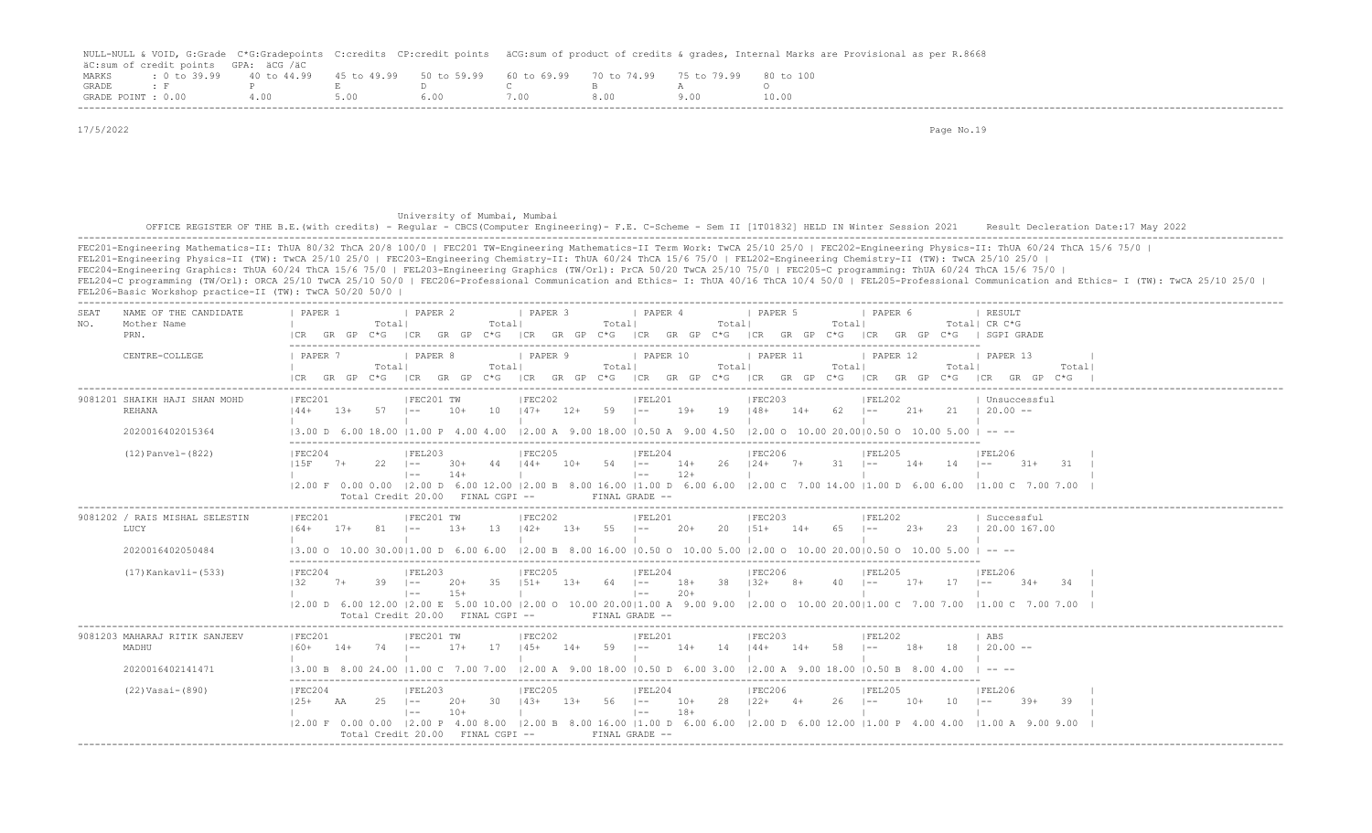NULL-NULL & VOID, G:Grade C*G:Gradepoints C:credits CP:credit points äCG:sum of product of credits & grades, Internal Marks are Provisional as per R.8668
äC:sum of credit points GPA: äCG /äC

| MARKS | : 0 to 39.99 | 40 to 44.99 | 45 to 49.99 | 50 to 59.99 | 60 to 69.99 | 70 to 74.99 | 75 to 79.99 | 80 to 100 |
|---|---|---|---|---|---|---|---|---|
| GRADE | : F | P | E | D | C | B | A | O |
| GRADE POINT | : 0.00 | 4.00 | 5.00 | 6.00 | 7.00 | 8.00 | 9.00 | 10.00 |

17/5/2022

University of Mumbai, Mumbai

OFFICE REGISTER OF THE B.E.(with credits) - Regular - CBCS(Computer Engineering)- F.E. C-Scheme - Sem II [1T01832] HELD IN Winter Session 2021 Result Decleration Date:17 May 2022

FEC201-Engineering Mathematics-II: ThUA 80/32 ThCA 20/8 100/0 | FEC201 TW-Engineering Mathematics-II Term Work: TwCA 25/10 25/0 | FEC202-Engineering Physics-II: ThUA 60/24 ThCA 15/6 75/0 |
FEL201-Engineering Physics-II (TW): TwCA 25/10 25/0 | FEC203-Engineering Chemistry-II: ThUA 60/24 ThCA 15/6 75/0 | FEL202-Engineering Chemistry-II (TW): TwCA 25/10 25/0 |
FEC204-Engineering Graphics: ThUA 60/24 ThCA 15/6 75/0 | FEL203-Engineering Graphics (TW/Orl): PrCA 50/20 TwCA 25/10 75/0 | FEC205-C programming: ThUA 60/24 ThCA 15/6 75/0 |
FEL204-C programming (TW/Orl): ORCA 25/10 TwCA 25/10 50/0 | FEC206-Professional Communication and Ethics- I: ThUA 40/16 ThCA 10/4 50/0 | FEL205-Professional Communication and Ethics- I (TW): TwCA 25/10 25/0 |
FEL206-Basic Workshop practice-II (TW): TwCA 50/20 50/0 |

| SEAT NO. | NAME OF THE CANDIDATE / Mother Name / PRN. / CENTRE-COLLEGE | PAPER 1 / PAPER 7 | PAPER 2 / PAPER 8 | PAPER 3 / PAPER 9 | PAPER 4 / PAPER 10 | PAPER 5 / PAPER 11 | PAPER 6 / PAPER 12 | RESULT CR C*G SGPI GRADE / PAPER 13 |
|---|---|---|---|---|---|---|---|---|
| 9081201 | SHAIKH HAJI SHAN MOHD | FEC201 | FEC201 TW | FEC202 | FEL201 | FEC203 | FEL202 | Unsuccessful |
| | REHANA | 44+ 13+ 57 | -- 10+ 10 | 47+ 12+ 59 | -- 19+ 19 | 48+ 14+ 62 | -- 21+ 21 | 20.00 -- |
| | 2020016402015364 | 3.00 D 6.00 18.00 | 1.00 P 4.00 4.00 | 2.00 A 9.00 18.00 | 0.50 A 9.00 4.50 | 2.00 O 10.00 20.00 | 0.50 O 10.00 5.00 | -- -- |
| | (12)Panvel-(822) | FEC204 | FEL203 | FEC205 | FEL204 | FEC206 | FEL205 | FEL206 |
| | | 15F 7+ 22 | -- 30+ 44 / -- 14+ | 44+ 10+ 54 | -- 14+ 26 / -- 12+ | 24+ 7+ 31 | -- 14+ 14 | -- 31+ 31 |
| | | 2.00 F 0.00 0.00 | 2.00 D 6.00 12.00 | 2.00 B 8.00 16.00 | 1.00 D 6.00 6.00 | 2.00 C 7.00 14.00 | 1.00 D 6.00 6.00 | 1.00 C 7.00 7.00 |
| | | Total Credit 20.00 | FINAL CGPI -- | | FINAL GRADE -- | | | |
| 9081202 | / RAIS MISHAL SELESTIN | FEC201 | FEC201 TW | FEC202 | FEL201 | FEC203 | FEL202 | Successful |
| | LUCY | 64+ 17+ 81 | -- 13+ 13 | 42+ 13+ 55 | -- 20+ 20 | 51+ 14+ 65 | -- 23+ 23 | 20.00 167.00 |
| | 2020016402050484 | 3.00 O 10.00 30.00 | 1.00 D 6.00 6.00 | 2.00 B 8.00 16.00 | 0.50 O 10.00 5.00 | 2.00 O 10.00 20.00 | 0.50 O 10.00 5.00 | -- -- |
| | (17)Kankavli-(533) | FEC204 | FEL203 | FEC205 | FEL204 | FEC206 | FEL205 | FEL206 |
| | | 32 7+ 39 | -- 20+ 35 / -- 15+ | 51+ 13+ 64 | -- 18+ 38 / -- 20+ | 32+ 8+ 40 | -- 17+ 17 | -- 34+ 34 |
| | | 2.00 D 6.00 12.00 | 2.00 E 5.00 10.00 | 2.00 O 10.00 20.00 | 1.00 A 9.00 9.00 | 2.00 O 10.00 20.00 | 1.00 C 7.00 7.00 | 1.00 C 7.00 7.00 |
| | | Total Credit 20.00 | FINAL CGPI -- | | FINAL GRADE -- | | | |
| 9081203 | MAHARAJ RITIK SANJEEV | FEC201 | FEC201 TW | FEC202 | FEL201 | FEC203 | FEL202 | ABS |
| | MADHU | 60+ 14+ 74 | -- 17+ 17 | 45+ 14+ 59 | -- 14+ 14 | 44+ 14+ 58 | -- 18+ 18 | 20.00 -- |
| | 2020016402141471 | 3.00 B 8.00 24.00 | 1.00 C 7.00 7.00 | 2.00 A 9.00 18.00 | 0.50 D 6.00 3.00 | 2.00 A 9.00 18.00 | 0.50 B 8.00 4.00 | -- -- |
| | (22)Vasai-(890) | FEC204 | FEL203 | FEC205 | FEL204 | FEC206 | FEL205 | FEL206 |
| | | 25+ AA 25 | -- 20+ 30 / -- 10+ | 43+ 13+ 56 | -- 10+ 28 / -- 18+ | 22+ 4+ 26 | -- 10+ 10 | -- 39+ 39 |
| | | 2.00 F 0.00 0.00 | 2.00 P 4.00 8.00 | 2.00 B 8.00 16.00 | 1.00 D 6.00 6.00 | 2.00 D 6.00 12.00 | 1.00 P 4.00 4.00 | 1.00 A 9.00 9.00 |
| | | Total Credit 20.00 | FINAL CGPI -- | | FINAL GRADE -- | | | |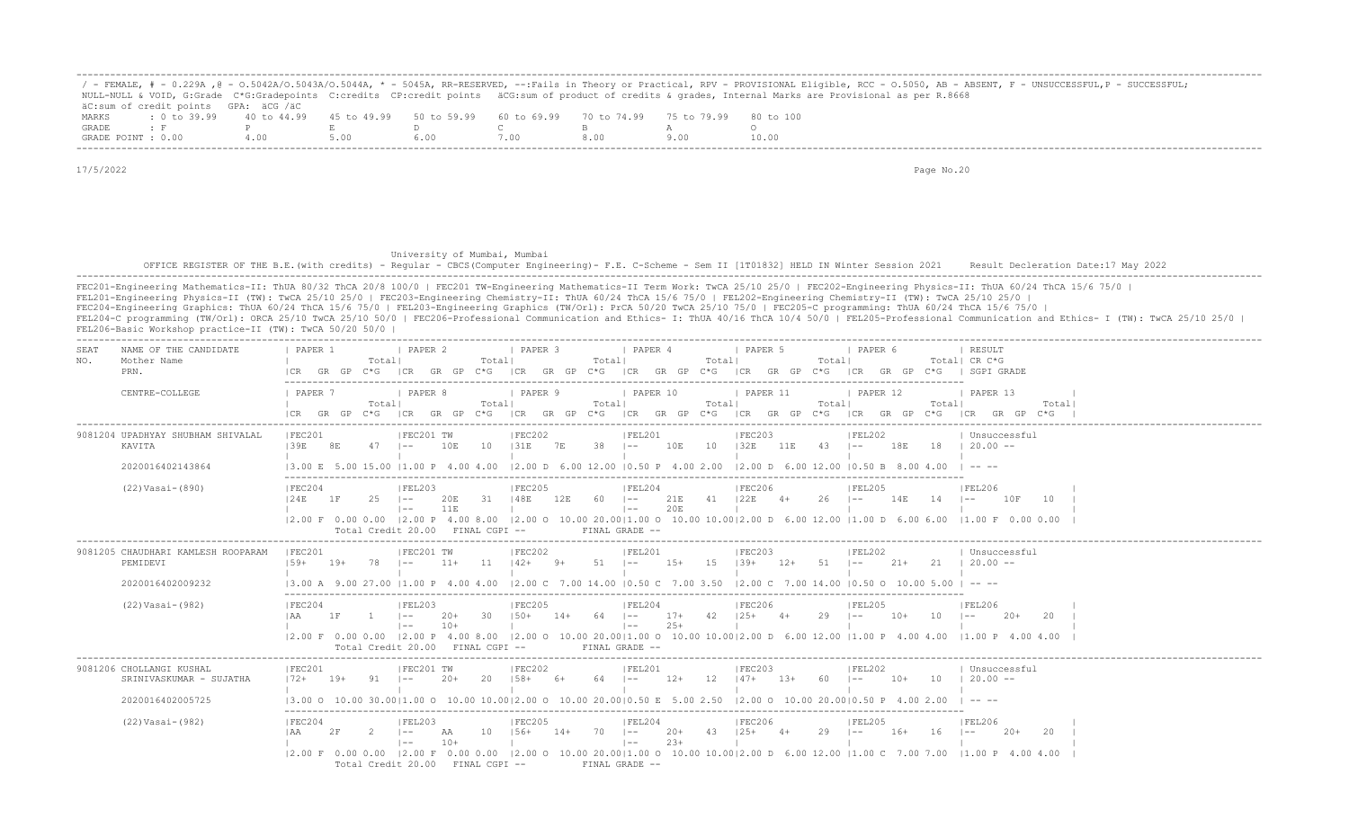/ - FEMALE, # - 0.229A ,@ - O.5042A/O.5043A/O.5044A, * - 5045A, RR-RESERVED, --:Fails in Theory or Practical, RPV - PROVISIONAL Eligible, RCC - O.5050, AB - ABSENT, F - UNSUCCESSFUL,P - SUCCESSFUL; NULL-NULL & VOID, G:Grade C*G:Gradepoints C:credits CP:credit points äCG:sum of product of credits & grades, Internal Marks are Provisional as per R.8668
äC:sum of credit points GPA: äCG /äC

| MARKS | : 0 to 39.99 | 40 to 44.99 | 45 to 49.99 | 50 to 59.99 | 60 to 69.99 | 70 to 74.99 | 75 to 79.99 | 80 to 100 |
|---|---|---|---|---|---|---|---|---|
| GRADE | : F | P | E | D | C | B | A | O |
| GRADE POINT | : 0.00 | 4.00 | 5.00 | 6.00 | 7.00 | 8.00 | 9.00 | 10.00 |

17/5/2022

University of Mumbai, Mumbai

OFFICE REGISTER OF THE B.E.(with credits) - Regular - CBCS(Computer Engineering)- F.E. C-Scheme - Sem II [1T01832] HELD IN Winter Session 2021 Result Decleration Date:17 May 2022

FEC201-Engineering Mathematics-II: ThUA 80/32 ThCA 20/8 100/0 | FEC201 TW-Engineering Mathematics-II Term Work: TwCA 25/10 25/0 | FEC202-Engineering Physics-II: ThUA 60/24 ThCA 15/6 75/0 | FEL201-Engineering Physics-II (TW): TwCA 25/10 25/0 | FEC203-Engineering Chemistry-II: ThUA 60/24 ThCA 15/6 75/0 | FEL202-Engineering Chemistry-II (TW): TwCA 25/10 25/0 | FEC204-Engineering Graphics: ThUA 60/24 ThCA 15/6 75/0 | FEL203-Engineering Graphics (TW/Orl): PrCA 50/20 TwCA 25/10 75/0 | FEC205-C programming: ThUA 60/24 ThCA 15/6 75/0 | FEL204-C programming (TW/Orl): ORCA 25/10 TwCA 25/10 50/0 | FEC206-Professional Communication and Ethics- I: ThUA 40/16 ThCA 10/4 50/0 | FEL205-Professional Communication and Ethics- I (TW): TwCA 25/10 25/0 | FEL206-Basic Workshop practice-II (TW): TwCA 50/20 50/0 |

| SEAT NO. | NAME OF THE CANDIDATE / Mother Name / PRN. / CENTRE-COLLEGE | PAPER 1 / PAPER 7 | PAPER 2 / PAPER 8 | PAPER 3 / PAPER 9 | PAPER 4 / PAPER 10 | PAPER 5 / PAPER 11 | PAPER 6 / PAPER 12 | RESULT CR C*G SGPI GRADE / PAPER 13 |
|---|---|---|---|---|---|---|---|---|
| 9081204 | UPADHYAY SHUBHAM SHIVALAL | FEC201 | FEC201 TW | FEC202 | FEL201 | FEC203 | FEL202 | Unsuccessful |
| | KAVITA | 39E 8E 47 | -- 10E 10 | 31E 7E 38 | -- 10E 10 | 32E 11E 43 | -- 18E 18 | 20.00 -- |
| | 2020016402143864 | 3.00 E 5.00 15.00 | 1.00 P 4.00 4.00 | 2.00 D 6.00 12.00 | 0.50 P 4.00 2.00 | 2.00 D 6.00 12.00 | 0.50 B 8.00 4.00 | -- -- |
| | (22)Vasai-(890) | FEC204 | FEL203 | FEC205 | FEL204 | FEC206 | FEL205 | FEL206 |
| | | 24E 1F 25 | -- 20E 31 / -- 11E | 48E 12E 60 | -- 21E 41 / -- 20E | 22E 4+ 26 | -- 14E 14 | -- 10F 10 |
| | | 2.00 F 0.00 0.00 | 2.00 P 4.00 8.00 | 2.00 O 10.00 20.00 | 1.00 O 10.00 10.00 | 2.00 D 6.00 12.00 | 1.00 D 6.00 6.00 | 1.00 F 0.00 0.00 |
| | | Total Credit 20.00 | FINAL CGPI -- | | FINAL GRADE -- | | | |
| 9081205 | CHAUDHARI KAMLESH ROOPARAM | FEC201 | FEC201 TW | FEC202 | FEL201 | FEC203 | FEL202 | Unsuccessful |
| | PEMIDEVI | 59+ 19+ 78 | -- 11+ 11 | 42+ 9+ 51 | -- 15+ 15 | 39+ 12+ 51 | -- 21+ 21 | 20.00 -- |
| | 2020016402009232 | 3.00 A 9.00 27.00 | 1.00 P 4.00 4.00 | 2.00 C 7.00 14.00 | 0.50 C 7.00 3.50 | 2.00 C 7.00 14.00 | 0.50 O 10.00 5.00 | -- -- |
| | (22)Vasai-(982) | FEC204 | FEL203 | FEC205 | FEL204 | FEC206 | FEL205 | FEL206 |
| | | AA 1F 1 | -- 20+ 30 / -- 10+ | 50+ 14+ 64 | -- 17+ 42 / -- 25+ | 25+ 4+ 29 | -- 10+ 10 | -- 20+ 20 |
| | | 2.00 F 0.00 0.00 | 2.00 P 4.00 8.00 | 2.00 O 10.00 20.00 | 1.00 O 10.00 10.00 | 2.00 D 6.00 12.00 | 1.00 P 4.00 4.00 | 1.00 P 4.00 4.00 |
| | | Total Credit 20.00 | FINAL CGPI -- | | FINAL GRADE -- | | | |
| 9081206 | CHOLLANGI KUSHAL | FEC201 | FEC201 TW | FEC202 | FEL201 | FEC203 | FEL202 | Unsuccessful |
| | SRINIVASKUMAR - SUJATHA | 72+ 19+ 91 | -- 20+ 20 | 58+ 6+ 64 | -- 12+ 12 | 47+ 13+ 60 | -- 10+ 10 | 20.00 -- |
| | 2020016402005725 | 3.00 O 10.00 30.00 | 1.00 O 10.00 10.00 | 2.00 O 10.00 20.00 | 0.50 E 5.00 2.50 | 2.00 O 10.00 20.00 | 0.50 P 4.00 2.00 | -- -- |
| | (22)Vasai-(982) | FEC204 | FEL203 | FEC205 | FEL204 | FEC206 | FEL205 | FEL206 |
| | | AA 2F 2 | -- AA 10 / -- 10+ | 56+ 14+ 70 | -- 20+ 43 / -- 23+ | 25+ 4+ 29 | -- 16+ 16 | -- 20+ 20 |
| | | 2.00 F 0.00 0.00 | 2.00 F 0.00 0.00 | 2.00 O 10.00 20.00 | 1.00 O 10.00 10.00 | 2.00 D 6.00 12.00 | 1.00 C 7.00 7.00 | 1.00 P 4.00 4.00 |
| | | Total Credit 20.00 | FINAL CGPI -- | | FINAL GRADE -- | | | |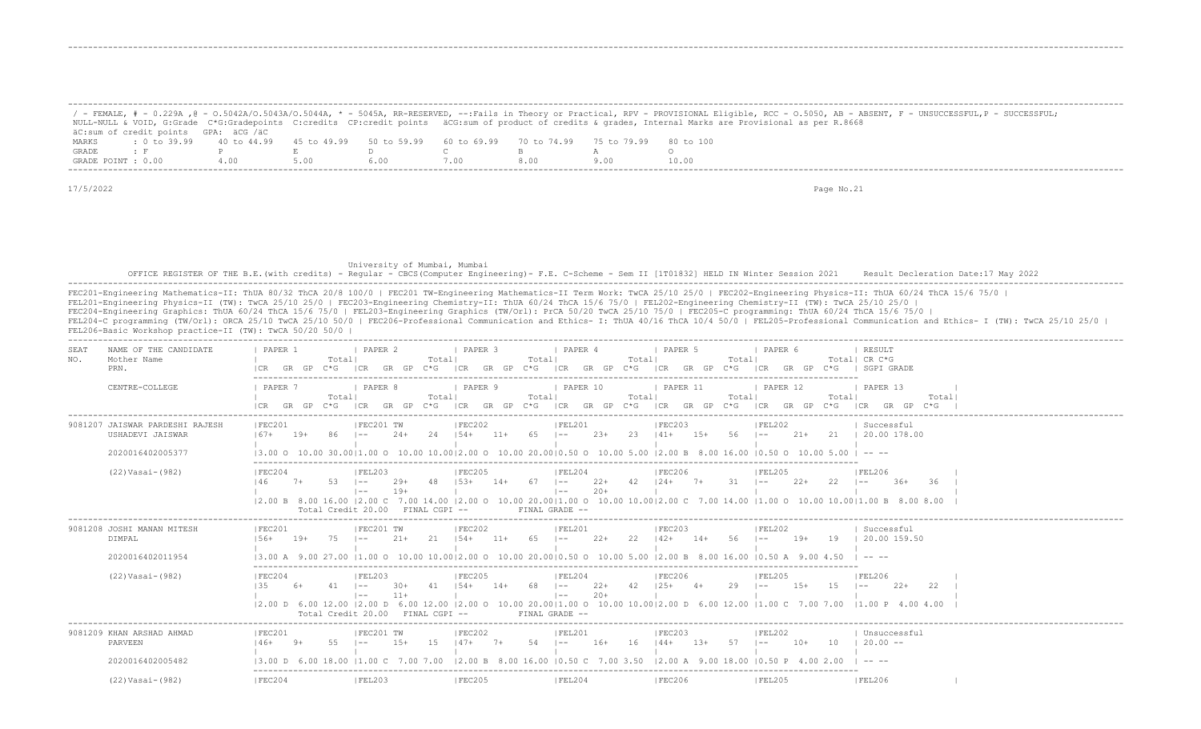/ - FEMALE, # - 0.229A ,@ - O.5042A/O.5043A/O.5044A, * - 5045A, RR-RESERVED, --:Fails in Theory or Practical, RPV - PROVISIONAL Eligible, RCC - O.5050, AB - ABSENT, F - UNSUCCESSFUL,P - SUCCESSFUL; NULL-NULL & VOID, G:Grade C*G:Gradepoints C:credits CP:credit points äCG:sum of product of credits & grades, Internal Marks are Provisional as per R.8668
äC:sum of credit points GPA: äCG /äC

| MARKS | : 0 to 39.99 | 40 to 44.99 | 45 to 49.99 | 50 to 59.99 | 60 to 69.99 | 70 to 74.99 | 75 to 79.99 | 80 to 100 |
|---|---|---|---|---|---|---|---|---|
| GRADE | : F | P | E | D | C | B | A | O |
| GRADE POINT | : 0.00 | 4.00 | 5.00 | 6.00 | 7.00 | 8.00 | 9.00 | 10.00 |

17/5/2022

University of Mumbai, Mumbai

OFFICE REGISTER OF THE B.E.(with credits) - Regular - CBCS(Computer Engineering)- F.E. C-Scheme - Sem II [1T01832] HELD IN Winter Session 2021 Result Decleration Date:17 May 2022

FEC201-Engineering Mathematics-II: ThUA 80/32 ThCA 20/8 100/0 | FEC201 TW-Engineering Mathematics-II Term Work: TwCA 25/10 25/0 | FEC202-Engineering Physics-II: ThUA 60/24 ThCA 15/6 75/0 |
FEL201-Engineering Physics-II (TW): TwCA 25/10 25/0 | FEC203-Engineering Chemistry-II: ThUA 60/24 ThCA 15/6 75/0 | FEL202-Engineering Chemistry-II (TW): TwCA 25/10 25/0 |
FEC204-Engineering Graphics: ThUA 60/24 ThCA 15/6 75/0 | FEL203-Engineering Graphics (TW/Orl): PrCA 50/20 TwCA 25/10 75/0 | FEC205-C programming: ThUA 60/24 ThCA 15/6 75/0 |
FEL204-C programming (TW/Orl): ORCA 25/10 TwCA 25/10 50/0 | FEC206-Professional Communication and Ethics- I: ThUA 40/16 ThCA 10/4 50/0 | FEL205-Professional Communication and Ethics- I (TW): TwCA 25/10 25/0 |
FEL206-Basic Workshop practice-II (TW): TwCA 50/20 50/0 |

```
SEAT    NAME OF THE CANDIDATE        | PAPER 1            | PAPER 2            | PAPER 3            | PAPER 4            | PAPER 5            | PAPER 6            | RESULT
NO.     Mother Name                  |            Total|  |            Total|  |            Total|  |            Total|  |            Total|  |            Total|  | CR C*G
        PRN.                         |CR   GR  GP  C*G    |CR   GR  GP  C*G    |CR   GR  GP  C*G    |CR   GR  GP  C*G    |CR   GR  GP  C*G    |CR   GR  GP  C*G    | SGPI GRADE

        CENTRE-COLLEGE               | PAPER 7            | PAPER 8            | PAPER 9            | PAPER 10           | PAPER 11           | PAPER 12           | PAPER 13
                                     |            Total|  |            Total|  |            Total|  |            Total|  |            Total|  |            Total|  |            Total|
                                     |CR   GR  GP  C*G    |CR   GR  GP  C*G    |CR   GR  GP  C*G    |CR   GR  GP  C*G    |CR   GR  GP  C*G    |CR   GR  GP  C*G    |CR   GR  GP  C*G  |
----------------------------------------------------------------------------------------------------------------------------------------------------------------------------
9081207 JAISWAR PARDESHI RAJESH  |FEC201          |FEC201 TW        |FEC202           |FEL201           |FEC203           |FEL202           | Successful
        USHADEVI JAISWAR         |67+   19+   86  |--    24+   24   |54+   11+   65   |--    23+   23   |41+   15+   56   |--    21+   21   | 20.00 178.00
                                 |                |                 |                 |                 |                 |                 |
        2020016402005377         |3.00 O  10.00 30.00|1.00 O  10.00 10.00|2.00 O  10.00 20.00|0.50 O  10.00 5.00 |2.00 B  8.00 16.00 |0.50 O  10.00 5.00 | -- --

        (22)Vasai-(982)          |FEC204          |FEL203           |FEC205           |FEL204           |FEC206           |FEL205           |FEL206
                                 |46    7+    53  |--    29+   48   |53+   14+   67   |--    22+   42   |24+   7+    31   |--    22+   22   |--    36+   36  |
                                 |                |--    19+        |                 |--    20+        |                 |                 |                |
                                 |2.00 B  8.00 16.00 |2.00 C  7.00 14.00 |2.00 O  10.00 20.00|1.00 O  10.00 10.00|2.00 C  7.00 14.00 |1.00 O  10.00 10.00|1.00 B  8.00 8.00 |
                                   Total Credit 20.00   FINAL CGPI --          FINAL GRADE --
----------------------------------------------------------------------------------------------------------------------------------------------------------------------------
9081208 JOSHI MANAN MITESH       |FEC201          |FEC201 TW        |FEC202           |FEL201           |FEC203           |FEL202           | Successful
        DIMPAL                   |56+   19+   75  |--    21+   21   |54+   11+   65   |--    22+   22   |42+   14+   56   |--    19+   19   | 20.00 159.50
                                 |                |                 |                 |                 |                 |                 |
        2020016402011954         |3.00 A  9.00 27.00 |1.00 O  10.00 10.00|2.00 O  10.00 20.00|0.50 O  10.00 5.00 |2.00 B  8.00 16.00 |0.50 A  9.00 4.50  | -- --

        (22)Vasai-(982)          |FEC204          |FEL203           |FEC205           |FEL204           |FEC206           |FEL205           |FEL206
                                 |35    6+    41  |--    30+   41   |54+   14+   68   |--    22+   42   |25+   4+    29   |--    15+   15   |--    22+   22  |
                                 |                |--    11+        |                 |--    20+        |                 |                 |                |
                                 |2.00 D  6.00 12.00 |2.00 D  6.00 12.00 |2.00 O  10.00 20.00|1.00 O  10.00 10.00|2.00 D  6.00 12.00 |1.00 C  7.00 7.00  |1.00 P  4.00 4.00 |
                                   Total Credit 20.00   FINAL CGPI --          FINAL GRADE --
----------------------------------------------------------------------------------------------------------------------------------------------------------------------------
9081209 KHAN ARSHAD AHMAD        |FEC201          |FEC201 TW        |FEC202           |FEL201           |FEC203           |FEL202           | Unsuccessful
        PARVEEN                  |46+   9+    55  |--    15+   15   |47+   7+    54   |--    16+   16   |44+   13+   57   |--    10+   10   | 20.00 --
                                 |                |                 |                 |                 |                 |                 |
        2020016402005482         |3.00 D  6.00 18.00 |1.00 C  7.00 7.00  |2.00 B  8.00 16.00 |0.50 C  7.00 3.50  |2.00 A  9.00 18.00 |0.50 P  4.00 2.00  | -- --

        (22)Vasai-(982)          |FEC204          |FEL203           |FEC205           |FEL204           |FEC206           |FEL205           |FEL206         |
```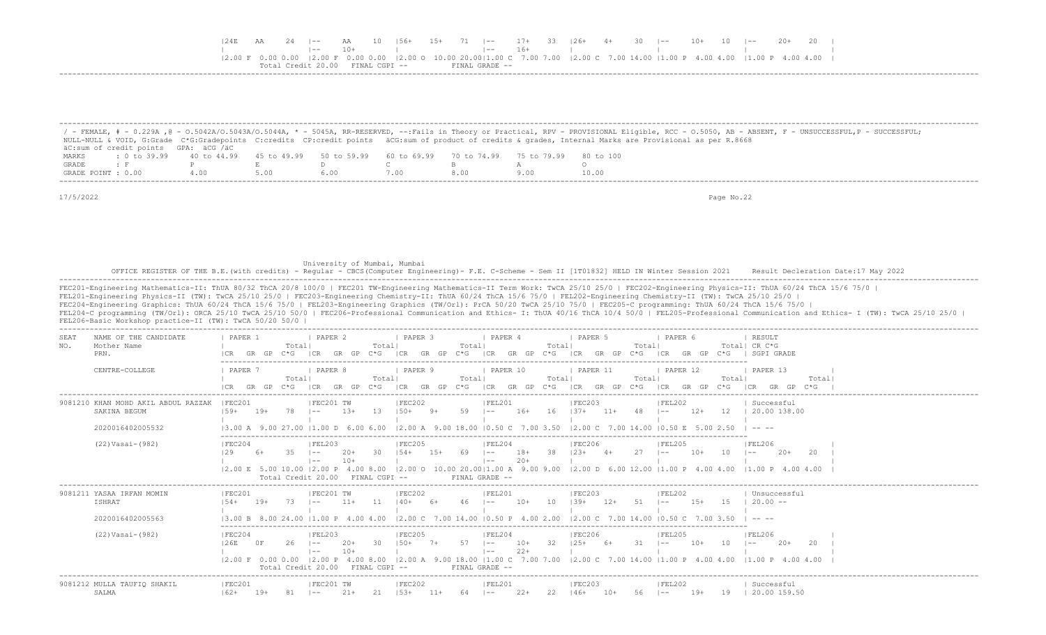```
|24E   AA    24  |--     AA    10  |56+   15+   71  |--     17+   33  |26+   4+    30  |--     10+   10  |--     20+   20  |
|                |--     10+       |                |--     16+       |                |                |                |
|2.00 F  0.00 0.00  |2.00 F  0.00 0.00  |2.00 O  10.00 20.00|1.00 C  7.00 7.00  |2.00 C  7.00 14.00 |1.00 P  4.00 4.00  |1.00 P  4.00 4.00  |
                 Total Credit 20.00   FINAL CGPI --          FINAL GRADE --
```

/ - FEMALE, # - 0.229A ,@ - O.5042A/O.5043A/O.5044A, * - 5045A, RR-RESERVED, --:Fails in Theory or Practical, RPV - PROVISIONAL Eligible, RCC - O.5050, AB - ABSENT, F - UNSUCCESSFUL,P - SUCCESSFUL;
NULL-NULL & VOID, G:Grade C*G:Gradepoints C:credits CP:credit points äCG:sum of product of credits & grades, Internal Marks are Provisional as per R.8668
äC:sum of credit points GPA: äCG /äC

| MARKS | : 0 to 39.99 | 40 to 44.99 | 45 to 49.99 | 50 to 59.99 | 60 to 69.99 | 70 to 74.99 | 75 to 79.99 | 80 to 100 |
|---|---|---|---|---|---|---|---|---|
| GRADE | : F | P | E | D | C | B | A | O |
| GRADE POINT | : 0.00 | 4.00 | 5.00 | 6.00 | 7.00 | 8.00 | 9.00 | 10.00 |

17/5/2022

University of Mumbai, Mumbai
OFFICE REGISTER OF THE B.E.(with credits) - Regular - CBCS(Computer Engineering)- F.E. C-Scheme - Sem II [1T01832] HELD IN Winter Session 2021     Result Decleration Date:17 May 2022

FEC201-Engineering Mathematics-II: ThUA 80/32 ThCA 20/8 100/0 | FEC201 TW-Engineering Mathematics-II Term Work: TwCA 25/10 25/0 | FEC202-Engineering Physics-II: ThUA 60/24 ThCA 15/6 75/0 |
FEL201-Engineering Physics-II (TW): TwCA 25/10 25/0 | FEC203-Engineering Chemistry-II: ThUA 60/24 ThCA 15/6 75/0 | FEL202-Engineering Chemistry-II (TW): TwCA 25/10 25/0 |
FEC204-Engineering Graphics: ThUA 60/24 ThCA 15/6 75/0 | FEL203-Engineering Graphics (TW/Orl): PrCA 50/20 TwCA 25/10 75/0 | FEC205-C programming: ThUA 60/24 ThCA 15/6 75/0 |
FEL204-C programming (TW/Orl): ORCA 25/10 TwCA 25/10 50/0 | FEC206-Professional Communication and Ethics- I: ThUA 40/16 ThCA 10/4 50/0 | FEL205-Professional Communication and Ethics- I (TW): TwCA 25/10 25/0 |
FEL206-Basic Workshop practice-II (TW): TwCA 50/20 50/0 |

```
SEAT  NAME OF THE CANDIDATE     | PAPER 1          | PAPER 2          | PAPER 3          | PAPER 4          | PAPER 5          | PAPER 6          | RESULT
NO.   Mother Name               |           Total|           Total|           Total|           Total|           Total|           Total| CR C*G
      PRN.                      |CR  GR GP  C*G   |CR  GR GP  C*G   |CR  GR GP  C*G   |CR  GR GP  C*G   |CR  GR GP  C*G   |CR  GR GP  C*G   | SGPI GRADE

      CENTRE-COLLEGE            | PAPER 7          | PAPER 8          | PAPER 9          | PAPER 10         | PAPER 11         | PAPER 12         | PAPER 13
                                |           Total|           Total|           Total|           Total|           Total|           Total|           Total|
                                |CR  GR GP  C*G   |CR  GR GP  C*G   |CR  GR GP  C*G   |CR  GR GP  C*G   |CR  GR GP  C*G   |CR  GR GP  C*G   |CR  GR GP  C*G   |
--------------------------------------------------------------------------------------------------------------------------------------------------------------
9081210 KHAN MOHD AKIL ABDUL RAZZAK |FEC201          |FEC201 TW       |FEC202          |FEL201          |FEC203          |FEL202          | Successful
        SAKINA BEGUM            |59+   19+   78  |--     13+   13  |50+   9+    59  |--     16+   16  |37+   11+   48  |--     12+   12  | 20.00 138.00
                                |                |                |                |                |                |                |
        2020016402005532        |3.00 A  9.00 27.00 |1.00 D  6.00 6.00  |2.00 A  9.00 18.00 |0.50 C  7.00 3.50  |2.00 C  7.00 14.00 |0.50 E  5.00 2.50  | -- --

        (22)Vasai-(982)         |FEC204          |FEL203          |FEC205          |FEL204          |FEC206          |FEL205          |FEL206
                                |29    6+    35  |--     20+   30  |54+   15+   69  |--     18+   38  |23+   4+    27  |--     10+   10  |--     20+   20  |
                                |                |--     10+       |                |--     20+       |                |                |                |
                                |2.00 E  5.00 10.00 |2.00 P  4.00 8.00  |2.00 O  10.00 20.00|1.00 A  9.00 9.00  |2.00 D  6.00 12.00 |1.00 P  4.00 4.00  |1.00 P  4.00 4.00  |
                                Total Credit 20.00   FINAL CGPI --          FINAL GRADE --
--------------------------------------------------------------------------------------------------------------------------------------------------------------
9081211 YASAA IRFAN MOMIN       |FEC201          |FEC201 TW       |FEC202          |FEL201          |FEC203          |FEL202          | Unsuccessful
        ISHRAT                  |54+   19+   73  |--     11+   11  |40+   6+    46  |--     10+   10  |39+   12+   51  |--     15+   15  | 20.00 --
                                |                |                |                |                |                |                |
        2020016402005563        |3.00 B  8.00 24.00 |1.00 P  4.00 4.00  |2.00 C  7.00 14.00 |0.50 P  4.00 2.00  |2.00 C  7.00 14.00 |0.50 C  7.00 3.50  | -- --

        (22)Vasai-(982)         |FEC204          |FEL203          |FEC205          |FEL204          |FEC206          |FEL205          |FEL206
                                |26E   0F    26  |--     20+   30  |50+   7+    57  |--     10+   32  |25+   6+    31  |--     10+   10  |--     20+   20  |
                                |                |--     10+       |                |--     22+       |                |                |                |
                                |2.00 F  0.00 0.00  |2.00 P  4.00 8.00  |2.00 A  9.00 18.00 |1.00 C  7.00 7.00  |2.00 C  7.00 14.00 |1.00 P  4.00 4.00  |1.00 P  4.00 4.00  |
                                Total Credit 20.00   FINAL CGPI --          FINAL GRADE --
--------------------------------------------------------------------------------------------------------------------------------------------------------------
9081212 MULLA TAUFIQ SHAKIL     |FEC201          |FEC201 TW       |FEC202          |FEL201          |FEC203          |FEL202          | Successful
        SALMA                   |62+   19+   81  |--     21+   21  |53+   11+   64  |--     22+   22  |46+   10+   56  |--     19+   19  | 20.00 159.50
```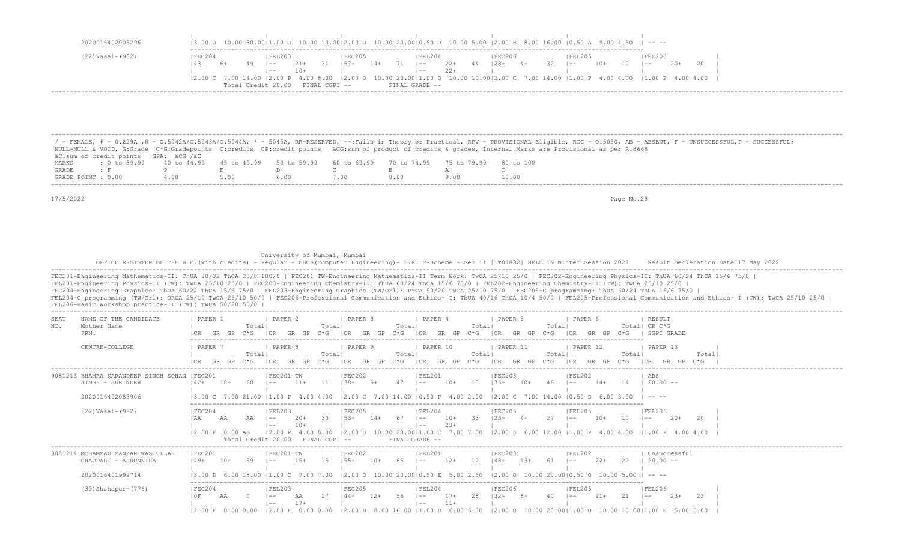```
        2020016402005296           |3.00 O  10.00 30.00|1.00 O  10.00 10.00|2.00 O  10.00 20.00|0.50 O  10.00 5.00 |2.00 B  8.00 16.00 |0.50 A  9.00 4.50  | -- --

        (22)Vasai-(982)            |FEC204             |FEL203             |FEC205             |FEL204             |FEC206             |FEL205             |FEL206             |
                                   |43     6+     49   |--     21+     31  |57+    14+     71  |--     22+     44  |28+    4+      32  |--     10+     10  |--     20+     20  |
                                   |                   |--     10+         |                   |--     22+         |                   |                   |                   |
                                   |2.00 C  7.00 14.00 |2.00 P  4.00 8.00  |2.00 O  10.00 20.00|1.00 O  10.00 10.00|2.00 C  7.00 14.00 |1.00 P  4.00 4.00  |1.00 P  4.00 4.00  |
                                            Total Credit 20.00   FINAL CGPI --          FINAL GRADE --
```

/ - FEMALE, # - 0.229A ,@ - O.5042A/O.5043A/O.5044A, * - 5045A, RR-RESERVED, --:Fails in Theory or Practical, RPV - PROVISIONAL Eligible, RCC - O.5050, AB - ABSENT, F - UNSUCCESSFUL,P - SUCCESSFUL;
NULL-NULL & VOID, G:Grade C*G:Gradepoints C:credits CP:credit points äCG:sum of product of credits & grades, Internal Marks are Provisional as per R.8668
äC:sum of credit points GPA: äCG /äC

| MARKS | : 0 to 39.99 | 40 to 44.99 | 45 to 49.99 | 50 to 59.99 | 60 to 69.99 | 70 to 74.99 | 75 to 79.99 | 80 to 100 |
|---|---|---|---|---|---|---|---|---|
| GRADE | : F | P | E | D | C | B | A | O |
| GRADE POINT | : 0.00 | 4.00 | 5.00 | 6.00 | 7.00 | 8.00 | 9.00 | 10.00 |

17/5/2022

University of Mumbai, Mumbai

OFFICE REGISTER OF THE B.E.(with credits) - Regular - CBCS(Computer Engineering)- F.E. C-Scheme - Sem II [1T01832] HELD IN Winter Session 2021 Result Decleration Date:17 May 2022

FEC201-Engineering Mathematics-II: ThUA 80/32 ThCA 20/8 100/0 | FEC201 TW-Engineering Mathematics-II Term Work: TwCA 25/10 25/0 | FEC202-Engineering Physics-II: ThUA 60/24 ThCA 15/6 75/0 |
FEL201-Engineering Physics-II (TW): TwCA 25/10 25/0 | FEC203-Engineering Chemistry-II: ThUA 60/24 ThCA 15/6 75/0 | FEL202-Engineering Chemistry-II (TW): TwCA 25/10 25/0 |
FEC204-Engineering Graphics: ThUA 60/24 ThCA 15/6 75/0 | FEL203-Engineering Graphics (TW/Orl): PrCA 50/20 TwCA 25/10 75/0 | FEC205-C programming: ThUA 60/24 ThCA 15/6 75/0 |
FEL204-C programming (TW/Orl): ORCA 25/10 TwCA 25/10 50/0 | FEC206-Professional Communication and Ethics- I: ThUA 40/16 ThCA 10/4 50/0 | FEL205-Professional Communication and Ethics- I (TW): TwCA 25/10 25/0 |
FEL206-Basic Workshop practice-II (TW): TwCA 50/20 50/0 |

```
SEAT   NAME OF THE CANDIDATE       | PAPER 1           | PAPER 2           | PAPER 3           | PAPER 4           | PAPER 5           | PAPER 6           | RESULT
NO.    Mother Name                 |            Total| |            Total| |            Total| |            Total| |            Total| |            Total| | CR C*G
       PRN.                        |CR   GR  GP  C*G   |CR   GR  GP  C*G   |CR   GR  GP  C*G   |CR   GR  GP  C*G   |CR   GR  GP  C*G   |CR   GR  GP  C*G   | SGPI GRADE

       CENTRE-COLLEGE              | PAPER 7           | PAPER 8           | PAPER 9           | PAPER 10          | PAPER 11          | PAPER 12          | PAPER 13          |
                                   |            Total| |            Total| |            Total| |            Total| |            Total| |            Total| |            Total| 
                                   |CR   GR  GP  C*G   |CR   GR  GP  C*G   |CR   GR  GP  C*G   |CR   GR  GP  C*G   |CR   GR  GP  C*G   |CR   GR  GP  C*G   |CR   GR  GP  C*G   |
-------------------------------------------------------------------------------------------------------------------------------------------------------------------------------
9081213 BHAMRA KARANDEEP SINGH SOHAN |FEC201           |FEC201 TW          |FEC202             |FEL201             |FEC203             |FEL202             | ABS
        SINGH - SURINDER           |42+    18+    60   |--     11+     11  |38+    9+      47  |--     10+     10  |36+    10+     46  |--     14+     14  | 20.00 --
                                   |                   |                   |                   |                   |                   |                   |
        2020016402083906           |3.00 C  7.00 21.00 |1.00 P  4.00 4.00  |2.00 C  7.00 14.00 |0.50 P  4.00 2.00  |2.00 C  7.00 14.00 |0.50 D  6.00 3.00  | -- --

        (22)Vasai-(982)            |FEC204             |FEL203             |FEC205             |FEL204             |FEC206             |FEL205             |FEL206             |
                                   |AA     AA     AA   |--     20+     30  |53+    14+     67  |--     10+     33  |23+    4+      27  |--     10+     10  |--     20+     20  |
                                   |                   |--     10+         |                   |--     23+         |                   |                   |                   |
                                   |2.00 F  0.00 AB    |2.00 P  4.00 8.00  |2.00 O  10.00 20.00|1.00 C  7.00 7.00  |2.00 D  6.00 12.00 |1.00 P  4.00 4.00  |1.00 P  4.00 4.00  |
                                            Total Credit 20.00   FINAL CGPI --          FINAL GRADE --
-------------------------------------------------------------------------------------------------------------------------------------------------------------------------------
9081214 MOHAMMAD MANZAR WASIULLAH  |FEC201             |FEC201 TW          |FEC202             |FEL201             |FEC203             |FEL202             | Unsuccessful
        CHAUDARI - AJRUNNISA       |49+    10+    59   |--     15+     15  |55+    10+     65  |--     12+     12  |48+    13+     61  |--     22+     22  | 20.00 --
                                   |                   |                   |                   |                   |                   |                   |
        2020016401999714           |3.00 D  6.00 18.00 |1.00 C  7.00 7.00  |2.00 O  10.00 20.00|0.50 E  5.00 2.50  |2.00 O  10.00 20.00|0.50 O  10.00 5.00 | -- --

        (30)Shahapur-(776)         |FEC204             |FEL203             |FEC205             |FEL204             |FEC206             |FEL205             |FEL206             |
                                   |0F     AA     0    |--     AA      17  |44+    12+     56  |--     17+     28  |32+    8+      40  |--     21+     21  |--     23+     23  |
                                   |                   |--     17+         |                   |--     11+         |                   |                   |                   |
                                   |2.00 F  0.00 0.00  |2.00 F  0.00 0.00  |2.00 B  8.00 16.00 |1.00 D  6.00 6.00  |2.00 O  10.00 20.00|1.00 O  10.00 10.00|1.00 E  5.00 5.00  |
```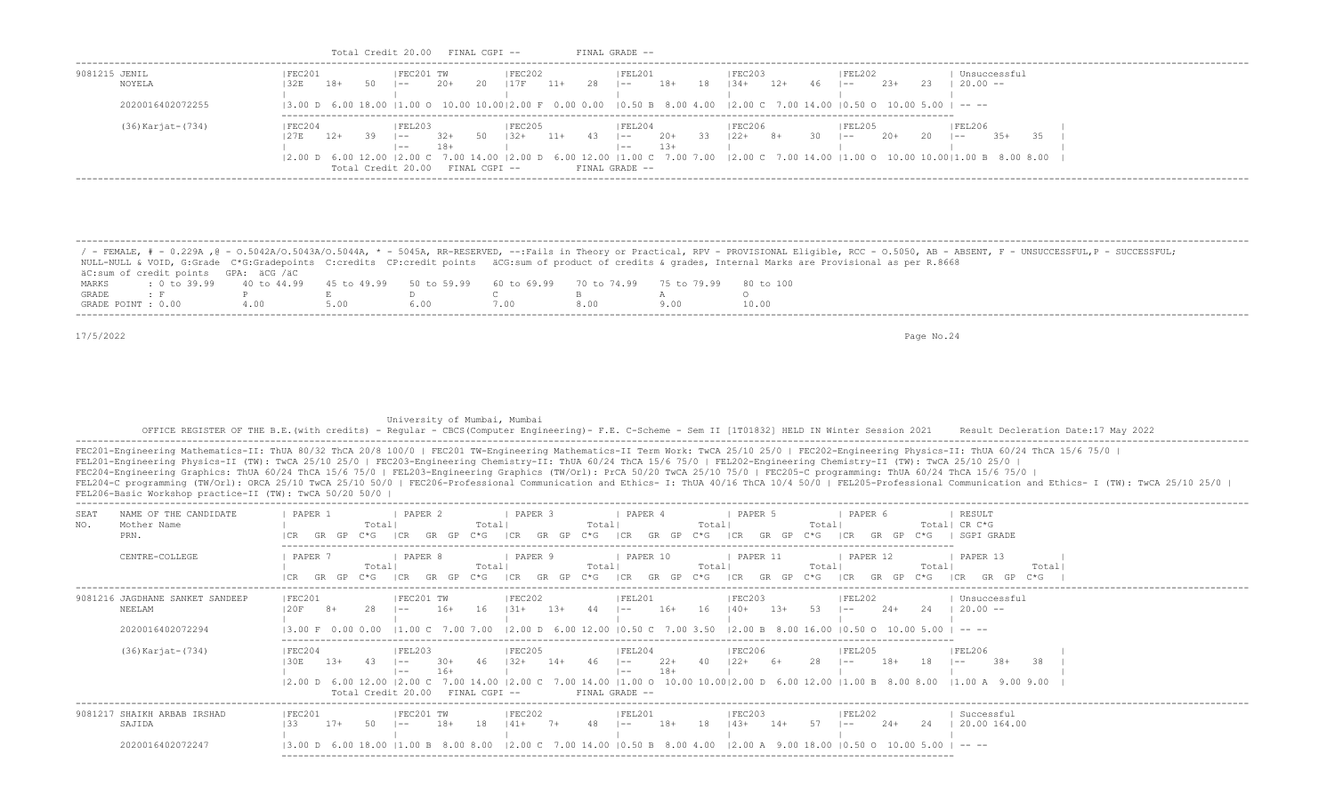Total Credit 20.00 FINAL CGPI -- FINAL GRADE --

| SEAT NO. | NAME / Mother Name / PRN / CENTRE | | | | | | | RESULT |
|---|---|---|---|---|---|---|---|---|
| 9081215 | JENIL / NOYELA | FEC201 32E 18+ 50 | FEC201 TW -- 20+ 20 | FEC202 17F 11+ 28 | FEL201 -- 18+ 18 | FEC203 34+ 12+ 46 | FEL202 -- 23+ 23 | Unsuccessful 20.00 -- |
| | 2020016402072255 | 3.00 D 6.00 18.00 | 1.00 O 10.00 10.00 | 2.00 F 0.00 0.00 | 0.50 B 8.00 4.00 | 2.00 C 7.00 14.00 | 0.50 O 10.00 5.00 | -- -- |
| | (36)Karjat-(734) | FEC204 27E 12+ 39 | FEL203 -- 32+ 50 / -- 18+ | FEC205 32+ 11+ 43 | FEL204 -- 20+ 33 / -- 13+ | FEC206 22+ 8+ 30 | FEL205 -- 20+ 20 | FEL206 -- 35+ 35 |
| | | 2.00 D 6.00 12.00 | 2.00 C 7.00 14.00 | 2.00 D 6.00 12.00 | 1.00 C 7.00 7.00 | 2.00 C 7.00 14.00 | 1.00 O 10.00 10.00 | 1.00 B 8.00 8.00 |

Total Credit 20.00 FINAL CGPI -- FINAL GRADE --

/ - FEMALE, # - 0.229A ,@ - O.5042A/O.5043A/O.5044A, * - 5045A, RR-RESERVED, --:Fails in Theory or Practical, RPV - PROVISIONAL Eligible, RCC - O.5050, AB - ABSENT, F - UNSUCCESSFUL,P - SUCCESSFUL;
NULL-NULL & VOID, G:Grade C*G:Gradepoints C:credits CP:credit points äCG:sum of product of credits & grades, Internal Marks are Provisional as per R.8668
äC:sum of credit points GPA: äCG /äC

| MARKS | : 0 to 39.99 | 40 to 44.99 | 45 to 49.99 | 50 to 59.99 | 60 to 69.99 | 70 to 74.99 | 75 to 79.99 | 80 to 100 |
|---|---|---|---|---|---|---|---|---|
| GRADE | : F | P | E | D | C | B | A | O |
| GRADE POINT | : 0.00 | 4.00 | 5.00 | 6.00 | 7.00 | 8.00 | 9.00 | 10.00 |

17/5/2022

Page No.24

University of Mumbai, Mumbai

OFFICE REGISTER OF THE B.E.(with credits) - Regular - CBCS(Computer Engineering)- F.E. C-Scheme - Sem II [1T01832] HELD IN Winter Session 2021 Result Decleration Date:17 May 2022

FEC201-Engineering Mathematics-II: ThUA 80/32 ThCA 20/8 100/0 | FEC201 TW-Engineering Mathematics-II Term Work: TwCA 25/10 25/0 | FEC202-Engineering Physics-II: ThUA 60/24 ThCA 15/6 75/0 |
FEL201-Engineering Physics-II (TW): TwCA 25/10 25/0 | FEC203-Engineering Chemistry-II: ThUA 60/24 ThCA 15/6 75/0 | FEL202-Engineering Chemistry-II (TW): TwCA 25/10 25/0 |
FEC204-Engineering Graphics: ThUA 60/24 ThCA 15/6 75/0 | FEL203-Engineering Graphics (TW/Orl): PrCA 50/20 TwCA 25/10 75/0 | FEC205-C programming: ThUA 60/24 ThCA 15/6 75/0 |
FEL204-C programming (TW/Orl): ORCA 25/10 TwCA 25/10 50/0 | FEC206-Professional Communication and Ethics- I: ThUA 40/16 ThCA 10/4 50/0 | FEL205-Professional Communication and Ethics- I (TW): TwCA 25/10 25/0 |
FEL206-Basic Workshop practice-II (TW): TwCA 50/20 50/0 |

| SEAT NO. | NAME OF THE CANDIDATE / Mother Name / PRN. / CENTRE-COLLEGE | PAPER 1 / PAPER 7 (CR GR GP C*G) | PAPER 2 / PAPER 8 | PAPER 3 / PAPER 9 | PAPER 4 / PAPER 10 | PAPER 5 / PAPER 11 | PAPER 6 / PAPER 12 | RESULT CR C*G SGPI GRADE / PAPER 13 |
|---|---|---|---|---|---|---|---|---|
| 9081216 | JAGDHANE SANKET SANDEEP / NEELAM | FEC201 20F 8+ 28 | FEC201 TW -- 16+ 16 | FEC202 31+ 13+ 44 | FEL201 -- 16+ 16 | FEC203 40+ 13+ 53 | FEL202 -- 24+ 24 | Unsuccessful 20.00 -- |
| | 2020016402072294 | 3.00 F 0.00 0.00 | 1.00 C 7.00 7.00 | 2.00 D 6.00 12.00 | 0.50 C 7.00 3.50 | 2.00 B 8.00 16.00 | 0.50 O 10.00 5.00 | -- -- |
| | (36)Karjat-(734) | FEC204 30E 13+ 43 | FEL203 -- 30+ 46 / -- 16+ | FEC205 32+ 14+ 46 | FEL204 -- 22+ 40 / -- 18+ | FEC206 22+ 6+ 28 | FEL205 -- 18+ 18 | FEL206 -- 38+ 38 |
| | | 2.00 D 6.00 12.00 | 2.00 C 7.00 14.00 | 2.00 C 7.00 14.00 | 1.00 O 10.00 10.00 | 2.00 D 6.00 12.00 | 1.00 B 8.00 8.00 | 1.00 A 9.00 9.00 |
| | | Total Credit 20.00 FINAL CGPI -- FINAL GRADE -- | | | | | | |
| 9081217 | SHAIKH ARBAB IRSHAD / SAJIDA | FEC201 33 17+ 50 | FEC201 TW -- 18+ 18 | FEC202 41+ 7+ 48 | FEL201 -- 18+ 18 | FEC203 43+ 14+ 57 | FEL202 -- 24+ 24 | Successful 20.00 164.00 |
| | 2020016402072247 | 3.00 D 6.00 18.00 | 1.00 B 8.00 8.00 | 2.00 C 7.00 14.00 | 0.50 B 8.00 4.00 | 2.00 A 9.00 18.00 | 0.50 O 10.00 5.00 | -- -- |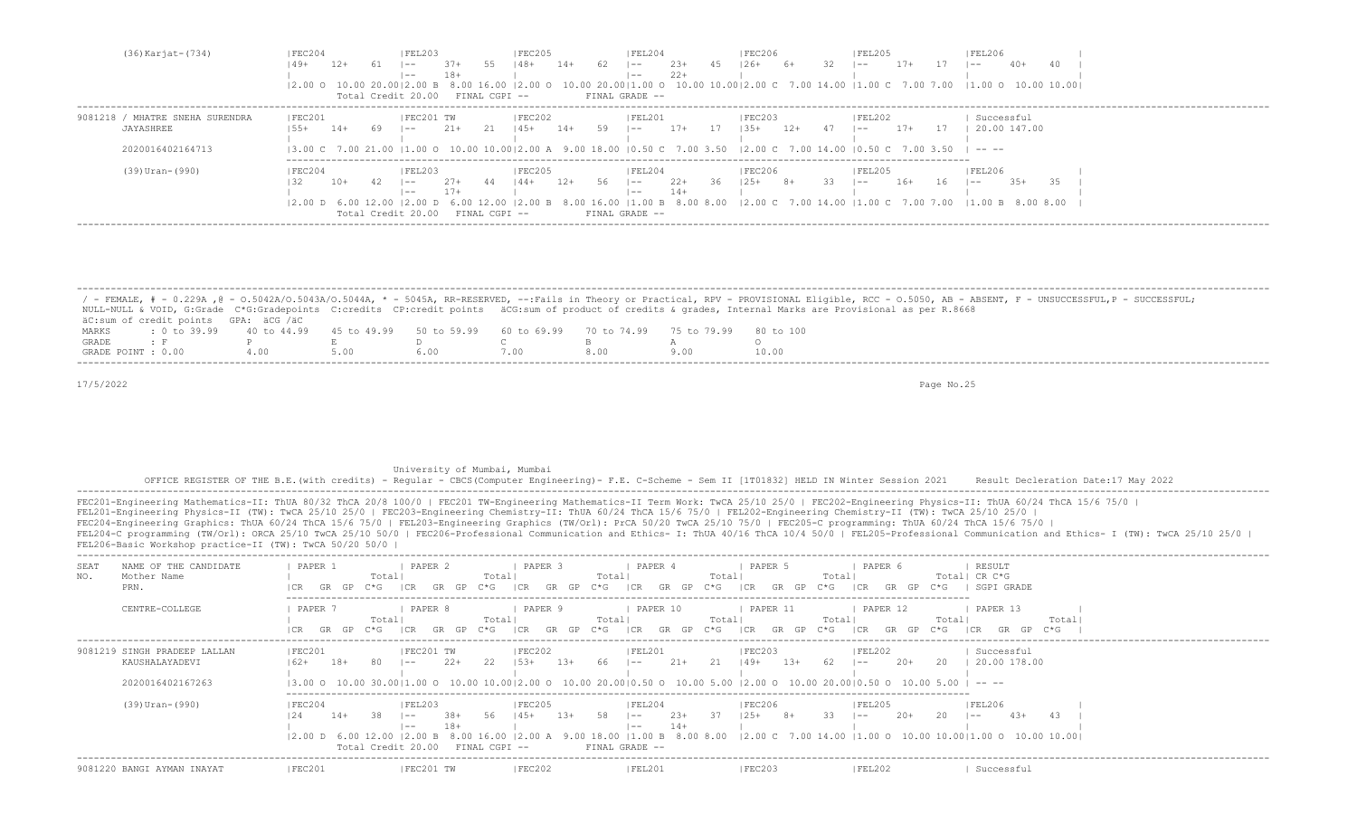```
       (36)Karjat-(734)            |FEC204              |FEL203              |FEC205              |FEL204              |FEC206              |FEL205              |FEL206              |
                                   |49+    12+    61    |--      37+    55   |48+    14+    62    |--      23+    45   |26+    6+     32    |--      17+    17   |--      40+    40   |
                                   |                    |--      18+         |                    |--      22+         |                    |                    |                    |
                                   |2.00 O  10.00 20.00|2.00 B  8.00 16.00 |2.00 O  10.00 20.00|1.00 O  10.00 10.00|2.00 C  7.00 14.00 |1.00 C  7.00 7.00  |1.00 O  10.00 10.00|
                                    Total Credit 20.00   FINAL CGPI --          FINAL GRADE --
----------------------------------------------------------------------------------------------------------------------------------------------------------------------------------------------
9081218 / MHATRE SNEHA SURENDRA    |FEC201              |FEC201 TW           |FEC202              |FEL201              |FEC203              |FEL202              | Successful
        JAYASHREE                  |55+    14+    69    |--      21+    21   |45+    14+    59    |--      17+    17   |35+    12+    47    |--      17+    17   | 20.00 147.00
                                   |                    |                    |                    |                    |                    |                    |
        2020016402164713           |3.00 C  7.00 21.00 |1.00 O  10.00 10.00|2.00 A  9.00 18.00 |0.50 C  7.00 3.50  |2.00 C  7.00 14.00 |0.50 C  7.00 3.50  | -- --
                                   ---------------------------------------------------------------------------------------------------------------------------------
       (39)Uran-(990)              |FEC204              |FEL203              |FEC205              |FEL204              |FEC206              |FEL205              |FEL206              |
                                   |32     10+    42    |--      27+    44   |44+    12+    56    |--      22+    36   |25+    8+     33    |--      16+    16   |--      35+    35   |
                                   |                    |--      17+         |                    |--      14+         |                    |                    |                    |
                                   |2.00 D  6.00 12.00 |2.00 D  6.00 12.00 |2.00 B  8.00 16.00 |1.00 B  8.00 8.00  |2.00 C  7.00 14.00 |1.00 C  7.00 7.00  |1.00 B  8.00 8.00   |
                                    Total Credit 20.00   FINAL CGPI --          FINAL GRADE --
----------------------------------------------------------------------------------------------------------------------------------------------------------------------------------------------

----------------------------------------------------------------------------------------------------------------------------------------------------------------------------------------------
/ - FEMALE, # - 0.229A ,@ - O.5042A/O.5043A/O.5044A, * - 5045A, RR-RESERVED, --:Fails in Theory or Practical, RPV - PROVISIONAL Eligible, RCC - O.5050, AB - ABSENT, F - UNSUCCESSFUL,P - SUCCESSFUL;
 NULL-NULL & VOID, G:Grade  C*G:Gradepoints  C:credits  CP:credit points   äCG:sum of product of credits & grades, Internal Marks are Provisional as per R.8668
 äC:sum of credit points   GPA: äCG /äC
 MARKS        : 0 to 39.99    40 to 44.99    45 to 49.99    50 to 59.99    60 to 69.99    70 to 74.99    75 to 79.99    80 to 100
 GRADE        : F             P              E              D              C              B              A              O
 GRADE POINT : 0.00           4.00           5.00           6.00           7.00           8.00           9.00           10.00
----------------------------------------------------------------------------------------------------------------------------------------------------------------------------------------------
17/5/2022                                                                                                                                                    Page No.25

                                                          University of Mumbai, Mumbai
            OFFICE REGISTER OF THE B.E.(with credits) - Regular - CBCS(Computer Engineering)- F.E. C-Scheme - Sem II [1T01832] HELD IN Winter Session 2021      Result Decleration Date:17 May 2022
----------------------------------------------------------------------------------------------------------------------------------------------------------------------------------------------
FEC201-Engineering Mathematics-II: ThUA 80/32 ThCA 20/8 100/0 | FEC201 TW-Engineering Mathematics-II Term Work: TwCA 25/10 25/0 | FEC202-Engineering Physics-II: ThUA 60/24 ThCA 15/6 75/0 |
FEL201-Engineering Physics-II (TW): TwCA 25/10 25/0 | FEC203-Engineering Chemistry-II: ThUA 60/24 ThCA 15/6 75/0 | FEL202-Engineering Chemistry-II (TW): TwCA 25/10 25/0 |
FEC204-Engineering Graphics: ThUA 60/24 ThCA 15/6 75/0 | FEL203-Engineering Graphics (TW/Orl): PrCA 50/20 TwCA 25/10 75/0 | FEC205-C programming: ThUA 60/24 ThCA 15/6 75/0 |
FEL204-C programming (TW/Orl): ORCA 25/10 TwCA 25/10 50/0 | FEC206-Professional Communication and Ethics- I: ThUA 40/16 ThCA 10/4 50/0 | FEL205-Professional Communication and Ethics- I (TW): TwCA 25/10 25/0 |
FEL206-Basic Workshop practice-II (TW): TwCA 50/20 50/0 |
----------------------------------------------------------------------------------------------------------------------------------------------------------------------------------------------
SEAT    NAME OF THE CANDIDATE      | PAPER 1              | PAPER 2              | PAPER 3              | PAPER 4              | PAPER 5              | PAPER 6              | RESULT
NO.     Mother Name                |              Total|               Total|               Total|               Total|               Total|               Total| CR C*G
        PRN.                       |CR   GR  GP  C*G    |CR   GR  GP  C*G    |CR   GR  GP  C*G    |CR   GR  GP  C*G    |CR   GR  GP  C*G    |CR   GR  GP  C*G    | SGPI GRADE
                                   ---------------------------------------------------------------------------------------------------------------------------------
        CENTRE-COLLEGE             | PAPER 7              | PAPER 8              | PAPER 9              | PAPER 10             | PAPER 11             | PAPER 12             | PAPER 13             |
                                   |              Total|               Total|               Total|               Total|               Total|               Total|               Total|
                                   |CR   GR  GP  C*G    |CR   GR  GP  C*G    |CR   GR  GP  C*G    |CR   GR  GP  C*G    |CR   GR  GP  C*G    |CR   GR  GP  C*G    |CR   GR  GP  C*G    |
----------------------------------------------------------------------------------------------------------------------------------------------------------------------------------------------
9081219 SINGH PRADEEP LALLAN       |FEC201              |FEC201 TW           |FEC202              |FEL201              |FEC203              |FEL202              | Successful
        KAUSHALAYADEVI             |62+    18+    80    |--      22+    22   |53+    13+    66    |--      21+    21   |49+    13+    62    |--      20+    20   | 20.00 178.00
                                   |                    |                    |                    |                    |                    |                    |
        2020016402167263           |3.00 O  10.00 30.00|1.00 O  10.00 10.00|2.00 O  10.00 20.00|0.50 O  10.00 5.00 |2.00 O  10.00 20.00|0.50 O  10.00 5.00 | -- --
                                   ---------------------------------------------------------------------------------------------------------------------------------
       (39)Uran-(990)              |FEC204              |FEL203              |FEC205              |FEL204              |FEC206              |FEL205              |FEL206              |
                                   |24     14+    38    |--      38+    56   |45+    13+    58    |--      23+    37   |25+    8+     33    |--      20+    20   |--      43+    43   |
                                   |                    |--      18+         |                    |--      14+         |                    |                    |                    |
                                   |2.00 D  6.00 12.00 |2.00 B  8.00 16.00 |2.00 A  9.00 18.00 |1.00 B  8.00 8.00  |2.00 C  7.00 14.00 |1.00 O  10.00 10.00|1.00 O  10.00 10.00|
                                    Total Credit 20.00   FINAL CGPI --          FINAL GRADE --
----------------------------------------------------------------------------------------------------------------------------------------------------------------------------------------------
9081220 BANGI AYMAN INAYAT         |FEC201              |FEC201 TW           |FEC202              |FEL201              |FEC203              |FEL202              | Successful
```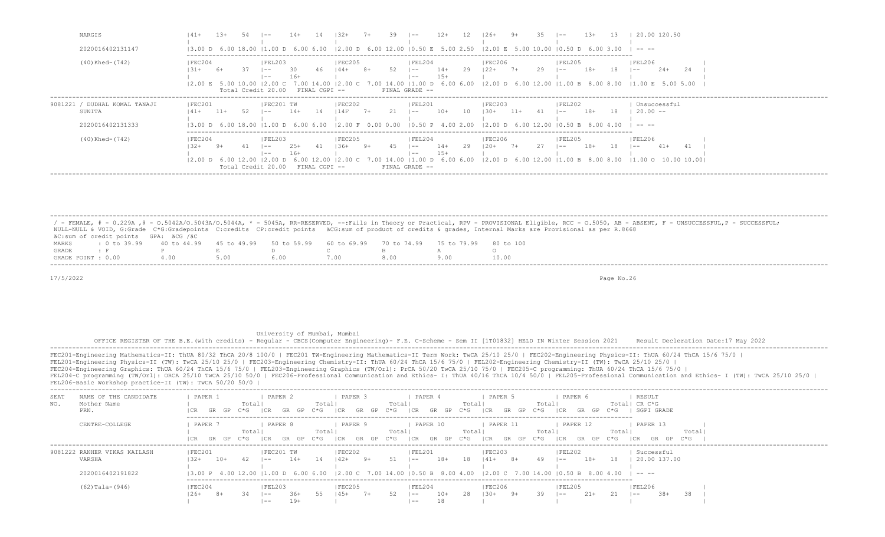| | | | | | | | |
|---|---|---|---|---|---|---|---|
| NARGIS | \|41+ 13+ 54 | \|-- 14+ 14 | \|32+ 7+ 39 | \|-- 12+ 12 | \|26+ 9+ 35 | \|-- 13+ 13 | \| 20.00 120.50 |
| 2020016402131147 | \|3.00 D 6.00 18.00 | \|1.00 D 6.00 6.00 | \|2.00 D 6.00 12.00 | \|0.50 E 5.00 2.50 | \|2.00 E 5.00 10.00 | \|0.50 D 6.00 3.00 | \| -- -- |
| (40)Khed-(742) | \|FEC204 | \|FEL203 | \|FEC205 | \|FEL204 | \|FEC206 | \|FEL205 | \|FEL206 |
| | \|31+ 6+ 37 | \|-- 30 46 | \|44+ 8+ 52 | \|-- 14+ 29 | \|22+ 7+ 29 | \|-- 18+ 18 | \|-- 24+ 24 |
| | | \|-- 16+ | | \|-- 15+ | | | |
| | \|2.00 E 5.00 10.00 | \|2.00 C 7.00 14.00 | \|2.00 C 7.00 14.00 | \|1.00 D 6.00 6.00 | \|2.00 D 6.00 12.00 | \|1.00 B 8.00 8.00 | \|1.00 E 5.00 5.00 |
| | Total Credit 20.00 | FINAL CGPI -- | | FINAL GRADE -- | | | |

| | | | | | | | |
|---|---|---|---|---|---|---|---|
| 9081221 / DUDHAL KOMAL TANAJI | \|FEC201 | \|FEC201 TW | \|FEC202 | \|FEL201 | \|FEC203 | \|FEL202 | \| Unsuccessful |
| SUNITA | \|41+ 11+ 52 | \|-- 14+ 14 | \|14F 7+ 21 | \|-- 10+ 10 | \|30+ 11+ 41 | \|-- 18+ 18 | \| 20.00 -- |
| 2020016402131333 | \|3.00 D 6.00 18.00 | \|1.00 D 6.00 6.00 | \|2.00 F 0.00 0.00 | \|0.50 P 4.00 2.00 | \|2.00 D 6.00 12.00 | \|0.50 B 8.00 4.00 | \| -- -- |
| (40)Khed-(742) | \|FEC204 | \|FEL203 | \|FEC205 | \|FEL204 | \|FEC206 | \|FEL205 | \|FEL206 |
| | \|32+ 9+ 41 | \|-- 25+ 41 | \|36+ 9+ 45 | \|-- 14+ 29 | \|20+ 7+ 27 | \|-- 18+ 18 | \|-- 41+ 41 |
| | | \|-- 16+ | | \|-- 15+ | | | |
| | \|2.00 D 6.00 12.00 | \|2.00 D 6.00 12.00 | \|2.00 C 7.00 14.00 | \|1.00 D 6.00 6.00 | \|2.00 D 6.00 12.00 | \|1.00 B 8.00 8.00 | \|1.00 O 10.00 10.00 |
| | Total Credit 20.00 | FINAL CGPI -- | | FINAL GRADE -- | | | |

/ - FEMALE, # - 0.229A ,@ - O.5042A/O.5043A/O.5044A, * - 5045A, RR-RESERVED, --:Fails in Theory or Practical, RPV - PROVISIONAL Eligible, RCC - O.5050, AB - ABSENT, F - UNSUCCESSFUL,P - SUCCESSFUL;
NULL-NULL & VOID, G:Grade C*G:Gradepoints C:credits CP:credit points äCG:sum of product of credits & grades, Internal Marks are Provisional as per R.8668
äC:sum of credit points GPA: äCG /äC

| MARKS | : 0 to 39.99 | 40 to 44.99 | 45 to 49.99 | 50 to 59.99 | 60 to 69.99 | 70 to 74.99 | 75 to 79.99 | 80 to 100 |
|---|---|---|---|---|---|---|---|---|
| GRADE | : F | P | E | D | C | B | A | O |
| GRADE POINT | : 0.00 | 4.00 | 5.00 | 6.00 | 7.00 | 8.00 | 9.00 | 10.00 |

17/5/2022

University of Mumbai, Mumbai

OFFICE REGISTER OF THE B.E.(with credits) - Regular - CBCS(Computer Engineering)- F.E. C-Scheme - Sem II [1T01832] HELD IN Winter Session 2021 Result Decleration Date:17 May 2022

FEC201-Engineering Mathematics-II: ThUA 80/32 ThCA 20/8 100/0 | FEC201 TW-Engineering Mathematics-II Term Work: TwCA 25/10 25/0 | FEC202-Engineering Physics-II: ThUA 60/24 ThCA 15/6 75/0 |
FEL201-Engineering Physics-II (TW): TwCA 25/10 25/0 | FEC203-Engineering Chemistry-II: ThUA 60/24 ThCA 15/6 75/0 | FEL202-Engineering Chemistry-II (TW): TwCA 25/10 25/0 |
FEC204-Engineering Graphics: ThUA 60/24 ThCA 15/6 75/0 | FEL203-Engineering Graphics (TW/Orl): PrCA 50/20 TwCA 25/10 75/0 | FEC205-C programming: ThUA 60/24 ThCA 15/6 75/0 |
FEL204-C programming (TW/Orl): ORCA 25/10 TwCA 25/10 50/0 | FEC206-Professional Communication and Ethics- I: ThUA 40/16 ThCA 10/4 50/0 | FEL205-Professional Communication and Ethics- I (TW): TwCA 25/10 25/0 |
FEL206-Basic Workshop practice-II (TW): TwCA 50/20 50/0 |

| SEAT NO. | NAME OF THE CANDIDATE / Mother Name / PRN. | PAPER 1 (CR GR GP C*G Total) | PAPER 2 (CR GR GP C*G Total) | PAPER 3 (CR GR GP C*G Total) | PAPER 4 (CR GR GP C*G Total) | PAPER 5 (CR GR GP C*G Total) | PAPER 6 (CR GR GP C*G Total) | RESULT / CR C*G / SGPI GRADE |
|---|---|---|---|---|---|---|---|---|
| | CENTRE-COLLEGE | PAPER 7 (CR GR GP C*G Total) | PAPER 8 (CR GR GP C*G Total) | PAPER 9 (CR GR GP C*G Total) | PAPER 10 (CR GR GP C*G Total) | PAPER 11 (CR GR GP C*G Total) | PAPER 12 (CR GR GP C*G Total) | PAPER 13 (CR GR GP C*G Total) |
| 9081222 | RANHER VIKAS KAILASH | \|FEC201 | \|FEC201 TW | \|FEC202 | \|FEL201 | \|FEC203 | \|FEL202 | \| Successful |
| | VARSHA | \|32+ 10+ 42 | \|-- 14+ 14 | \|42+ 9+ 51 | \|-- 18+ 18 | \|41+ 8+ 49 | \|-- 18+ 18 | \| 20.00 137.00 |
| | 2020016402191822 | \|3.00 P 4.00 12.00 | \|1.00 D 6.00 6.00 | \|2.00 C 7.00 14.00 | \|0.50 B 8.00 4.00 | \|2.00 C 7.00 14.00 | \|0.50 B 8.00 4.00 | \| -- -- |
| | (62)Tala-(946) | \|FEC204 | \|FEL203 | \|FEC205 | \|FEL204 | \|FEC206 | \|FEL205 | \|FEL206 |
| | | \|26+ 8+ 34 | \|-- 36+ 55 | \|45+ 7+ 52 | \|-- 10+ 28 | \|30+ 9+ 39 | \|-- 21+ 21 | \|-- 38+ 38 |
| | | | \|-- 19+ | | \|-- 18 | | | |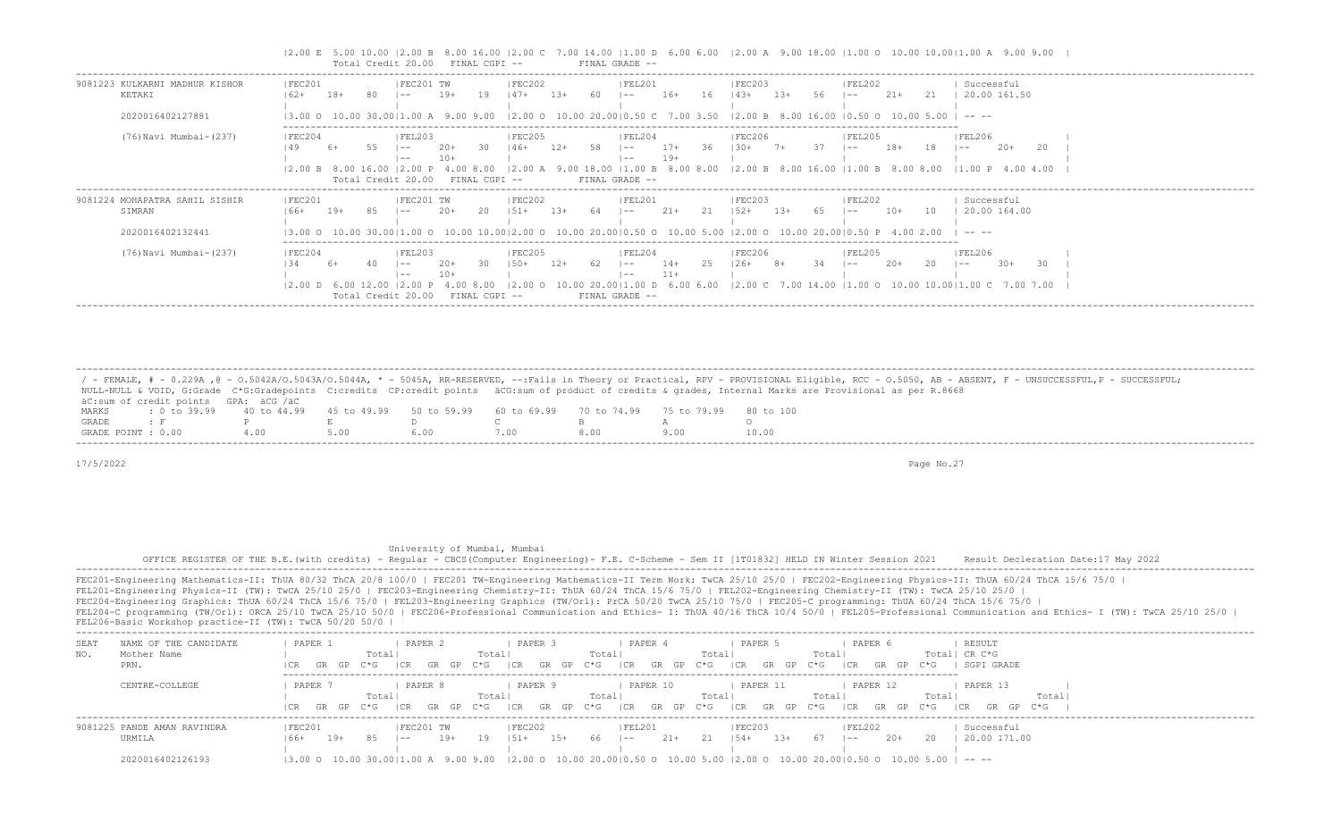```
                          |2.00 E  5.00 10.00 |2.00 B  8.00 16.00 |2.00 C  7.00 14.00 |1.00 D  6.00 6.00  |2.00 A  9.00 18.00 |1.00 O  10.00 10.00|1.00 A  9.00 9.00  |
                           Total Credit 20.00   FINAL CGPI --          FINAL GRADE --
--------------------------------------------------------------------------------------------------------------------------------------------------------------------------
9081223 KULKARNI MADHUR KISHOR   |FEC201             |FEC201 TW          |FEC202             |FEL201             |FEC203             |FEL202             | Successful
        KETAKI                   |62+   18+    80    |--     19+    19   |47+    13+    60   |--     16+    16   |43+    13+    56   |--     21+    21   | 20.00 161.50
                                 |                   |                   |                   |                   |                   |                   |
        2020016402127881         |3.00 O  10.00 30.00|1.00 A  9.00 9.00  |2.00 O  10.00 20.00|0.50 C  7.00 3.50  |2.00 B  8.00 16.00 |0.50 O  10.00 5.00 | -- --
                                 ---------------------------------------------------------------------------------------------------------------------------------------
        (76)Navi Mumbai-(237)    |FEC204             |FEL203             |FEC205             |FEL204             |FEC206             |FEL205             |FEL206             |
                                 |49    6+     55    |--     20+    30   |46+    12+    58   |--     17+    36   |30+    7+     37   |--     18+    18   |--     20+    20   |
                                 |                   |--     10+         |                   |--     19+         |                   |                   |                   |
                                 |2.00 B  8.00 16.00 |2.00 P  4.00 8.00  |2.00 A  9.00 18.00 |1.00 B  8.00 8.00  |2.00 B  8.00 16.00 |1.00 B  8.00 8.00  |1.00 P  4.00 4.00  |
                                  Total Credit 20.00   FINAL CGPI --          FINAL GRADE --
--------------------------------------------------------------------------------------------------------------------------------------------------------------------------
9081224 MOHAPATRA SAHIL SISHIR   |FEC201             |FEC201 TW          |FEC202             |FEL201             |FEC203             |FEL202             | Successful
        SIMRAN                   |66+   19+    85    |--     20+    20   |51+    13+    64   |--     21+    21   |52+    13+    65   |--     10+    10   | 20.00 164.00
                                 |                   |                   |                   |                   |                   |                   |
        2020016402132441         |3.00 O  10.00 30.00|1.00 O  10.00 10.00|2.00 O  10.00 20.00|0.50 O  10.00 5.00 |2.00 O  10.00 20.00|0.50 P  4.00 2.00  | -- --
                                 ---------------------------------------------------------------------------------------------------------------------------------------
        (76)Navi Mumbai-(237)    |FEC204             |FEL203             |FEC205             |FEL204             |FEC206             |FEL205             |FEL206             |
                                 |34    6+     40    |--     20+    30   |50+    12+    62   |--     14+    25   |26+    8+     34   |--     20+    20   |--     30+    30   |
                                 |                   |--     10+         |                   |--     11+         |                   |                   |                   |
                                 |2.00 D  6.00 12.00 |2.00 P  4.00 8.00  |2.00 O  10.00 20.00|1.00 D  6.00 6.00  |2.00 C  7.00 14.00 |1.00 O  10.00 10.00|1.00 C  7.00 7.00  |
                                  Total Credit 20.00   FINAL CGPI --          FINAL GRADE --
--------------------------------------------------------------------------------------------------------------------------------------------------------------------------

--------------------------------------------------------------------------------------------------------------------------------------------------------------------------
 / - FEMALE, # - 0.229A ,@ - O.5042A/O.5043A/O.5044A, * - 5045A, RR-RESERVED, --:Fails in Theory or Practical, RPV - PROVISIONAL Eligible, RCC - O.5050, AB - ABSENT, F - UNSUCCESSFUL,P - SUCCESSFUL;
 NULL-NULL & VOID, G:Grade  C*G:Gradepoints  C:credits  CP:credit points   äCG:sum of product of credits & grades, Internal Marks are Provisional as per R.8668
 äC:sum of credit points   GPA: äCG /äC
 MARKS      : 0 to 39.99    40 to 44.99    45 to 49.99    50 to 59.99    60 to 69.99    70 to 74.99    75 to 79.99    80 to 100
 GRADE      : F             P              E              D              C              B              A              O
 GRADE POINT : 0.00         4.00           5.00           6.00           7.00           8.00           9.00           10.00
--------------------------------------------------------------------------------------------------------------------------------------------------------------------------

17/5/2022                                                                                                                                Page No.27


                                                    University of Mumbai, Mumbai
          OFFICE REGISTER OF THE B.E.(with credits) - Regular - CBCS(Computer Engineering)- F.E. C-Scheme - Sem II [1T01832] HELD IN Winter Session 2021      Result Decleration Date:17 May 2022
--------------------------------------------------------------------------------------------------------------------------------------------------------------------------
FEC201-Engineering Mathematics-II: ThUA 80/32 ThCA 20/8 100/0 | FEC201 TW-Engineering Mathematics-II Term Work: TwCA 25/10 25/0 | FEC202-Engineering Physics-II: ThUA 60/24 ThCA 15/6 75/0 |
FEL201-Engineering Physics-II (TW): TwCA 25/10 25/0 | FEC203-Engineering Chemistry-II: ThUA 60/24 ThCA 15/6 75/0 | FEL202-Engineering Chemistry-II (TW): TwCA 25/10 25/0 |
FEC204-Engineering Graphics: ThUA 60/24 ThCA 15/6 75/0 | FEL203-Engineering Graphics (TW/Orl): PrCA 50/20 TwCA 25/10 75/0 | FEC205-C programming: ThUA 60/24 ThCA 15/6 75/0 |
FEL204-C programming (TW/Orl): ORCA 25/10 TwCA 25/10 50/0 | FEC206-Professional Communication and Ethics- I: ThUA 40/16 ThCA 10/4 50/0 | FEL205-Professional Communication and Ethics- I (TW): TwCA 25/10 25/0 |
FEL206-Basic Workshop practice-II (TW): TwCA 50/20 50/0 |
--------------------------------------------------------------------------------------------------------------------------------------------------------------------------
SEAT    NAME OF THE CANDIDATE    | PAPER 1           | PAPER 2           | PAPER 3           | PAPER 4           | PAPER 5           | PAPER 6           | RESULT
NO.     Mother Name              |             Total|              Total|              Total|              Total|              Total|              Total| CR C*G
        PRN.                     |CR   GR  GP  C*G   |CR   GR  GP  C*G   |CR   GR  GP  C*G   |CR   GR  GP  C*G   |CR   GR  GP  C*G   |CR   GR  GP  C*G   | SGPI GRADE
                                 ---------------------------------------------------------------------------------------------------------------------------------------
        CENTRE-COLLEGE           | PAPER 7           | PAPER 8           | PAPER 9           | PAPER 10          | PAPER 11          | PAPER 12          | PAPER 13          |
                                 |             Total|              Total|              Total|              Total|              Total|              Total|              Total|
                                 |CR   GR  GP  C*G   |CR   GR  GP  C*G   |CR   GR  GP  C*G   |CR   GR  GP  C*G   |CR   GR  GP  C*G   |CR   GR  GP  C*G   |CR   GR  GP  C*G   |
--------------------------------------------------------------------------------------------------------------------------------------------------------------------------
9081225 PANDE AMAN RAVINDRA      |FEC201             |FEC201 TW          |FEC202             |FEL201             |FEC203             |FEL202             | Successful
        URMILA                   |66+   19+    85    |--     19+    19   |51+    15+    66   |--     21+    21   |54+    13+    67   |--     20+    20   | 20.00 171.00
                                 |                   |                   |                   |                   |                   |                   |
        2020016402126193         |3.00 O  10.00 30.00|1.00 A  9.00 9.00  |2.00 O  10.00 20.00|0.50 O  10.00 5.00 |2.00 O  10.00 20.00|0.50 O  10.00 5.00 | -- --
```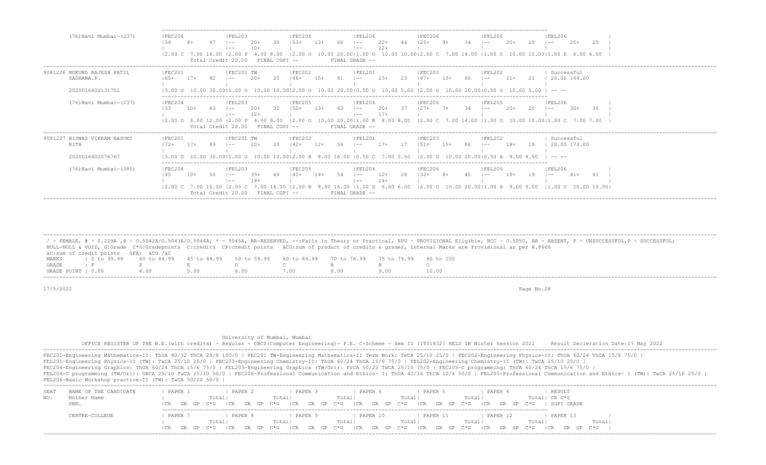| | FEC204 | FEL203 | FEC205 | FEL204 | FEC206 | FEL205 | FEL206 |
|---|---|---|---|---|---|---|---|
| (76)Navi Mumbai-(237) | 39 8+ 47 | -- 20+ 30<br>-- 10+ | 53+ 13+ 66 | -- 22+ 44<br>-- 22+ | 25+ 9+ 34 | -- 20+ 20 | -- 25+ 25 |
| | 2.00 C 7.00 14.00 | 2.00 P 4.00 8.00 | 2.00 O 10.00 20.00 | 1.00 O 10.00 10.00 | 2.00 C 7.00 14.00 | 1.00 O 10.00 10.00 | 1.00 D 6.00 6.00 |
| | Total Credit 20.00 FINAL CGPI -- | | | FINAL GRADE -- | | | |

| SEAT NO. / NAME | FEC201 | FEC201 TW | FEC202 | FEL201 | FEC203 | FEL202 | RESULT |
|---|---|---|---|---|---|---|---|
| 9081226 MUKUND RAJESH PATIL<br>SADHANA.P.<br>2020016402131751 | 65+ 17+ 82 | -- 20+ 20 | 46+ 15+ 61 | -- 23+ 23 | 47+ 13+ 60 | -- 21+ 21 | Successful<br>20.00 169.00 |
| | 3.00 O 10.00 30.00 | 1.00 O 10.00 10.00 | 2.00 O 10.00 20.00 | 0.50 O 10.00 5.00 | 2.00 O 10.00 20.00 | 0.50 O 10.00 5.00 | -- -- |

| | FEC204 | FEL203 | FEC205 | FEL204 | FEC206 | FEL205 | FEL206 |
|---|---|---|---|---|---|---|---|
| (76)Navi Mumbai-(237) | 33 10+ 43 | -- 20+ 32<br>-- 12+ | 50+ 13+ 63 | -- 20+ 37<br>-- 17+ | 27+ 7+ 34 | -- 20+ 20 | -- 30+ 30 |
| | 2.00 D 6.00 12.00 | 2.00 P 4.00 8.00 | 2.00 O 10.00 20.00 | 1.00 B 8.00 8.00 | 2.00 C 7.00 14.00 | 1.00 O 10.00 10.00 | 1.00 C 7.00 7.00 |
| | Total Credit 20.00 FINAL CGPI -- | | | FINAL GRADE -- | | | |

| SEAT NO. / NAME | FEC201 | FEC201 TW | FEC202 | FEL201 | FEC203 | FEL202 | RESULT |
|---|---|---|---|---|---|---|---|
| 9081227 BISWAS VIKRAM BASUKI<br>RITA<br>2020016402076767 | 72+ 17+ 89 | -- 20+ 20 | 42+ 12+ 54 | -- 17+ 17 | 51+ 15+ 66 | -- 19+ 19 | Successful<br>20.00 173.00 |
| | 3.00 O 10.00 30.00 | 1.00 O 10.00 10.00 | 2.00 B 8.00 16.00 | 0.50 C 7.00 3.50 | 2.00 O 10.00 20.00 | 0.50 A 9.00 4.50 | -- -- |

| | FEC204 | FEL203 | FEC205 | FEL204 | FEC206 | FEL205 | FEL206 |
|---|---|---|---|---|---|---|---|
| (76)Navi Mumbai-(385) | 40 10+ 50 | -- 35+ 49<br>-- 14+ | 40+ 14+ 54 | -- 12+ 26<br>-- 14+ | 32+ 8+ 40 | -- 19+ 19 | -- 41+ 41 |
| | 2.00 C 7.00 14.00 | 2.00 C 7.00 14.00 | 2.00 B 8.00 16.00 | 1.00 D 6.00 6.00 | 2.00 O 10.00 20.00 | 1.00 A 9.00 9.00 | 1.00 O 10.00 10.00 |
| | Total Credit 20.00 FINAL CGPI -- | | | FINAL GRADE -- | | | |

/ - FEMALE, # - 0.229A ,@ - O.5042A/O.5043A/O.5044A, * - 5045A, RR-RESERVED, --:Fails in Theory or Practical, RPV - PROVISIONAL Eligible, RCC - O.5050, AB - ABSENT, F - UNSUCCESSFUL,P - SUCCESSFUL;
NULL-NULL & VOID, G:Grade C*G:Gradepoints C:credits CP:credit points äCG:sum of product of credits & grades, Internal Marks are Provisional as per R.8668
äC:sum of credit points GPA: äCG /äC

| MARKS | : 0 to 39.99 | 40 to 44.99 | 45 to 49.99 | 50 to 59.99 | 60 to 69.99 | 70 to 74.99 | 75 to 79.99 | 80 to 100 |
|---|---|---|---|---|---|---|---|---|
| GRADE | : F | P | E | D | C | B | A | O |
| GRADE POINT | : 0.00 | 4.00 | 5.00 | 6.00 | 7.00 | 8.00 | 9.00 | 10.00 |

17/5/2022

University of Mumbai, Mumbai

OFFICE REGISTER OF THE B.E.(with credits) - Regular - CBCS(Computer Engineering)- F.E. C-Scheme - Sem II [1T01832] HELD IN Winter Session 2021 Result Decleration Date:17 May 2022

FEC201-Engineering Mathematics-II: ThUA 80/32 ThCA 20/8 100/0 | FEC201 TW-Engineering Mathematics-II Term Work: TwCA 25/10 25/0 | FEC202-Engineering Physics-II: ThUA 60/24 ThCA 15/6 75/0 |
FEL201-Engineering Physics-II (TW): TwCA 25/10 25/0 | FEC203-Engineering Chemistry-II: ThUA 60/24 ThCA 15/6 75/0 | FEL202-Engineering Chemistry-II (TW): TwCA 25/10 25/0 |
FEC204-Engineering Graphics: ThUA 60/24 ThCA 15/6 75/0 | FEL203-Engineering Graphics (TW/Orl): PrCA 50/20 TwCA 25/10 75/0 | FEC205-C programming: ThUA 60/24 ThCA 15/6 75/0 |
FEL204-C programming (TW/Orl): ORCA 25/10 TwCA 25/10 50/0 | FEC206-Professional Communication and Ethics- I: ThUA 40/16 ThCA 10/4 50/0 | FEL205-Professional Communication and Ethics- I (TW): TwCA 25/10 25/0 |
FEL206-Basic Workshop practice-II (TW): TwCA 50/20 50/0 |

| SEAT NO. | NAME OF THE CANDIDATE<br>Mother Name<br>PRN. | PAPER 1<br>Total<br>CR GR GP C*G | PAPER 2<br>Total<br>CR GR GP C*G | PAPER 3<br>Total<br>CR GR GP C*G | PAPER 4<br>Total<br>CR GR GP C*G | PAPER 5<br>Total<br>CR GR GP C*G | PAPER 6<br>Total<br>CR GR GP C*G | RESULT<br>CR C*G<br>SGPI GRADE |
|---|---|---|---|---|---|---|---|---|
| | CENTRE-COLLEGE | PAPER 7<br>Total<br>CR GR GP C*G | PAPER 8<br>Total<br>CR GR GP C*G | PAPER 9<br>Total<br>CR GR GP C*G | PAPER 10<br>Total<br>CR GR GP C*G | PAPER 11<br>Total<br>CR GR GP C*G | PAPER 12<br>Total<br>CR GR GP C*G | PAPER 13<br>Total<br>CR GR GP C*G |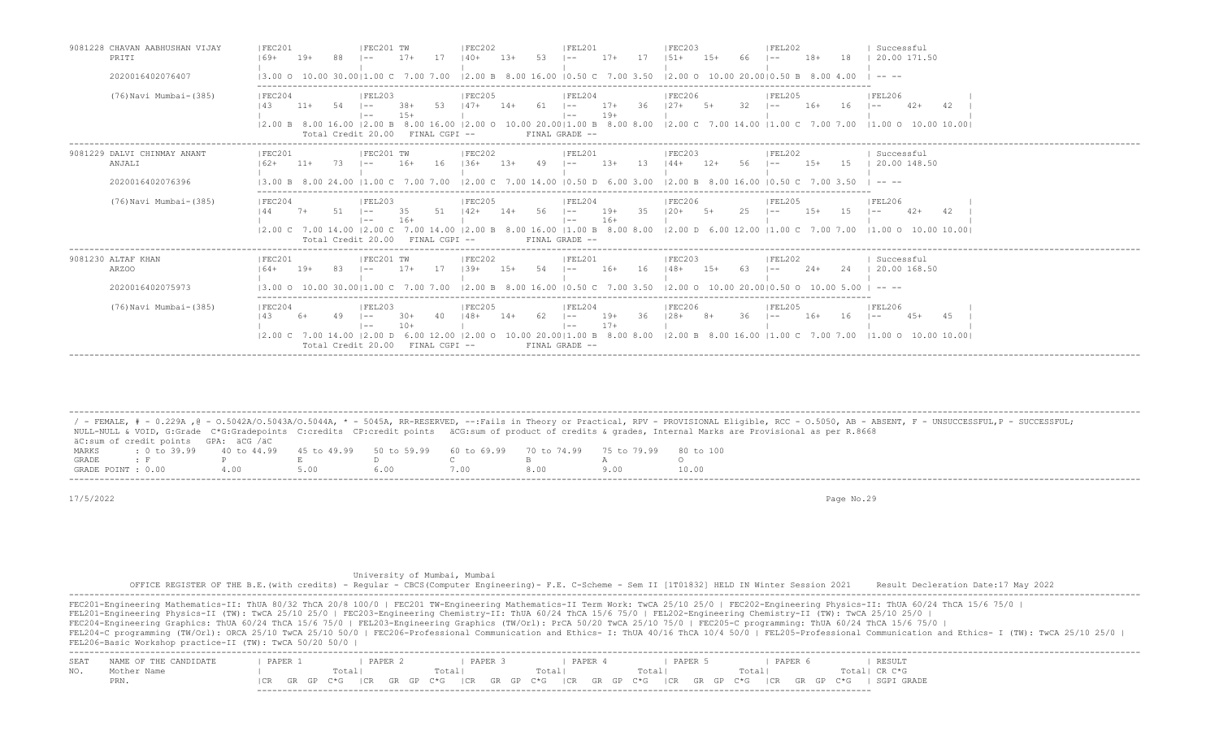```
9081228 CHAVAN AABHUSHAN VIJAY      |FEC201             |FEC201 TW          |FEC202             |FEL201             |FEC203             |FEL202             | Successful
        PRITI                       |69+   19+   88     |--    17+   17     |40+   13+   53     |--    17+   17     |51+   15+   66     |--    18+   18     | 20.00 171.50
                                    |                   |                   |                   |                   |                   |                   |
        2020016402076407            |3.00 O  10.00 30.00|1.00 C  7.00 7.00  |2.00 B  8.00 16.00 |0.50 C  7.00 3.50  |2.00 O  10.00 20.00|0.50 B  8.00 4.00  | -- --
                                    ---------------------------------------------------------------------------------------------------------------------------
        (76)Navi Mumbai-(385)       |FEC204             |FEL203             |FEC205             |FEL204             |FEC206             |FEL205             |FEL206             |
                                    |43    11+   54     |--    38+   53     |47+   14+   61     |--    17+   36     |27+   5+    32     |--    16+   16     |--    42+   42     |
                                    |                   |--    15+          |                   |--    19+          |                   |                   |                   |
                                    |2.00 B  8.00 16.00 |2.00 B  8.00 16.00 |2.00 O  10.00 20.00|1.00 B  8.00 8.00  |2.00 C  7.00 14.00 |1.00 C  7.00 7.00  |1.00 O  10.00 10.00|
                                     Total Credit 20.00   FINAL CGPI --          FINAL GRADE --
------------------------------------------------------------------------------------------------------------------------------------------------------------------------
9081229 DALVI CHINMAY ANANT         |FEC201             |FEC201 TW          |FEC202             |FEL201             |FEC203             |FEL202             | Successful
        ANJALI                      |62+   11+   73     |--    16+   16     |36+   13+   49     |--    13+   13     |44+   12+   56     |--    15+   15     | 20.00 148.50
                                    |                   |                   |                   |                   |                   |                   |
        2020016402076396            |3.00 B  8.00 24.00 |1.00 C  7.00 7.00  |2.00 C  7.00 14.00 |0.50 D  6.00 3.00  |2.00 B  8.00 16.00 |0.50 C  7.00 3.50  | -- --
                                    ---------------------------------------------------------------------------------------------------------------------------
        (76)Navi Mumbai-(385)       |FEC204             |FEL203             |FEC205             |FEL204             |FEC206             |FEL205             |FEL206             |
                                    |44    7+    51     |--    35    51     |42+   14+   56     |--    19+   35     |20+   5+    25     |--    15+   15     |--    42+   42     |
                                    |                   |--    16+          |                   |--    16+          |                   |                   |                   |
                                    |2.00 C  7.00 14.00 |2.00 C  7.00 14.00 |2.00 B  8.00 16.00 |1.00 B  8.00 8.00  |2.00 D  6.00 12.00 |1.00 C  7.00 7.00  |1.00 O  10.00 10.00|
                                     Total Credit 20.00   FINAL CGPI --          FINAL GRADE --
------------------------------------------------------------------------------------------------------------------------------------------------------------------------
9081230 ALTAF KHAN                  |FEC201             |FEC201 TW          |FEC202             |FEL201             |FEC203             |FEL202             | Successful
        ARZOO                       |64+   19+   83     |--    17+   17     |39+   15+   54     |--    16+   16     |48+   15+   63     |--    24+   24     | 20.00 168.50
                                    |                   |                   |                   |                   |                   |                   |
        2020016402075973            |3.00 O  10.00 30.00|1.00 C  7.00 7.00  |2.00 B  8.00 16.00 |0.50 C  7.00 3.50  |2.00 O  10.00 20.00|0.50 O  10.00 5.00 | -- --
                                    ---------------------------------------------------------------------------------------------------------------------------
        (76)Navi Mumbai-(385)       |FEC204             |FEL203             |FEC205             |FEL204             |FEC206             |FEL205             |FEL206             |
                                    |43    6+    49     |--    30+   40     |48+   14+   62     |--    19+   36     |28+   8+    36     |--    16+   16     |--    45+   45     |
                                    |                   |--    10+          |                   |--    17+          |                   |                   |                   |
                                    |2.00 C  7.00 14.00 |2.00 D  6.00 12.00 |2.00 O  10.00 20.00|1.00 B  8.00 8.00  |2.00 B  8.00 16.00 |1.00 C  7.00 7.00  |1.00 O  10.00 10.00|
                                     Total Credit 20.00   FINAL CGPI --          FINAL GRADE --
------------------------------------------------------------------------------------------------------------------------------------------------------------------------
```

/ - FEMALE, # - 0.229A ,@ - O.5042A/O.5043A/O.5044A, * - 5045A, RR-RESERVED, --:Fails in Theory or Practical, RPV - PROVISIONAL Eligible, RCC - O.5050, AB - ABSENT, F - UNSUCCESSFUL,P - SUCCESSFUL;
NULL-NULL & VOID, G:Grade C*G:Gradepoints C:credits CP:credit points äCG:sum of product of credits & grades, Internal Marks are Provisional as per R.8668
äC:sum of credit points GPA: äCG /äC

| MARKS | : 0 to 39.99 | 40 to 44.99 | 45 to 49.99 | 50 to 59.99 | 60 to 69.99 | 70 to 74.99 | 75 to 79.99 | 80 to 100 |
|---|---|---|---|---|---|---|---|---|
| GRADE | : F | P | E | D | C | B | A | O |
| GRADE POINT | : 0.00 | 4.00 | 5.00 | 6.00 | 7.00 | 8.00 | 9.00 | 10.00 |

17/5/2022

University of Mumbai, Mumbai

OFFICE REGISTER OF THE B.E.(with credits) - Regular - CBCS(Computer Engineering)- F.E. C-Scheme - Sem II [1T01832] HELD IN Winter Session 2021 Result Decleration Date:17 May 2022

FEC201-Engineering Mathematics-II: ThUA 80/32 ThCA 20/8 100/0 | FEC201 TW-Engineering Mathematics-II Term Work: TwCA 25/10 25/0 | FEC202-Engineering Physics-II: ThUA 60/24 ThCA 15/6 75/0 |
FEL201-Engineering Physics-II (TW): TwCA 25/10 25/0 | FEC203-Engineering Chemistry-II: ThUA 60/24 ThCA 15/6 75/0 | FEL202-Engineering Chemistry-II (TW): TwCA 25/10 25/0 |
FEC204-Engineering Graphics: ThUA 60/24 ThCA 15/6 75/0 | FEL203-Engineering Graphics (TW/Orl): PrCA 50/20 TwCA 25/10 75/0 | FEC205-C programming: ThUA 60/24 ThCA 15/6 75/0 |
FEL204-C programming (TW/Orl): ORCA 25/10 TwCA 25/10 50/0 | FEC206-Professional Communication and Ethics- I: ThUA 40/16 ThCA 10/4 50/0 | FEL205-Professional Communication and Ethics- I (TW): TwCA 25/10 25/0 |
FEL206-Basic Workshop practice-II (TW): TwCA 50/20 50/0 |

```
SEAT   NAME OF THE CANDIDATE      | PAPER 1            | PAPER 2            | PAPER 3            | PAPER 4            | PAPER 5            | PAPER 6            | RESULT
NO.    Mother Name                |              Total|              Total|              Total|              Total|              Total|              Total| CR C*G
       PRN.                       |CR   GR  GP  C*G   |CR   GR  GP  C*G   |CR   GR  GP  C*G   |CR   GR  GP  C*G   |CR   GR  GP  C*G   |CR   GR  GP  C*G   | SGPI GRADE
```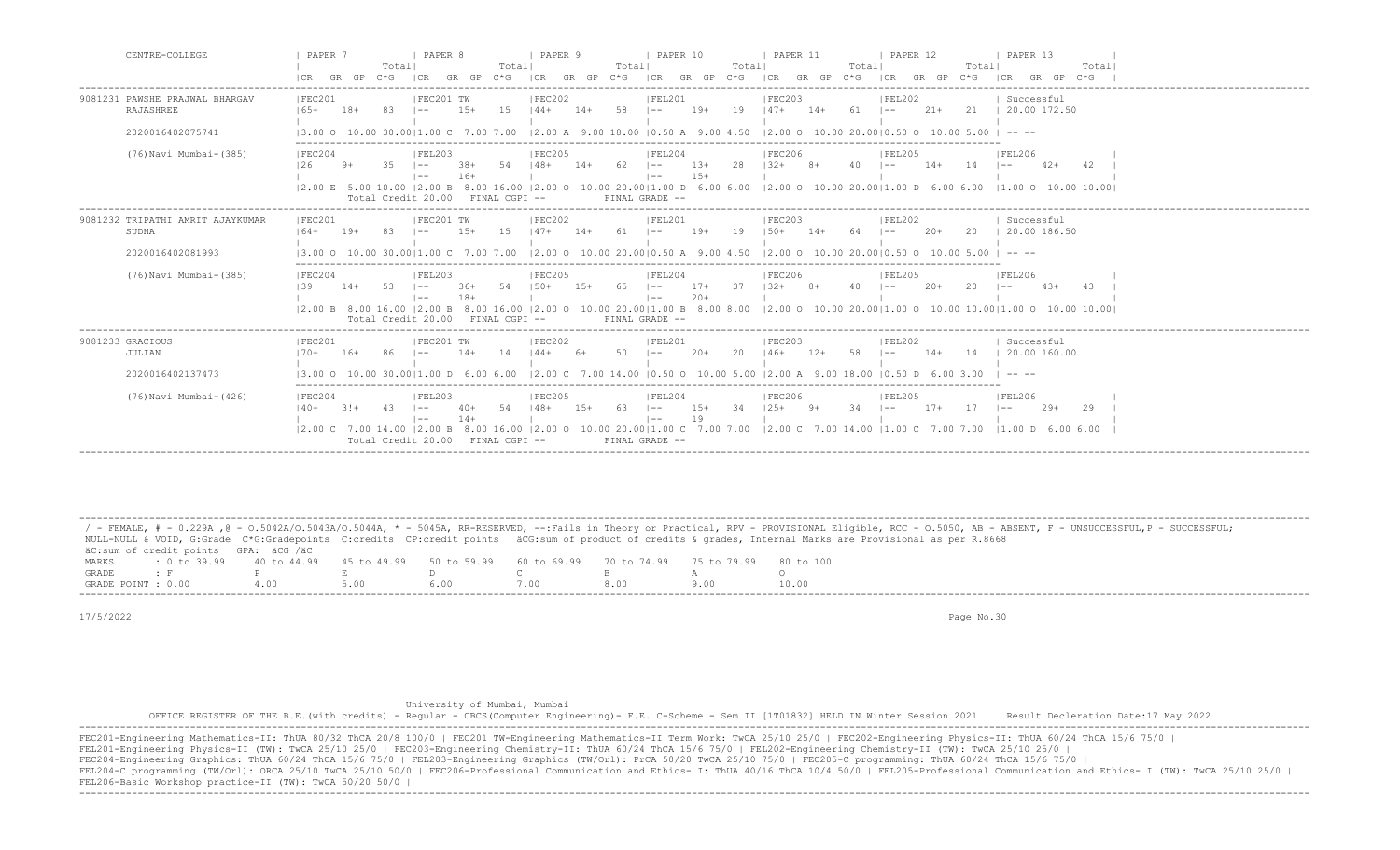| CENTRE-COLLEGE | PAPER 7 CR GR GP C*G Total | PAPER 8 CR GR GP C*G Total | PAPER 9 CR GR GP C*G Total | PAPER 10 CR GR GP C*G Total | PAPER 11 CR GR GP C*G Total | PAPER 12 CR GR GP C*G Total | PAPER 13 CR GR GP C*G Total |
|---|---|---|---|---|---|---|---|
| 9081231 PAWSHE PRAJWAL BHARGAV RAJASHREE | FEC201 65+ 18+ 83 | FEC201 TW -- 15+ 15 | FEC202 44+ 14+ 58 | FEL201 -- 19+ 19 | FEC203 47+ 14+ 61 | FEL202 -- 21+ 21 | Successful 20.00 172.50 |
| 2020016402075741 | 3.00 O 10.00 30.00 | 1.00 C 7.00 7.00 | 2.00 A 9.00 18.00 | 0.50 A 9.00 4.50 | 2.00 O 10.00 20.00 | 0.50 O 10.00 5.00 | -- -- |
| (76)Navi Mumbai-(385) | FEC204 26 9+ 35 | FEL203 -- 38+ 54 / -- 16+ | FEC205 48+ 14+ 62 | FEL204 -- 13+ 28 / -- 15+ | FEC206 32+ 8+ 40 | FEL205 -- 14+ 14 | FEL206 -- 42+ 42 |
| | 2.00 E 5.00 10.00 | 2.00 B 8.00 16.00 | 2.00 O 10.00 20.00 | 1.00 D 6.00 6.00 | 2.00 O 10.00 20.00 | 1.00 D 6.00 6.00 | 1.00 O 10.00 10.00 |
| | Total Credit 20.00 | FINAL CGPI -- | | FINAL GRADE -- | | | |
| 9081232 TRIPATHI AMRIT AJAYKUMAR SUDHA | FEC201 64+ 19+ 83 | FEC201 TW -- 15+ 15 | FEC202 47+ 14+ 61 | FEL201 -- 19+ 19 | FEC203 50+ 14+ 64 | FEL202 -- 20+ 20 | Successful 20.00 186.50 |
| 2020016402081993 | 3.00 O 10.00 30.00 | 1.00 C 7.00 7.00 | 2.00 O 10.00 20.00 | 0.50 A 9.00 4.50 | 2.00 O 10.00 20.00 | 0.50 O 10.00 5.00 | -- -- |
| (76)Navi Mumbai-(385) | FEC204 39 14+ 53 | FEL203 -- 36+ 54 / -- 18+ | FEC205 50+ 15+ 65 | FEL204 -- 17+ 37 / -- 20+ | FEC206 32+ 8+ 40 | FEL205 -- 20+ 20 | FEL206 -- 43+ 43 |
| | 2.00 B 8.00 16.00 | 2.00 B 8.00 16.00 | 2.00 O 10.00 20.00 | 1.00 B 8.00 8.00 | 2.00 O 10.00 20.00 | 1.00 O 10.00 10.00 | 1.00 O 10.00 10.00 |
| | Total Credit 20.00 | FINAL CGPI -- | | FINAL GRADE -- | | | |
| 9081233 GRACIOUS JULIAN | FEC201 70+ 16+ 86 | FEC201 TW -- 14+ 14 | FEC202 44+ 6+ 50 | FEL201 -- 20+ 20 | FEC203 46+ 12+ 58 | FEL202 -- 14+ 14 | Successful 20.00 160.00 |
| 2020016402137473 | 3.00 O 10.00 30.00 | 1.00 D 6.00 6.00 | 2.00 C 7.00 14.00 | 0.50 O 10.00 5.00 | 2.00 A 9.00 18.00 | 0.50 D 6.00 3.00 | -- -- |
| (76)Navi Mumbai-(426) | FEC204 40+ 3!+ 43 | FEL203 -- 40+ 54 / -- 14+ | FEC205 48+ 15+ 63 | FEL204 -- 15+ 34 / -- 19 | FEC206 25+ 9+ 34 | FEL205 -- 17+ 17 | FEL206 -- 29+ 29 |
| | 2.00 C 7.00 14.00 | 2.00 B 8.00 16.00 | 2.00 O 10.00 20.00 | 1.00 C 7.00 7.00 | 2.00 C 7.00 14.00 | 1.00 C 7.00 7.00 | 1.00 D 6.00 6.00 |
| | Total Credit 20.00 | FINAL CGPI -- | | FINAL GRADE -- | | | |

/ - FEMALE, # - 0.229A ,@ - O.5042A/O.5043A/O.5044A, * - 5045A, RR-RESERVED, --:Fails in Theory or Practical, RPV - PROVISIONAL Eligible, RCC - O.5050, AB - ABSENT, F - UNSUCCESSFUL,P - SUCCESSFUL; NULL-NULL & VOID, G:Grade C*G:Gradepoints C:credits CP:credit points äCG:sum of product of credits & grades, Internal Marks are Provisional as per R.8668
äC:sum of credit points GPA: äCG /äC

| MARKS | : 0 to 39.99 | 40 to 44.99 | 45 to 49.99 | 50 to 59.99 | 60 to 69.99 | 70 to 74.99 | 75 to 79.99 | 80 to 100 |
|---|---|---|---|---|---|---|---|---|
| GRADE | : F | P | E | D | C | B | A | O |
| GRADE POINT | : 0.00 | 4.00 | 5.00 | 6.00 | 7.00 | 8.00 | 9.00 | 10.00 |

17/5/2022

University of Mumbai, Mumbai
OFFICE REGISTER OF THE B.E.(with credits) - Regular - CBCS(Computer Engineering)- F.E. C-Scheme - Sem II [1T01832] HELD IN Winter Session 2021 Result Decleration Date:17 May 2022

FEC201-Engineering Mathematics-II: ThUA 80/32 ThCA 20/8 100/0 | FEC201 TW-Engineering Mathematics-II Term Work: TwCA 25/10 25/0 | FEC202-Engineering Physics-II: ThUA 60/24 ThCA 15/6 75/0 |
FEL201-Engineering Physics-II (TW): TwCA 25/10 25/0 | FEC203-Engineering Chemistry-II: ThUA 60/24 ThCA 15/6 75/0 | FEL202-Engineering Chemistry-II (TW): TwCA 25/10 25/0 |
FEC204-Engineering Graphics: ThUA 60/24 ThCA 15/6 75/0 | FEL203-Engineering Graphics (TW/Orl): PrCA 50/20 TwCA 25/10 75/0 | FEC205-C programming: ThUA 60/24 ThCA 15/6 75/0 |
FEL204-C programming (TW/Orl): ORCA 25/10 TwCA 25/10 50/0 | FEC206-Professional Communication and Ethics- I: ThUA 40/16 ThCA 10/4 50/0 | FEL205-Professional Communication and Ethics- I (TW): TwCA 25/10 25/0 |
FEL206-Basic Workshop practice-II (TW): TwCA 50/20 50/0 |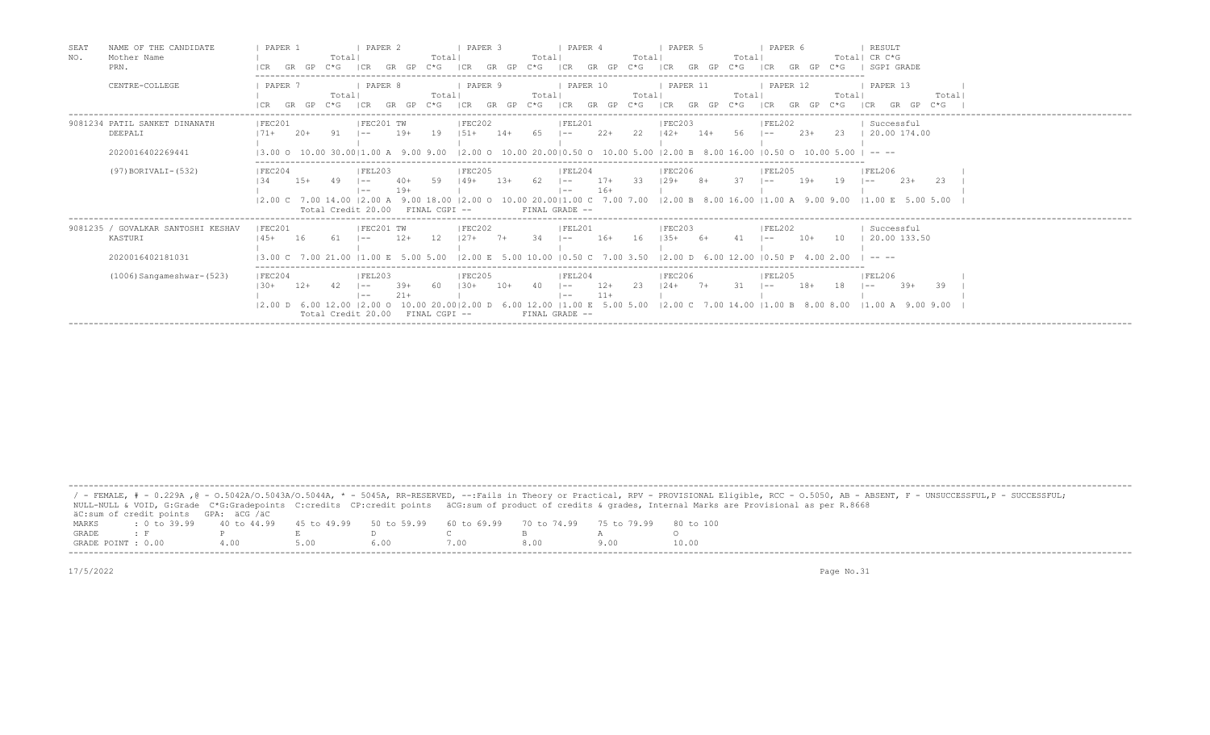| SEAT NO. | NAME OF THE CANDIDATE / Mother Name / PRN. / CENTRE-COLLEGE | PAPER 1 / PAPER 7 (CR GR GP C*G Total) | PAPER 2 / PAPER 8 (CR GR GP C*G Total) | PAPER 3 / PAPER 9 (CR GR GP C*G Total) | PAPER 4 / PAPER 10 (CR GR GP C*G Total) | PAPER 5 / PAPER 11 (CR GR GP C*G Total) | PAPER 6 / PAPER 12 (CR GR GP C*G Total) | RESULT CR C*G SGPI GRADE / PAPER 13 (CR GR GP C*G Total) |
|---|---|---|---|---|---|---|---|---|
| 9081234 | PATIL SANKET DINANATH | FEC201 | FEC201 TW | FEC202 | FEL201 | FEC203 | FEL202 | Successful |
| | DEEPALI | 71+ 20+ 91 | -- 19+ 19 | 51+ 14+ 65 | -- 22+ 22 | 42+ 14+ 56 | -- 23+ 23 | 20.00 174.00 |
| | 2020016402269441 | 3.00 O 10.00 30.00 | 1.00 A 9.00 9.00 | 2.00 O 10.00 20.00 | 0.50 O 10.00 5.00 | 2.00 B 8.00 16.00 | 0.50 O 10.00 5.00 | -- -- |
| | (97)BORIVALI-(532) | FEC204 | FEL203 | FEC205 | FEL204 | FEC206 | FEL205 | FEL206 |
| | | 34 15+ 49 | -- 40+ 59 / -- 19+ | 49+ 13+ 62 | -- 17+ 33 / -- 16+ | 29+ 8+ 37 | -- 19+ 19 | -- 23+ 23 |
| | | 2.00 C 7.00 14.00 | 2.00 A 9.00 18.00 | 2.00 O 10.00 20.00 | 1.00 C 7.00 7.00 | 2.00 B 8.00 16.00 | 1.00 A 9.00 9.00 | 1.00 E 5.00 5.00 |
| | | Total Credit 20.00 | FINAL CGPI -- | | FINAL GRADE -- | | | |
| 9081235 | / GOVALKAR SANTOSHI KESHAV | FEC201 | FEC201 TW | FEC202 | FEL201 | FEC203 | FEL202 | Successful |
| | KASTURI | 45+ 16 61 | -- 12+ 12 | 27+ 7+ 34 | -- 16+ 16 | 35+ 6+ 41 | -- 10+ 10 | 20.00 133.50 |
| | 2020016402181031 | 3.00 C 7.00 21.00 | 1.00 E 5.00 5.00 | 2.00 E 5.00 10.00 | 0.50 C 7.00 3.50 | 2.00 D 6.00 12.00 | 0.50 P 4.00 2.00 | -- -- |
| | (1006)Sangameshwar-(523) | FEC204 | FEL203 | FEC205 | FEL204 | FEC206 | FEL205 | FEL206 |
| | | 30+ 12+ 42 | -- 39+ 60 / -- 21+ | 30+ 10+ 40 | -- 12+ 23 / -- 11+ | 24+ 7+ 31 | -- 18+ 18 | -- 39+ 39 |
| | | 2.00 D 6.00 12.00 | 2.00 O 10.00 20.00 | 2.00 D 6.00 12.00 | 1.00 E 5.00 5.00 | 2.00 C 7.00 14.00 | 1.00 B 8.00 8.00 | 1.00 A 9.00 9.00 |
| | | Total Credit 20.00 | FINAL CGPI -- | | FINAL GRADE -- | | | |

/ - FEMALE, # - 0.229A ,@ - O.5042A/O.5043A/O.5044A, * - 5045A, RR-RESERVED, --:Fails in Theory or Practical, RPV - PROVISIONAL Eligible, RCC - O.5050, AB - ABSENT, F - UNSUCCESSFUL,P - SUCCESSFUL;
NULL-NULL & VOID, G:Grade C*G:Gradepoints C:credits CP:credit points äCG:sum of product of credits & grades, Internal Marks are Provisional as per R.8668
äC:sum of credit points GPA: äCG /äC

| MARKS | : 0 to 39.99 | 40 to 44.99 | 45 to 49.99 | 50 to 59.99 | 60 to 69.99 | 70 to 74.99 | 75 to 79.99 | 80 to 100 |
|---|---|---|---|---|---|---|---|---|
| GRADE | : F | P | E | D | C | B | A | O |
| GRADE POINT | : 0.00 | 4.00 | 5.00 | 6.00 | 7.00 | 8.00 | 9.00 | 10.00 |

17/5/2022